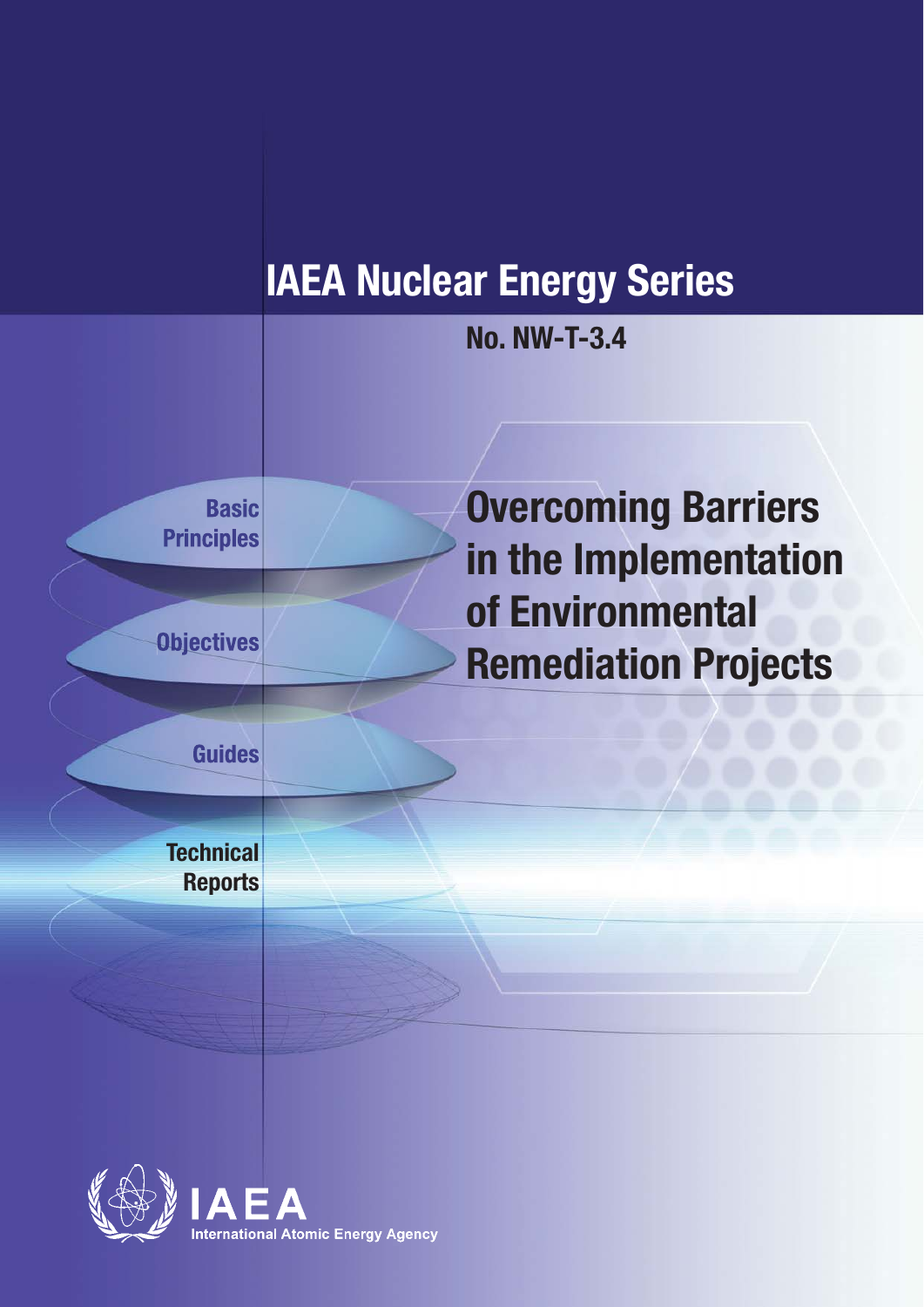# IAEA Nuclear Energy Series

**No. NW-T-3.4**

Basic Principles

Objectives

Guides

Technical Reports

# Overcoming Barriers in the Implementation of Environmental Remediation Projects

IAEA

International Atomic Energy Agency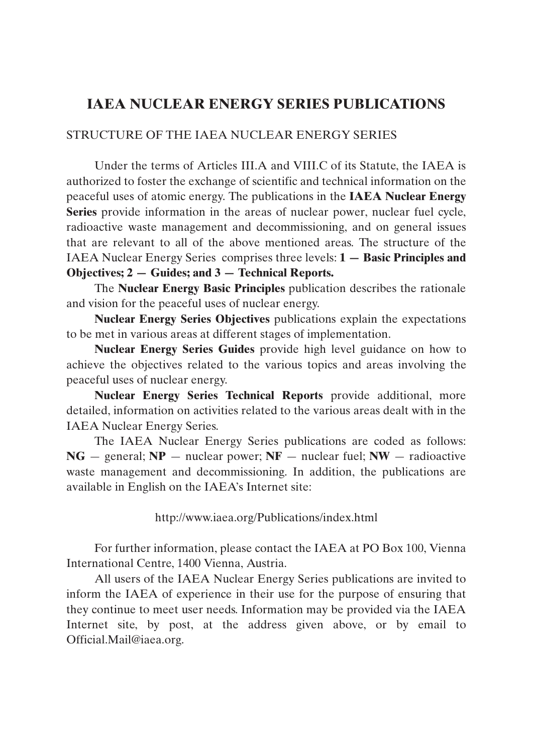# IAEA NUCLEAR ENERGY SERIES PUBLICATIONS

## STRUCTURE OF THE IAEA NUCLEAR ENERGY SERIES

Under the terms of Articles III.A and VIII.C of its Statute, the IAEA is authorized to foster the exchange of scientific and technical information on the peaceful uses of atomic energy. The publications in the **IAEA Nuclear Energy Series** provide information in the areas of nuclear power, nuclear fuel cycle, radioactive waste management and decommissioning, and on general issues that are relevant to all of the above mentioned areas. The structure of the IAEA Nuclear Energy Series comprises three levels: **1 — Basic Principles and Objectives; 2 — Guides; and 3 — Technical Reports.**

The **Nuclear Energy Basic Principles** publication describes the rationale and vision for the peaceful uses of nuclear energy.

**Nuclear Energy Series Objectives** publications explain the expectations to be met in various areas at different stages of implementation.

**Nuclear Energy Series Guides** provide high level guidance on how to achieve the objectives related to the various topics and areas involving the peaceful uses of nuclear energy.

**Nuclear Energy Series Technical Reports** provide additional, more detailed, information on activities related to the various areas dealt with in the IAEA Nuclear Energy Series.

The IAEA Nuclear Energy Series publications are coded as follows: **NG** — general; **NP** — nuclear power; **NF** — nuclear fuel; **NW** — radioactive waste management and decommissioning. In addition, the publications are available in English on the IAEA's Internet site:

http://www.iaea.org/Publications/index.html

For further information, please contact the IAEA at PO Box 100, Vienna International Centre, 1400 Vienna, Austria.

All users of the IAEA Nuclear Energy Series publications are invited to inform the IAEA of experience in their use for the purpose of ensuring that they continue to meet user needs. Information may be provided via the IAEA Internet site, by post, at the address given above, or by email to Official.Mail@iaea.org.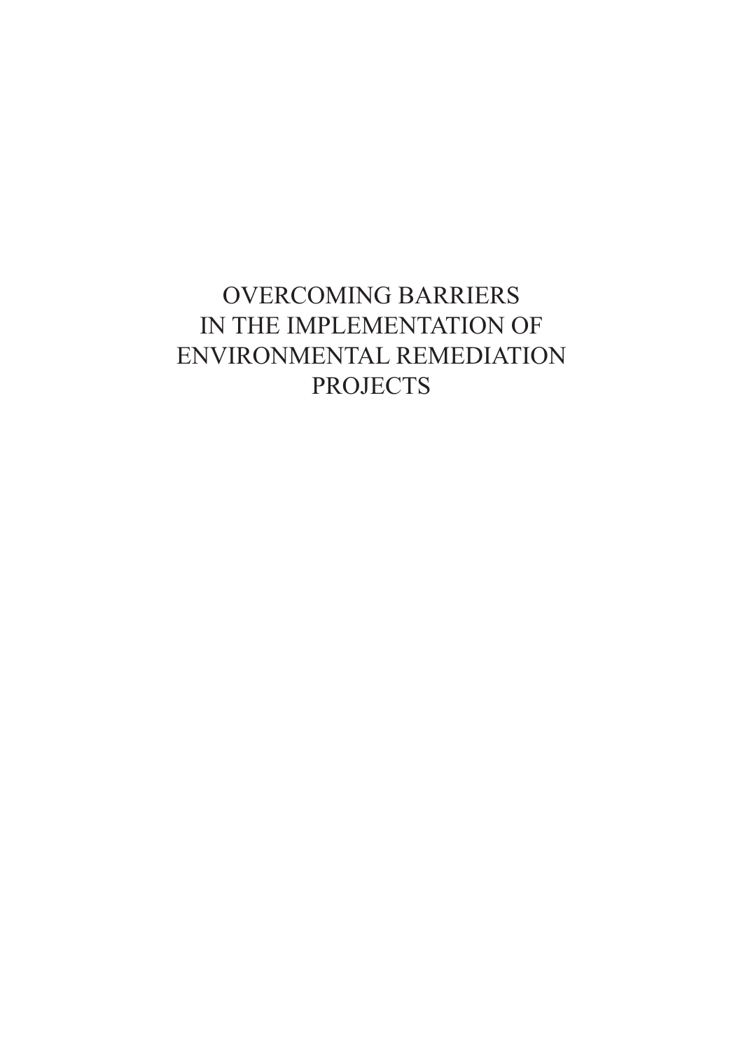# OVERCOMING BARRIERS IN THE IMPLEMENTATION OF ENVIRONMENTAL REMEDIATION PROJECTS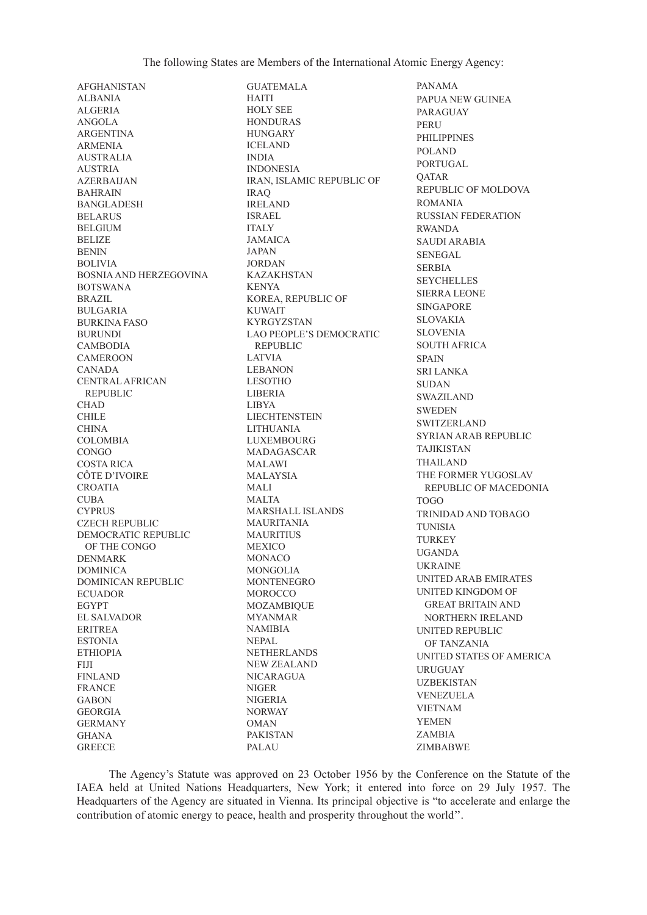The following States are Members of the International Atomic Energy Agency:

AFGHANISTAN
ALBANIA
ALGERIA
ANGOLA
ARGENTINA
ARMENIA
AUSTRALIA
AUSTRIA
AZERBAIJAN
BAHRAIN
BANGLADESH
BELARUS
BELGIUM
BELIZE
BENIN
BOLIVIA
BOSNIA AND HERZEGOVINA
BOTSWANA
BRAZIL
BULGARIA
BURKINA FASO
BURUNDI
CAMBODIA
CAMEROON
CANADA
CENTRAL AFRICAN REPUBLIC
CHAD
CHILE
CHINA
COLOMBIA
CONGO
COSTA RICA
CÔTE D'IVOIRE
CROATIA
CUBA
CYPRUS
CZECH REPUBLIC
DEMOCRATIC REPUBLIC OF THE CONGO
DENMARK
DOMINICA
DOMINICAN REPUBLIC
ECUADOR
EGYPT
EL SALVADOR
ERITREA
ESTONIA
ETHIOPIA
FIJI
FINLAND
FRANCE
GABON
GEORGIA
GERMANY
GHANA
GREECE
GUATEMALA
HAITI
HOLY SEE
HONDURAS
HUNGARY
ICELAND
INDIA
INDONESIA
IRAN, ISLAMIC REPUBLIC OF
IRAQ
IRELAND
ISRAEL
ITALY
JAMAICA
JAPAN
JORDAN
KAZAKHSTAN
KENYA
KOREA, REPUBLIC OF
KUWAIT
KYRGYZSTAN
LAO PEOPLE'S DEMOCRATIC REPUBLIC
LATVIA
LEBANON
LESOTHO
LIBERIA
LIBYA
LIECHTENSTEIN
LITHUANIA
LUXEMBOURG
MADAGASCAR
MALAWI
MALAYSIA
MALI
MALTA
MARSHALL ISLANDS
MAURITANIA
MAURITIUS
MEXICO
MONACO
MONGOLIA
MONTENEGRO
MOROCCO
MOZAMBIQUE
MYANMAR
NAMIBIA
NEPAL
NETHERLANDS
NEW ZEALAND
NICARAGUA
NIGER
NIGERIA
NORWAY
OMAN
PAKISTAN
PALAU
PANAMA
PAPUA NEW GUINEA
PARAGUAY
PERU
PHILIPPINES
POLAND
PORTUGAL
QATAR
REPUBLIC OF MOLDOVA
ROMANIA
RUSSIAN FEDERATION
RWANDA
SAUDI ARABIA
SENEGAL
SERBIA
SEYCHELLES
SIERRA LEONE
SINGAPORE
SLOVAKIA
SLOVENIA
SOUTH AFRICA
SPAIN
SRI LANKA
SUDAN
SWAZILAND
SWEDEN
SWITZERLAND
SYRIAN ARAB REPUBLIC
TAJIKISTAN
THAILAND
THE FORMER YUGOSLAV REPUBLIC OF MACEDONIA
TOGO
TRINIDAD AND TOBAGO
TUNISIA
TURKEY
UGANDA
UKRAINE
UNITED ARAB EMIRATES
UNITED KINGDOM OF GREAT BRITAIN AND NORTHERN IRELAND
UNITED REPUBLIC OF TANZANIA
UNITED STATES OF AMERICA
URUGUAY
UZBEKISTAN
VENEZUELA
VIETNAM
YEMEN
ZAMBIA
ZIMBABWE

The Agency's Statute was approved on 23 October 1956 by the Conference on the Statute of the IAEA held at United Nations Headquarters, New York; it entered into force on 29 July 1957. The Headquarters of the Agency are situated in Vienna. Its principal objective is "to accelerate and enlarge the contribution of atomic energy to peace, health and prosperity throughout the world''.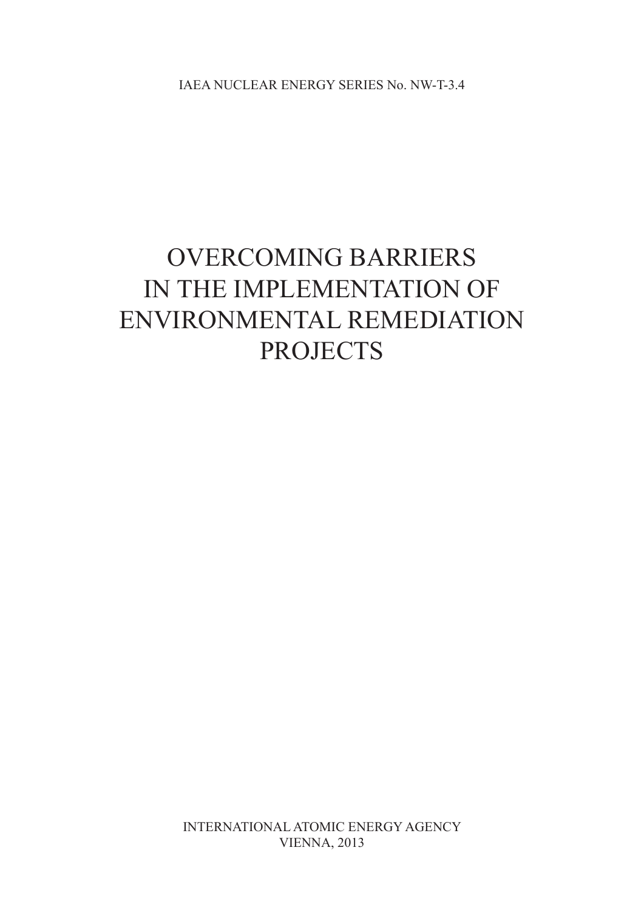IAEA NUCLEAR ENERGY SERIES No. NW-T-3.4

# OVERCOMING BARRIERS IN THE IMPLEMENTATION OF ENVIRONMENTAL REMEDIATION PROJECTS

INTERNATIONAL ATOMIC ENERGY AGENCY
VIENNA, 2013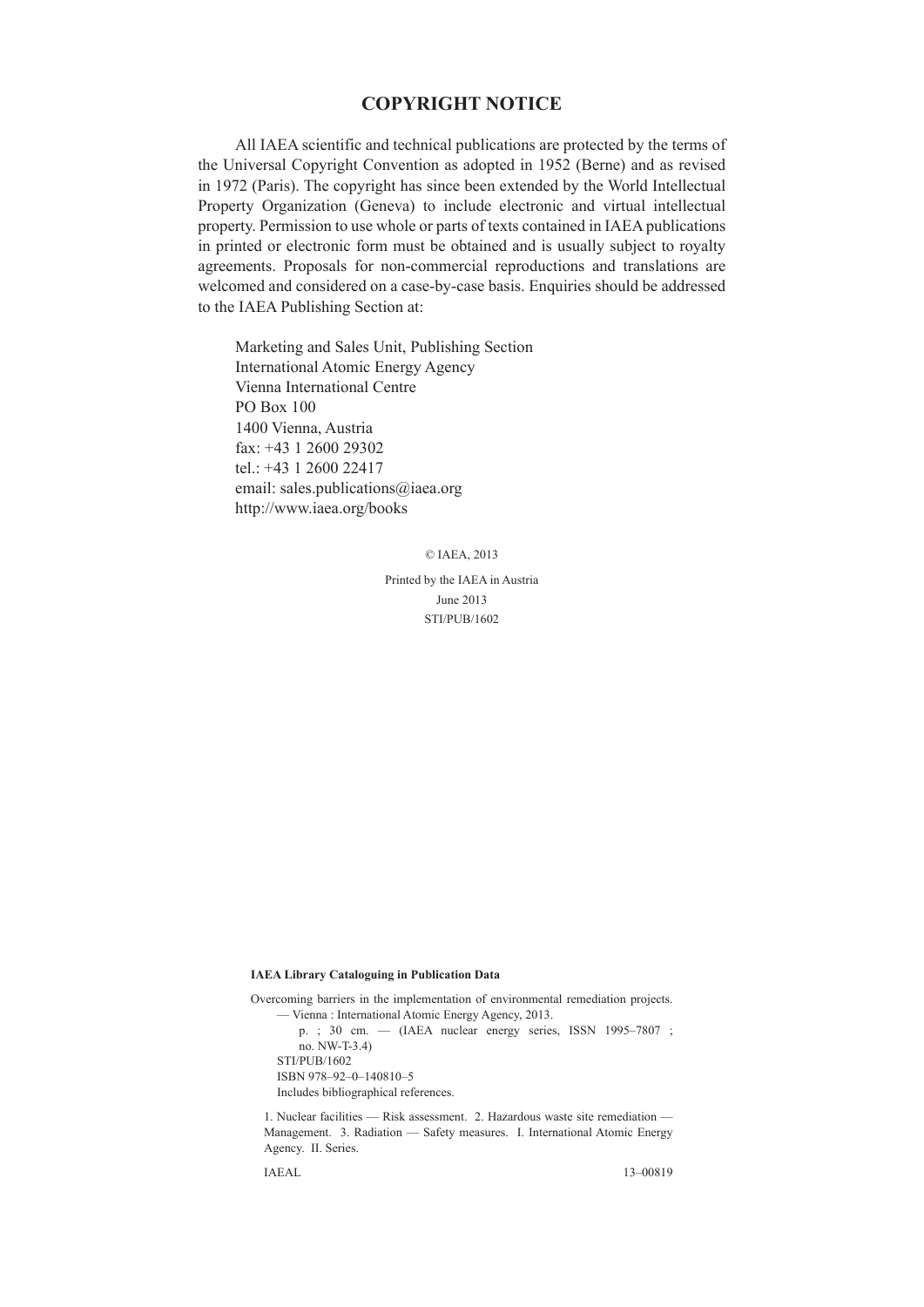## COPYRIGHT NOTICE

All IAEA scientific and technical publications are protected by the terms of the Universal Copyright Convention as adopted in 1952 (Berne) and as revised in 1972 (Paris). The copyright has since been extended by the World Intellectual Property Organization (Geneva) to include electronic and virtual intellectual property. Permission to use whole or parts of texts contained in IAEA publications in printed or electronic form must be obtained and is usually subject to royalty agreements. Proposals for non-commercial reproductions and translations are welcomed and considered on a case-by-case basis. Enquiries should be addressed to the IAEA Publishing Section at:

Marketing and Sales Unit, Publishing Section
International Atomic Energy Agency
Vienna International Centre
PO Box 100
1400 Vienna, Austria
fax: +43 1 2600 29302
tel.: +43 1 2600 22417
email: sales.publications@iaea.org
http://www.iaea.org/books

© IAEA, 2013

Printed by the IAEA in Austria
June 2013
STI/PUB/1602

**IAEA Library Cataloguing in Publication Data**

Overcoming barriers in the implementation of environmental remediation projects. — Vienna : International Atomic Energy Agency, 2013.
p. ; 30 cm. — (IAEA nuclear energy series, ISSN 1995–7807 ; no. NW-T-3.4)
STI/PUB/1602
ISBN 978–92–0–140810–5
Includes bibliographical references.

1. Nuclear facilities — Risk assessment. 2. Hazardous waste site remediation — Management. 3. Radiation — Safety measures. I. International Atomic Energy Agency. II. Series.

IAEAL 13–00819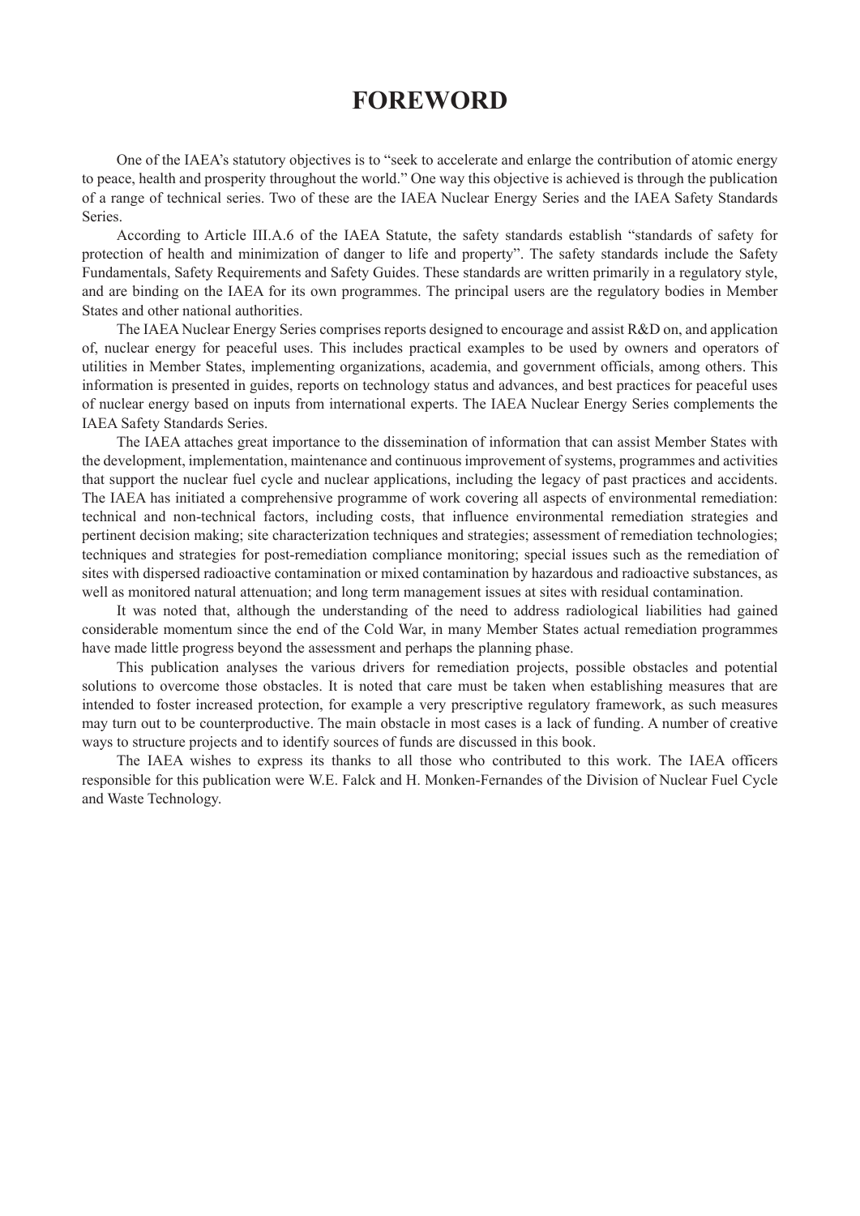# FOREWORD

One of the IAEA's statutory objectives is to "seek to accelerate and enlarge the contribution of atomic energy to peace, health and prosperity throughout the world." One way this objective is achieved is through the publication of a range of technical series. Two of these are the IAEA Nuclear Energy Series and the IAEA Safety Standards Series.

According to Article III.A.6 of the IAEA Statute, the safety standards establish "standards of safety for protection of health and minimization of danger to life and property". The safety standards include the Safety Fundamentals, Safety Requirements and Safety Guides. These standards are written primarily in a regulatory style, and are binding on the IAEA for its own programmes. The principal users are the regulatory bodies in Member States and other national authorities.

The IAEA Nuclear Energy Series comprises reports designed to encourage and assist R&D on, and application of, nuclear energy for peaceful uses. This includes practical examples to be used by owners and operators of utilities in Member States, implementing organizations, academia, and government officials, among others. This information is presented in guides, reports on technology status and advances, and best practices for peaceful uses of nuclear energy based on inputs from international experts. The IAEA Nuclear Energy Series complements the IAEA Safety Standards Series.

The IAEA attaches great importance to the dissemination of information that can assist Member States with the development, implementation, maintenance and continuous improvement of systems, programmes and activities that support the nuclear fuel cycle and nuclear applications, including the legacy of past practices and accidents. The IAEA has initiated a comprehensive programme of work covering all aspects of environmental remediation: technical and non-technical factors, including costs, that influence environmental remediation strategies and pertinent decision making; site characterization techniques and strategies; assessment of remediation technologies; techniques and strategies for post-remediation compliance monitoring; special issues such as the remediation of sites with dispersed radioactive contamination or mixed contamination by hazardous and radioactive substances, as well as monitored natural attenuation; and long term management issues at sites with residual contamination.

It was noted that, although the understanding of the need to address radiological liabilities had gained considerable momentum since the end of the Cold War, in many Member States actual remediation programmes have made little progress beyond the assessment and perhaps the planning phase.

This publication analyses the various drivers for remediation projects, possible obstacles and potential solutions to overcome those obstacles. It is noted that care must be taken when establishing measures that are intended to foster increased protection, for example a very prescriptive regulatory framework, as such measures may turn out to be counterproductive. The main obstacle in most cases is a lack of funding. A number of creative ways to structure projects and to identify sources of funds are discussed in this book.

The IAEA wishes to express its thanks to all those who contributed to this work. The IAEA officers responsible for this publication were W.E. Falck and H. Monken-Fernandes of the Division of Nuclear Fuel Cycle and Waste Technology.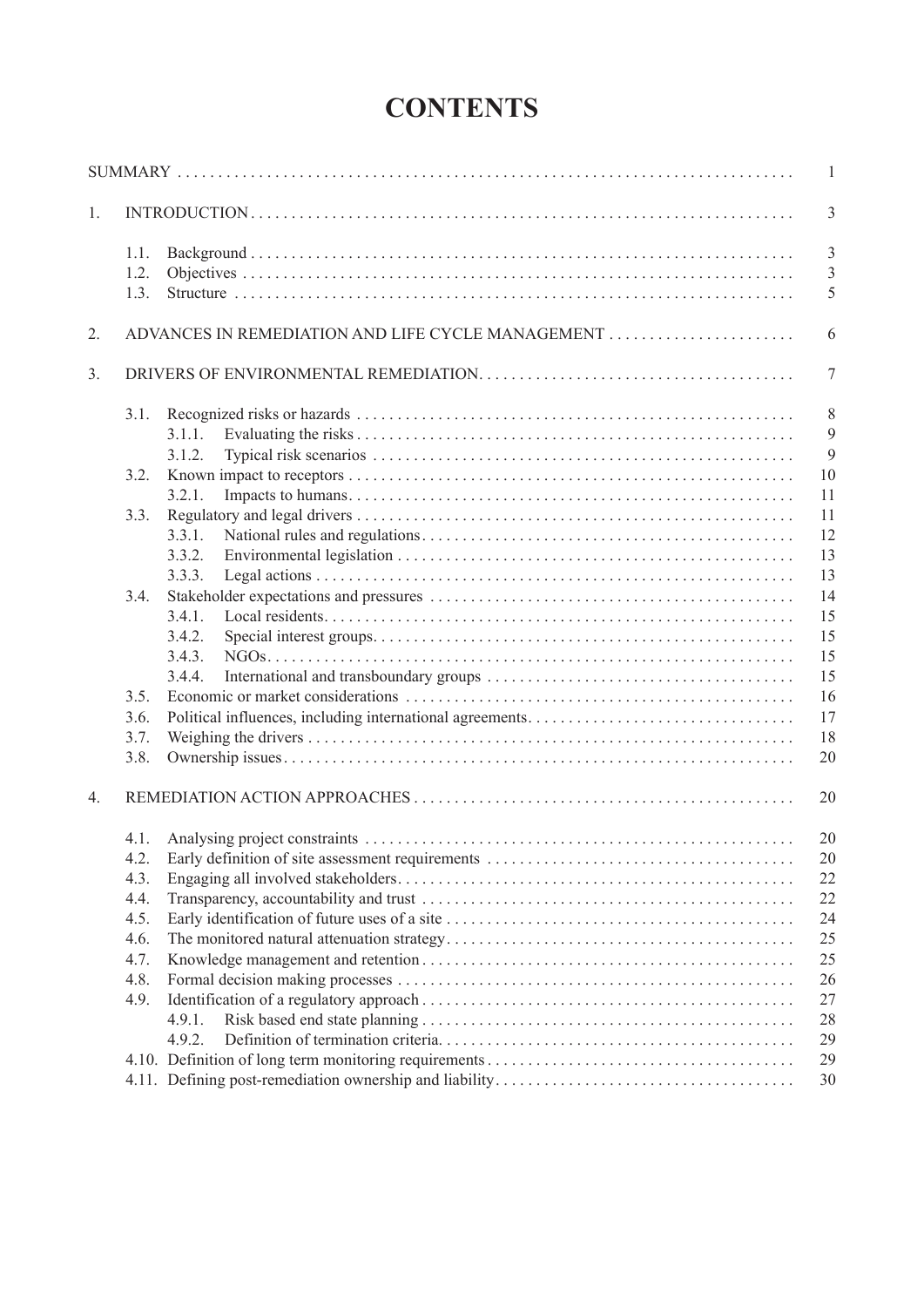# CONTENTS

| | | |
|---|---|---|
| SUMMARY | | 1 |
| 1. | INTRODUCTION | 3 |
| | 1.1. Background | 3 |
| | 1.2. Objectives | 3 |
| | 1.3. Structure | 5 |
| 2. | ADVANCES IN REMEDIATION AND LIFE CYCLE MANAGEMENT | 6 |
| 3. | DRIVERS OF ENVIRONMENTAL REMEDIATION | 7 |
| | 3.1. Recognized risks or hazards | 8 |
| | 3.1.1. Evaluating the risks | 9 |
| | 3.1.2. Typical risk scenarios | 9 |
| | 3.2. Known impact to receptors | 10 |
| | 3.2.1. Impacts to humans | 11 |
| | 3.3. Regulatory and legal drivers | 11 |
| | 3.3.1. National rules and regulations | 12 |
| | 3.3.2. Environmental legislation | 13 |
| | 3.3.3. Legal actions | 13 |
| | 3.4. Stakeholder expectations and pressures | 14 |
| | 3.4.1. Local residents | 15 |
| | 3.4.2. Special interest groups | 15 |
| | 3.4.3. NGOs | 15 |
| | 3.4.4. International and transboundary groups | 15 |
| | 3.5. Economic or market considerations | 16 |
| | 3.6. Political influences, including international agreements | 17 |
| | 3.7. Weighing the drivers | 18 |
| | 3.8. Ownership issues | 20 |
| 4. | REMEDIATION ACTION APPROACHES | 20 |
| | 4.1. Analysing project constraints | 20 |
| | 4.2. Early definition of site assessment requirements | 20 |
| | 4.3. Engaging all involved stakeholders | 22 |
| | 4.4. Transparency, accountability and trust | 22 |
| | 4.5. Early identification of future uses of a site | 24 |
| | 4.6. The monitored natural attenuation strategy | 25 |
| | 4.7. Knowledge management and retention | 25 |
| | 4.8. Formal decision making processes | 26 |
| | 4.9. Identification of a regulatory approach | 27 |
| | 4.9.1. Risk based end state planning | 28 |
| | 4.9.2. Definition of termination criteria | 29 |
| | 4.10. Definition of long term monitoring requirements | 29 |
| | 4.11. Defining post-remediation ownership and liability | 30 |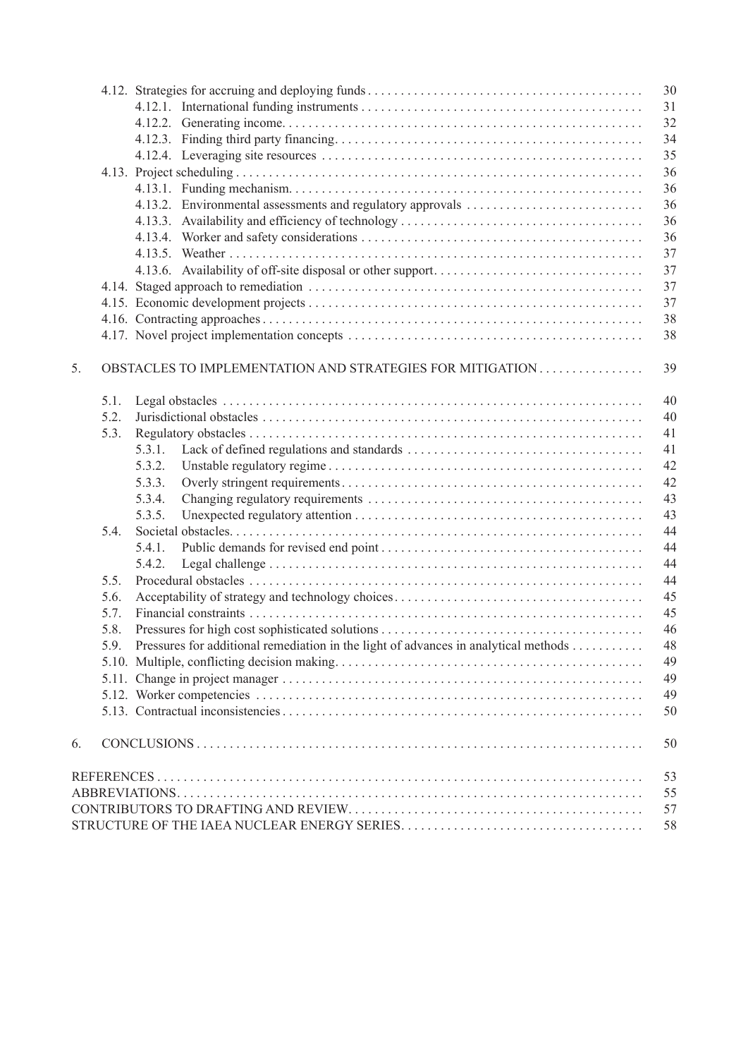| | | |
|---|---|---|
| 4.12. | Strategies for accruing and deploying funds | 30 |
| | 4.12.1. International funding instruments | 31 |
| | 4.12.2. Generating income | 32 |
| | 4.12.3. Finding third party financing | 34 |
| | 4.12.4. Leveraging site resources | 35 |
| 4.13. | Project scheduling | 36 |
| | 4.13.1. Funding mechanism | 36 |
| | 4.13.2. Environmental assessments and regulatory approvals | 36 |
| | 4.13.3. Availability and efficiency of technology | 36 |
| | 4.13.4. Worker and safety considerations | 36 |
| | 4.13.5. Weather | 37 |
| | 4.13.6. Availability of off-site disposal or other support | 37 |
| 4.14. | Staged approach to remediation | 37 |
| 4.15. | Economic development projects | 37 |
| 4.16. | Contracting approaches | 38 |
| 4.17. | Novel project implementation concepts | 38 |

5. OBSTACLES TO IMPLEMENTATION AND STRATEGIES FOR MITIGATION . . . 39

| | | |
|---|---|---|
| 5.1. | Legal obstacles | 40 |
| 5.2. | Jurisdictional obstacles | 40 |
| 5.3. | Regulatory obstacles | 41 |
| | 5.3.1. Lack of defined regulations and standards | 41 |
| | 5.3.2. Unstable regulatory regime | 42 |
| | 5.3.3. Overly stringent requirements | 42 |
| | 5.3.4. Changing regulatory requirements | 43 |
| | 5.3.5. Unexpected regulatory attention | 43 |
| 5.4. | Societal obstacles | 44 |
| | 5.4.1. Public demands for revised end point | 44 |
| | 5.4.2. Legal challenge | 44 |
| 5.5. | Procedural obstacles | 44 |
| 5.6. | Acceptability of strategy and technology choices | 45 |
| 5.7. | Financial constraints | 45 |
| 5.8. | Pressures for high cost sophisticated solutions | 46 |
| 5.9. | Pressures for additional remediation in the light of advances in analytical methods | 48 |
| 5.10. | Multiple, conflicting decision making | 49 |
| 5.11. | Change in project manager | 49 |
| 5.12. | Worker competencies | 49 |
| 5.13. | Contractual inconsistencies | 50 |

6. CONCLUSIONS . . . 50

| | |
|---|---|
| REFERENCES | 53 |
| ABBREVIATIONS | 55 |
| CONTRIBUTORS TO DRAFTING AND REVIEW | 57 |
| STRUCTURE OF THE IAEA NUCLEAR ENERGY SERIES | 58 |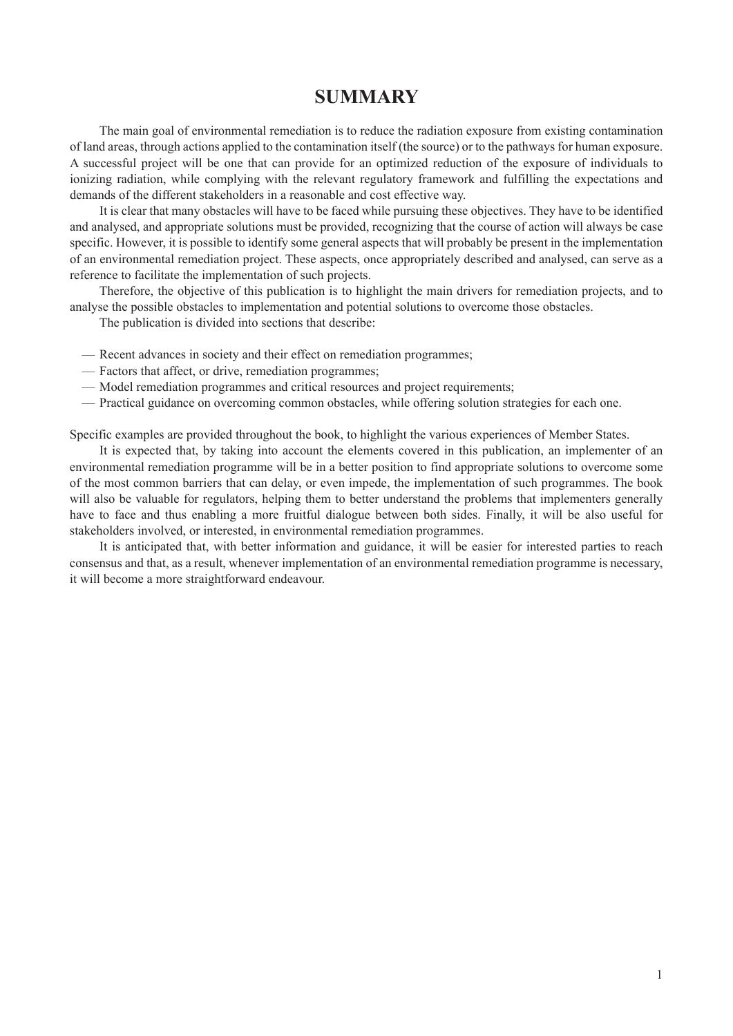# SUMMARY

The main goal of environmental remediation is to reduce the radiation exposure from existing contamination of land areas, through actions applied to the contamination itself (the source) or to the pathways for human exposure. A successful project will be one that can provide for an optimized reduction of the exposure of individuals to ionizing radiation, while complying with the relevant regulatory framework and fulfilling the expectations and demands of the different stakeholders in a reasonable and cost effective way.

It is clear that many obstacles will have to be faced while pursuing these objectives. They have to be identified and analysed, and appropriate solutions must be provided, recognizing that the course of action will always be case specific. However, it is possible to identify some general aspects that will probably be present in the implementation of an environmental remediation project. These aspects, once appropriately described and analysed, can serve as a reference to facilitate the implementation of such projects.

Therefore, the objective of this publication is to highlight the main drivers for remediation projects, and to analyse the possible obstacles to implementation and potential solutions to overcome those obstacles.

The publication is divided into sections that describe:

— Recent advances in society and their effect on remediation programmes;
— Factors that affect, or drive, remediation programmes;
— Model remediation programmes and critical resources and project requirements;
— Practical guidance on overcoming common obstacles, while offering solution strategies for each one.

Specific examples are provided throughout the book, to highlight the various experiences of Member States.

It is expected that, by taking into account the elements covered in this publication, an implementer of an environmental remediation programme will be in a better position to find appropriate solutions to overcome some of the most common barriers that can delay, or even impede, the implementation of such programmes. The book will also be valuable for regulators, helping them to better understand the problems that implementers generally have to face and thus enabling a more fruitful dialogue between both sides. Finally, it will be also useful for stakeholders involved, or interested, in environmental remediation programmes.

It is anticipated that, with better information and guidance, it will be easier for interested parties to reach consensus and that, as a result, whenever implementation of an environmental remediation programme is necessary, it will become a more straightforward endeavour.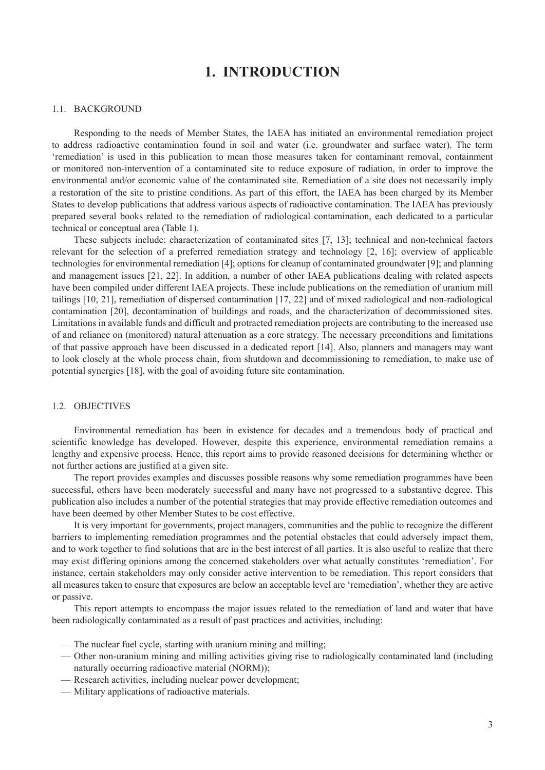# 1. INTRODUCTION

## 1.1. BACKGROUND

Responding to the needs of Member States, the IAEA has initiated an environmental remediation project to address radioactive contamination found in soil and water (i.e. groundwater and surface water). The term 'remediation' is used in this publication to mean those measures taken for contaminant removal, containment or monitored non-intervention of a contaminated site to reduce exposure of radiation, in order to improve the environmental and/or economic value of the contaminated site. Remediation of a site does not necessarily imply a restoration of the site to pristine conditions. As part of this effort, the IAEA has been charged by its Member States to develop publications that address various aspects of radioactive contamination. The IAEA has previously prepared several books related to the remediation of radiological contamination, each dedicated to a particular technical or conceptual area (Table 1).

These subjects include: characterization of contaminated sites [7, 13]; technical and non-technical factors relevant for the selection of a preferred remediation strategy and technology [2, 16]; overview of applicable technologies for environmental remediation [4]; options for cleanup of contaminated groundwater [9]; and planning and management issues [21, 22]. In addition, a number of other IAEA publications dealing with related aspects have been compiled under different IAEA projects. These include publications on the remediation of uranium mill tailings [10, 21], remediation of dispersed contamination [17, 22] and of mixed radiological and non-radiological contamination [20], decontamination of buildings and roads, and the characterization of decommissioned sites. Limitations in available funds and difficult and protracted remediation projects are contributing to the increased use of and reliance on (monitored) natural attenuation as a core strategy. The necessary preconditions and limitations of that passive approach have been discussed in a dedicated report [14]. Also, planners and managers may want to look closely at the whole process chain, from shutdown and decommissioning to remediation, to make use of potential synergies [18], with the goal of avoiding future site contamination.

## 1.2. OBJECTIVES

Environmental remediation has been in existence for decades and a tremendous body of practical and scientific knowledge has developed. However, despite this experience, environmental remediation remains a lengthy and expensive process. Hence, this report aims to provide reasoned decisions for determining whether or not further actions are justified at a given site.

The report provides examples and discusses possible reasons why some remediation programmes have been successful, others have been moderately successful and many have not progressed to a substantive degree. This publication also includes a number of the potential strategies that may provide effective remediation outcomes and have been deemed by other Member States to be cost effective.

It is very important for governments, project managers, communities and the public to recognize the different barriers to implementing remediation programmes and the potential obstacles that could adversely impact them, and to work together to find solutions that are in the best interest of all parties. It is also useful to realize that there may exist differing opinions among the concerned stakeholders over what actually constitutes 'remediation'. For instance, certain stakeholders may only consider active intervention to be remediation. This report considers that all measures taken to ensure that exposures are below an acceptable level are 'remediation', whether they are active or passive.

This report attempts to encompass the major issues related to the remediation of land and water that have been radiologically contaminated as a result of past practices and activities, including:

- The nuclear fuel cycle, starting with uranium mining and milling;
- Other non-uranium mining and milling activities giving rise to radiologically contaminated land (including naturally occurring radioactive material (NORM));
- Research activities, including nuclear power development;
- Military applications of radioactive materials.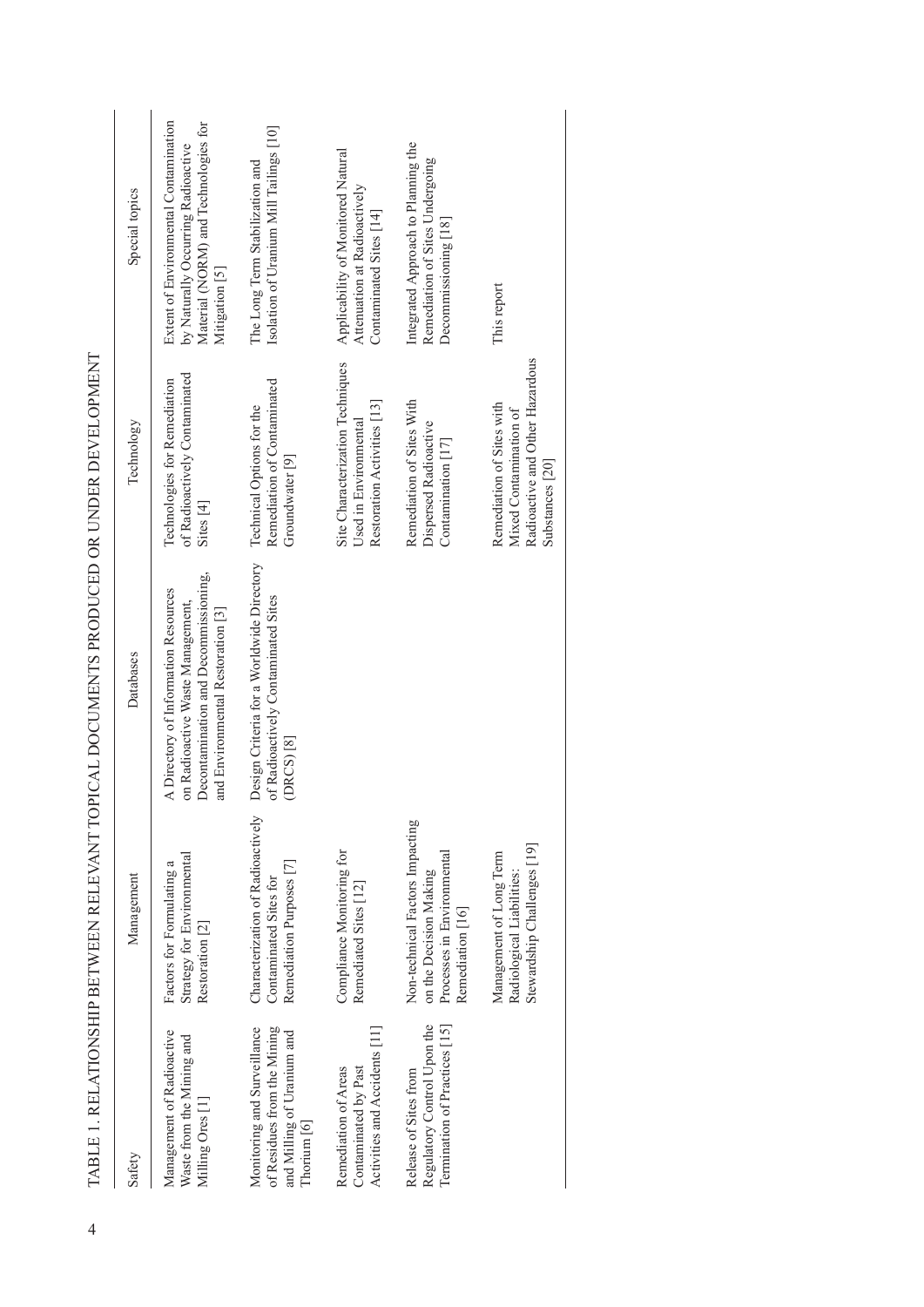TABLE 1. RELATIONSHIP BETWEEN RELEVANT TOPICAL DOCUMENTS PRODUCED OR UNDER DEVELOPMENT

| Safety | Management | Databases | Technology | Special topics |
|---|---|---|---|---|
| Management of Radioactive Waste from the Mining and Milling Ores [1] | Factors for Formulating a Strategy for Environmental Restoration [2] | A Directory of Information Resources on Radioactive Waste Management, Decontamination and Decommissioning, and Environmental Restoration [3] | Technologies for Remediation of Radioactively Contaminated Sites [4] | Extent of Environmental Contamination by Naturally Occurring Radioactive Material (NORM) and Technologies for Mitigation [5] |
| Monitoring and Surveillance of Residues from the Mining and Milling of Uranium and Thorium [6] | Characterization of Radioactively Contaminated Sites for Remediation Purposes [7] | Design Criteria for a Worldwide Directory of Radioactively Contaminated Sites (DRCS) [8] | Technical Options for the Remediation of Contaminated Groundwater [9] | The Long Term Stabilization and Isolation of Uranium Mill Tailings [10] |
| Remediation of Areas Contaminated by Past Activities and Accidents [11] | Compliance Monitoring for Remediated Sites [12] | | Site Characterization Techniques Used in Environmental Restoration Activities [13] | Applicability of Monitored Natural Attenuation at Radioactively Contaminated Sites [14] |
| Release of Sites from Regulatory Control Upon the Termination of Practices [15] | Non-technical Factors Impacting on the Decision Making Processes in Environmental Remediation [16] | | Remediation of Sites With Dispersed Radioactive Contamination [17] | Integrated Approach to Planning the Remediation of Sites Undergoing Decommissioning [18] |
| | Management of Long Term Radiological Liabilities: Stewardship Challenges [19] | | Remediation of Sites with Mixed Contamination of Radioactive and Other Hazardous Substances [20] | This report |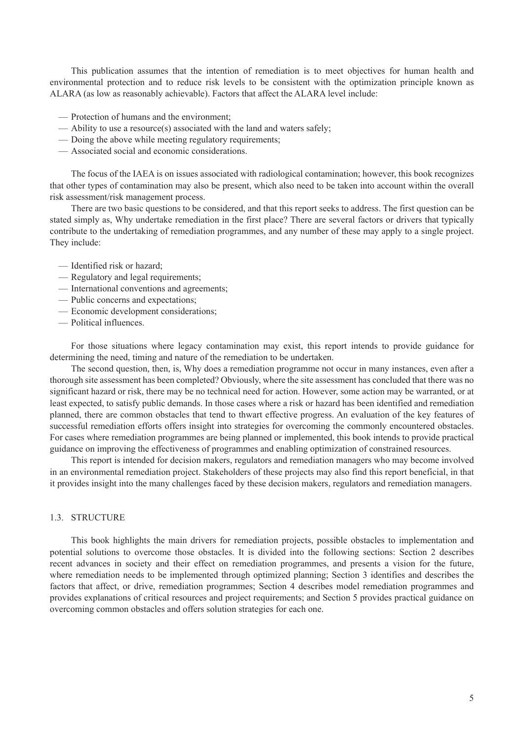This publication assumes that the intention of remediation is to meet objectives for human health and environmental protection and to reduce risk levels to be consistent with the optimization principle known as ALARA (as low as reasonably achievable). Factors that affect the ALARA level include:

- Protection of humans and the environment;
- Ability to use a resource(s) associated with the land and waters safely;
- Doing the above while meeting regulatory requirements;
- Associated social and economic considerations.

The focus of the IAEA is on issues associated with radiological contamination; however, this book recognizes that other types of contamination may also be present, which also need to be taken into account within the overall risk assessment/risk management process.

There are two basic questions to be considered, and that this report seeks to address. The first question can be stated simply as, Why undertake remediation in the first place? There are several factors or drivers that typically contribute to the undertaking of remediation programmes, and any number of these may apply to a single project. They include:

- Identified risk or hazard;
- Regulatory and legal requirements;
- International conventions and agreements;
- Public concerns and expectations;
- Economic development considerations;
- Political influences.

For those situations where legacy contamination may exist, this report intends to provide guidance for determining the need, timing and nature of the remediation to be undertaken.

The second question, then, is, Why does a remediation programme not occur in many instances, even after a thorough site assessment has been completed? Obviously, where the site assessment has concluded that there was no significant hazard or risk, there may be no technical need for action. However, some action may be warranted, or at least expected, to satisfy public demands. In those cases where a risk or hazard has been identified and remediation planned, there are common obstacles that tend to thwart effective progress. An evaluation of the key features of successful remediation efforts offers insight into strategies for overcoming the commonly encountered obstacles. For cases where remediation programmes are being planned or implemented, this book intends to provide practical guidance on improving the effectiveness of programmes and enabling optimization of constrained resources.

This report is intended for decision makers, regulators and remediation managers who may become involved in an environmental remediation project. Stakeholders of these projects may also find this report beneficial, in that it provides insight into the many challenges faced by these decision makers, regulators and remediation managers.

### 1.3. STRUCTURE

This book highlights the main drivers for remediation projects, possible obstacles to implementation and potential solutions to overcome those obstacles. It is divided into the following sections: Section 2 describes recent advances in society and their effect on remediation programmes, and presents a vision for the future, where remediation needs to be implemented through optimized planning; Section 3 identifies and describes the factors that affect, or drive, remediation programmes; Section 4 describes model remediation programmes and provides explanations of critical resources and project requirements; and Section 5 provides practical guidance on overcoming common obstacles and offers solution strategies for each one.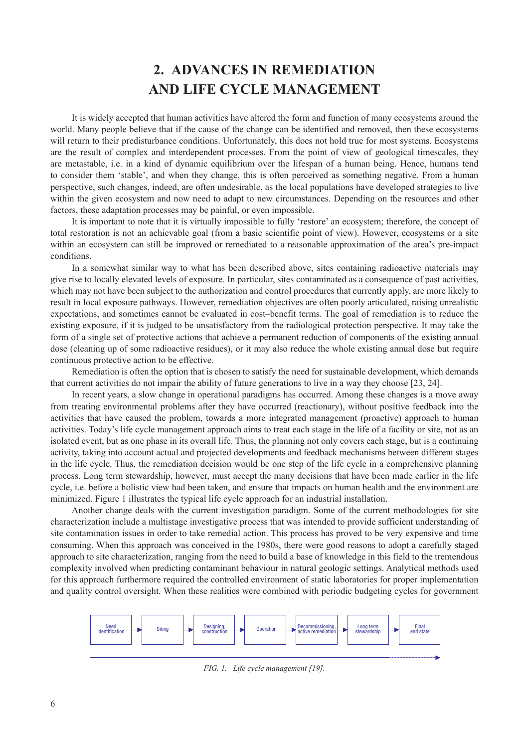# 2. ADVANCES IN REMEDIATION AND LIFE CYCLE MANAGEMENT

It is widely accepted that human activities have altered the form and function of many ecosystems around the world. Many people believe that if the cause of the change can be identified and removed, then these ecosystems will return to their predisturbance conditions. Unfortunately, this does not hold true for most systems. Ecosystems are the result of complex and interdependent processes. From the point of view of geological timescales, they are metastable, i.e. in a kind of dynamic equilibrium over the lifespan of a human being. Hence, humans tend to consider them 'stable', and when they change, this is often perceived as something negative. From a human perspective, such changes, indeed, are often undesirable, as the local populations have developed strategies to live within the given ecosystem and now need to adapt to new circumstances. Depending on the resources and other factors, these adaptation processes may be painful, or even impossible.

It is important to note that it is virtually impossible to fully 'restore' an ecosystem; therefore, the concept of total restoration is not an achievable goal (from a basic scientific point of view). However, ecosystems or a site within an ecosystem can still be improved or remediated to a reasonable approximation of the area's pre-impact conditions.

In a somewhat similar way to what has been described above, sites containing radioactive materials may give rise to locally elevated levels of exposure. In particular, sites contaminated as a consequence of past activities, which may not have been subject to the authorization and control procedures that currently apply, are more likely to result in local exposure pathways. However, remediation objectives are often poorly articulated, raising unrealistic expectations, and sometimes cannot be evaluated in cost–benefit terms. The goal of remediation is to reduce the existing exposure, if it is judged to be unsatisfactory from the radiological protection perspective. It may take the form of a single set of protective actions that achieve a permanent reduction of components of the existing annual dose (cleaning up of some radioactive residues), or it may also reduce the whole existing annual dose but require continuous protective action to be effective.

Remediation is often the option that is chosen to satisfy the need for sustainable development, which demands that current activities do not impair the ability of future generations to live in a way they choose [23, 24].

In recent years, a slow change in operational paradigms has occurred. Among these changes is a move away from treating environmental problems after they have occurred (reactionary), without positive feedback into the activities that have caused the problem, towards a more integrated management (proactive) approach to human activities. Today's life cycle management approach aims to treat each stage in the life of a facility or site, not as an isolated event, but as one phase in its overall life. Thus, the planning not only covers each stage, but is a continuing activity, taking into account actual and projected developments and feedback mechanisms between different stages in the life cycle. Thus, the remediation decision would be one step of the life cycle in a comprehensive planning process. Long term stewardship, however, must accept the many decisions that have been made earlier in the life cycle, i.e. before a holistic view had been taken, and ensure that impacts on human health and the environment are minimized. Figure 1 illustrates the typical life cycle approach for an industrial installation.

Another change deals with the current investigation paradigm. Some of the current methodologies for site characterization include a multistage investigative process that was intended to provide sufficient understanding of site contamination issues in order to take remedial action. This process has proved to be very expensive and time consuming. When this approach was conceived in the 1980s, there were good reasons to adopt a carefully staged approach to site characterization, ranging from the need to build a base of knowledge in this field to the tremendous complexity involved when predicting contaminant behaviour in natural geologic settings. Analytical methods used for this approach furthermore required the controlled environment of static laboratories for proper implementation and quality control oversight. When these realities were combined with periodic budgeting cycles for government

Need identification → Siting → Designing, construction → Operation → Decommissioning, active remediation → Long term stewardship → Final end state

*FIG. 1. Life cycle management [19].*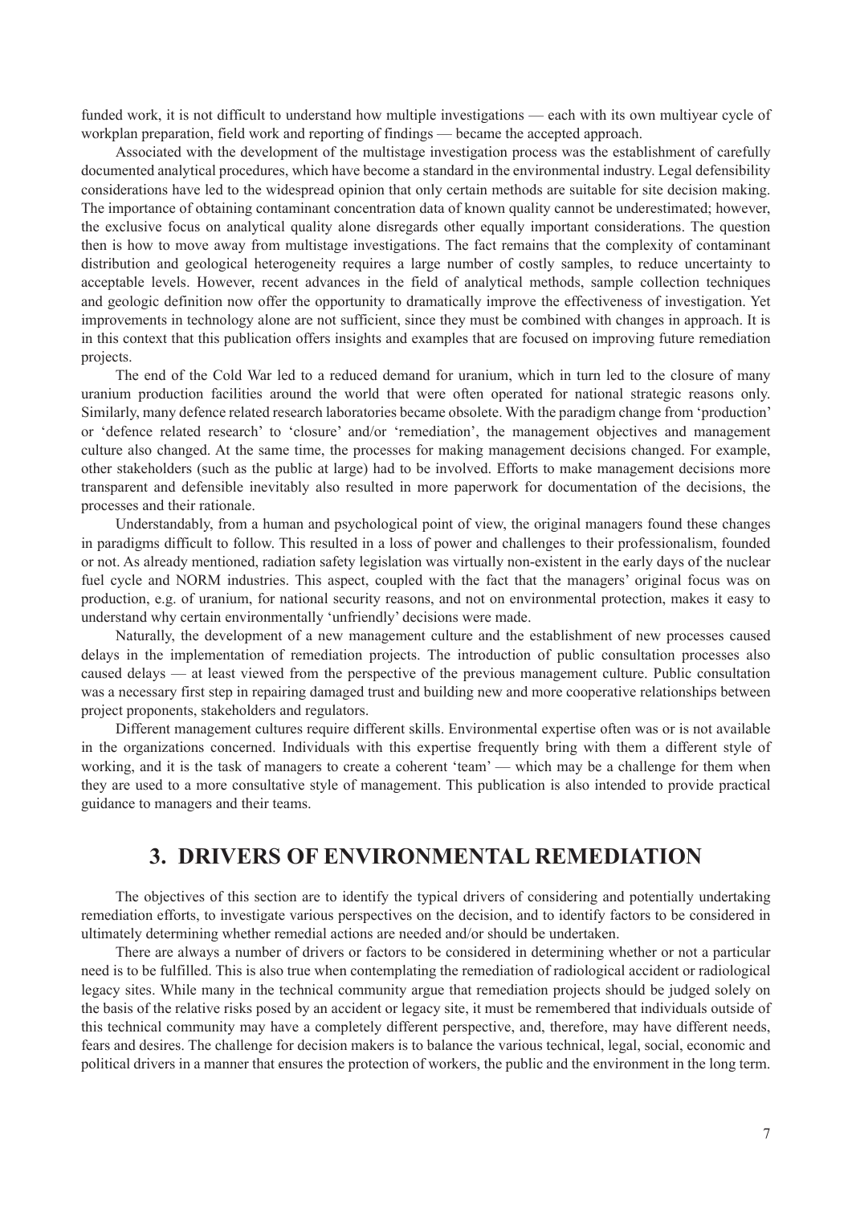funded work, it is not difficult to understand how multiple investigations — each with its own multiyear cycle of workplan preparation, field work and reporting of findings — became the accepted approach.

Associated with the development of the multistage investigation process was the establishment of carefully documented analytical procedures, which have become a standard in the environmental industry. Legal defensibility considerations have led to the widespread opinion that only certain methods are suitable for site decision making. The importance of obtaining contaminant concentration data of known quality cannot be underestimated; however, the exclusive focus on analytical quality alone disregards other equally important considerations. The question then is how to move away from multistage investigations. The fact remains that the complexity of contaminant distribution and geological heterogeneity requires a large number of costly samples, to reduce uncertainty to acceptable levels. However, recent advances in the field of analytical methods, sample collection techniques and geologic definition now offer the opportunity to dramatically improve the effectiveness of investigation. Yet improvements in technology alone are not sufficient, since they must be combined with changes in approach. It is in this context that this publication offers insights and examples that are focused on improving future remediation projects.

The end of the Cold War led to a reduced demand for uranium, which in turn led to the closure of many uranium production facilities around the world that were often operated for national strategic reasons only. Similarly, many defence related research laboratories became obsolete. With the paradigm change from 'production' or 'defence related research' to 'closure' and/or 'remediation', the management objectives and management culture also changed. At the same time, the processes for making management decisions changed. For example, other stakeholders (such as the public at large) had to be involved. Efforts to make management decisions more transparent and defensible inevitably also resulted in more paperwork for documentation of the decisions, the processes and their rationale.

Understandably, from a human and psychological point of view, the original managers found these changes in paradigms difficult to follow. This resulted in a loss of power and challenges to their professionalism, founded or not. As already mentioned, radiation safety legislation was virtually non-existent in the early days of the nuclear fuel cycle and NORM industries. This aspect, coupled with the fact that the managers' original focus was on production, e.g. of uranium, for national security reasons, and not on environmental protection, makes it easy to understand why certain environmentally 'unfriendly' decisions were made.

Naturally, the development of a new management culture and the establishment of new processes caused delays in the implementation of remediation projects. The introduction of public consultation processes also caused delays — at least viewed from the perspective of the previous management culture. Public consultation was a necessary first step in repairing damaged trust and building new and more cooperative relationships between project proponents, stakeholders and regulators.

Different management cultures require different skills. Environmental expertise often was or is not available in the organizations concerned. Individuals with this expertise frequently bring with them a different style of working, and it is the task of managers to create a coherent 'team' — which may be a challenge for them when they are used to a more consultative style of management. This publication is also intended to provide practical guidance to managers and their teams.

# 3. DRIVERS OF ENVIRONMENTAL REMEDIATION

The objectives of this section are to identify the typical drivers of considering and potentially undertaking remediation efforts, to investigate various perspectives on the decision, and to identify factors to be considered in ultimately determining whether remedial actions are needed and/or should be undertaken.

There are always a number of drivers or factors to be considered in determining whether or not a particular need is to be fulfilled. This is also true when contemplating the remediation of radiological accident or radiological legacy sites. While many in the technical community argue that remediation projects should be judged solely on the basis of the relative risks posed by an accident or legacy site, it must be remembered that individuals outside of this technical community may have a completely different perspective, and, therefore, may have different needs, fears and desires. The challenge for decision makers is to balance the various technical, legal, social, economic and political drivers in a manner that ensures the protection of workers, the public and the environment in the long term.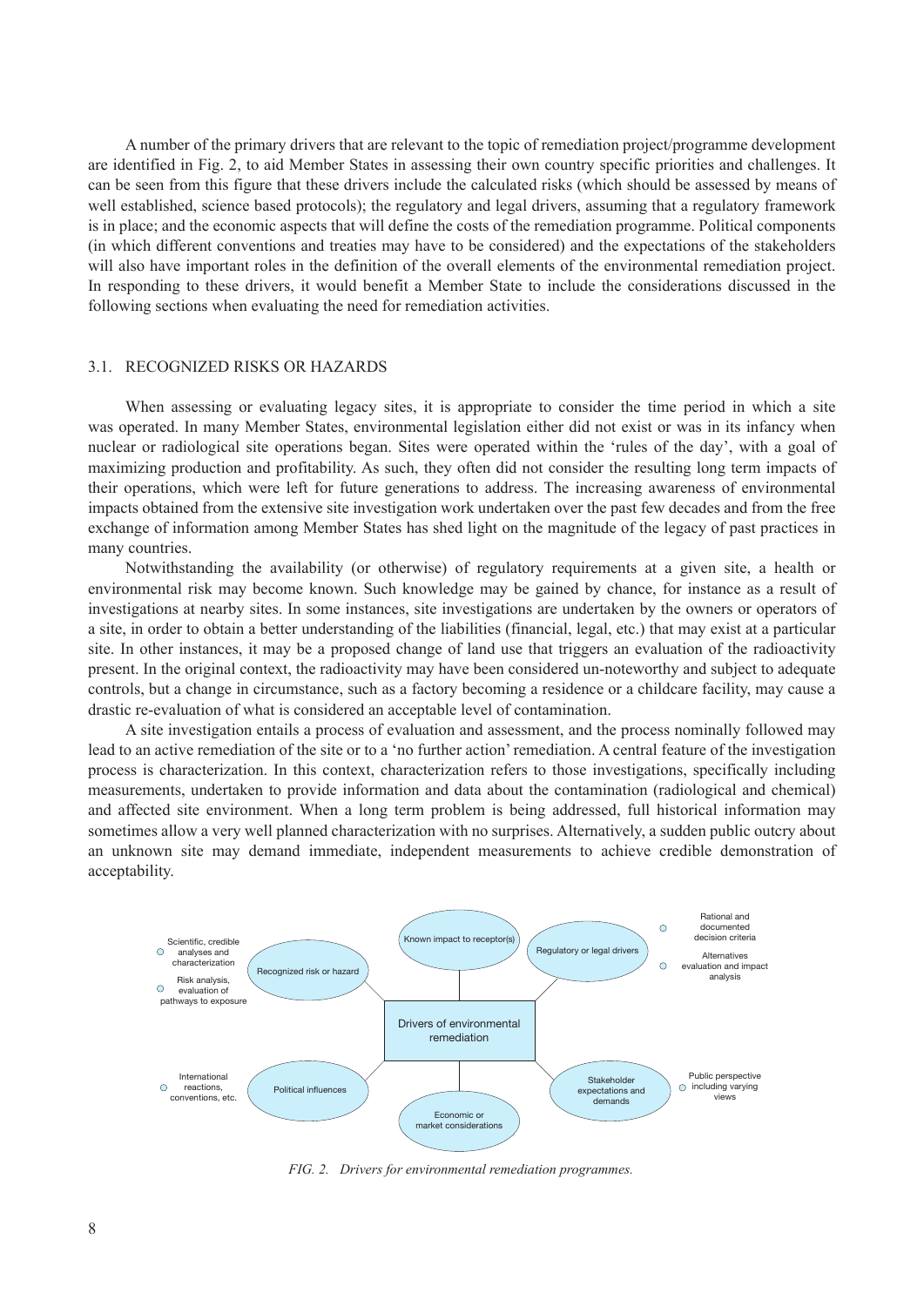A number of the primary drivers that are relevant to the topic of remediation project/programme development are identified in Fig. 2, to aid Member States in assessing their own country specific priorities and challenges. It can be seen from this figure that these drivers include the calculated risks (which should be assessed by means of well established, science based protocols); the regulatory and legal drivers, assuming that a regulatory framework is in place; and the economic aspects that will define the costs of the remediation programme. Political components (in which different conventions and treaties may have to be considered) and the expectations of the stakeholders will also have important roles in the definition of the overall elements of the environmental remediation project. In responding to these drivers, it would benefit a Member State to include the considerations discussed in the following sections when evaluating the need for remediation activities.

## 3.1. RECOGNIZED RISKS OR HAZARDS

When assessing or evaluating legacy sites, it is appropriate to consider the time period in which a site was operated. In many Member States, environmental legislation either did not exist or was in its infancy when nuclear or radiological site operations began. Sites were operated within the 'rules of the day', with a goal of maximizing production and profitability. As such, they often did not consider the resulting long term impacts of their operations, which were left for future generations to address. The increasing awareness of environmental impacts obtained from the extensive site investigation work undertaken over the past few decades and from the free exchange of information among Member States has shed light on the magnitude of the legacy of past practices in many countries.

Notwithstanding the availability (or otherwise) of regulatory requirements at a given site, a health or environmental risk may become known. Such knowledge may be gained by chance, for instance as a result of investigations at nearby sites. In some instances, site investigations are undertaken by the owners or operators of a site, in order to obtain a better understanding of the liabilities (financial, legal, etc.) that may exist at a particular site. In other instances, it may be a proposed change of land use that triggers an evaluation of the radioactivity present. In the original context, the radioactivity may have been considered un-noteworthy and subject to adequate controls, but a change in circumstance, such as a factory becoming a residence or a childcare facility, may cause a drastic re-evaluation of what is considered an acceptable level of contamination.

A site investigation entails a process of evaluation and assessment, and the process nominally followed may lead to an active remediation of the site or to a 'no further action' remediation. A central feature of the investigation process is characterization. In this context, characterization refers to those investigations, specifically including measurements, undertaken to provide information and data about the contamination (radiological and chemical) and affected site environment. When a long term problem is being addressed, full historical information may sometimes allow a very well planned characterization with no surprises. Alternatively, a sudden public outcry about an unknown site may demand immediate, independent measurements to achieve credible demonstration of acceptability.

- Drivers of environmental remediation
  - Recognized risk or hazard
    - Scientific, credible analyses and characterization
    - Risk analysis, evaluation of pathways to exposure
  - Known impact to receptor(s)
  - Regulatory or legal drivers
    - Rational and documented decision criteria
    - Alternatives evaluation and impact analysis
  - Political influences
    - International reactions, conventions, etc.
  - Economic or market considerations
  - Stakeholder expectations and demands
    - Public perspective including varying views

*FIG. 2. Drivers for environmental remediation programmes.*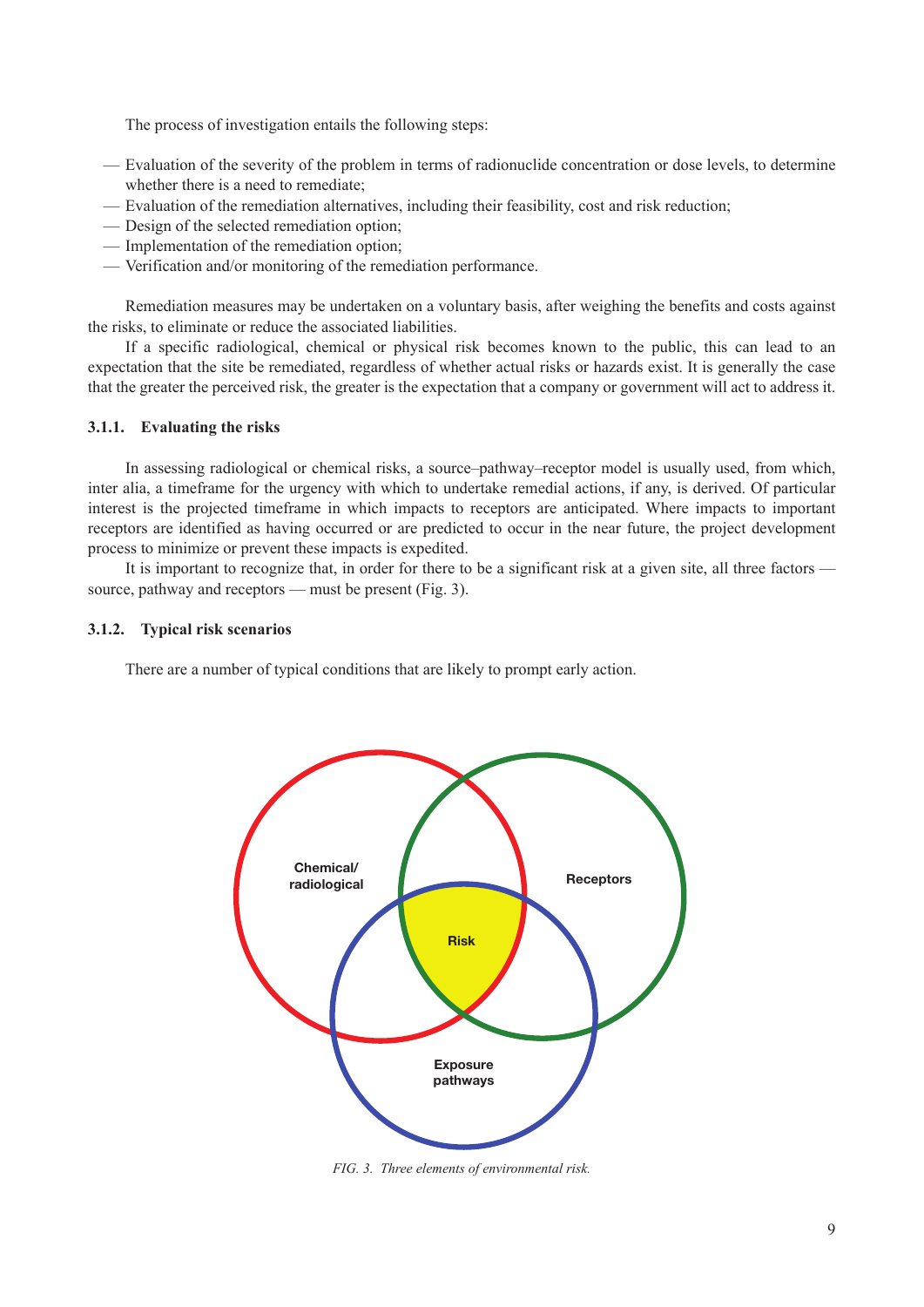The process of investigation entails the following steps:

- Evaluation of the severity of the problem in terms of radionuclide concentration or dose levels, to determine whether there is a need to remediate;
- Evaluation of the remediation alternatives, including their feasibility, cost and risk reduction;
- Design of the selected remediation option;
- Implementation of the remediation option;
- Verification and/or monitoring of the remediation performance.

Remediation measures may be undertaken on a voluntary basis, after weighing the benefits and costs against the risks, to eliminate or reduce the associated liabilities.

If a specific radiological, chemical or physical risk becomes known to the public, this can lead to an expectation that the site be remediated, regardless of whether actual risks or hazards exist. It is generally the case that the greater the perceived risk, the greater is the expectation that a company or government will act to address it.

### 3.1.1. Evaluating the risks

In assessing radiological or chemical risks, a source–pathway–receptor model is usually used, from which, inter alia, a timeframe for the urgency with which to undertake remedial actions, if any, is derived. Of particular interest is the projected timeframe in which impacts to receptors are anticipated. Where impacts to important receptors are identified as having occurred or are predicted to occur in the near future, the project development process to minimize or prevent these impacts is expedited.

It is important to recognize that, in order for there to be a significant risk at a given site, all three factors — source, pathway and receptors — must be present (Fig. 3).

### 3.1.2. Typical risk scenarios

There are a number of typical conditions that are likely to prompt early action.

Chemical/ radiological

Receptors

Risk

Exposure pathways

*FIG. 3. Three elements of environmental risk.*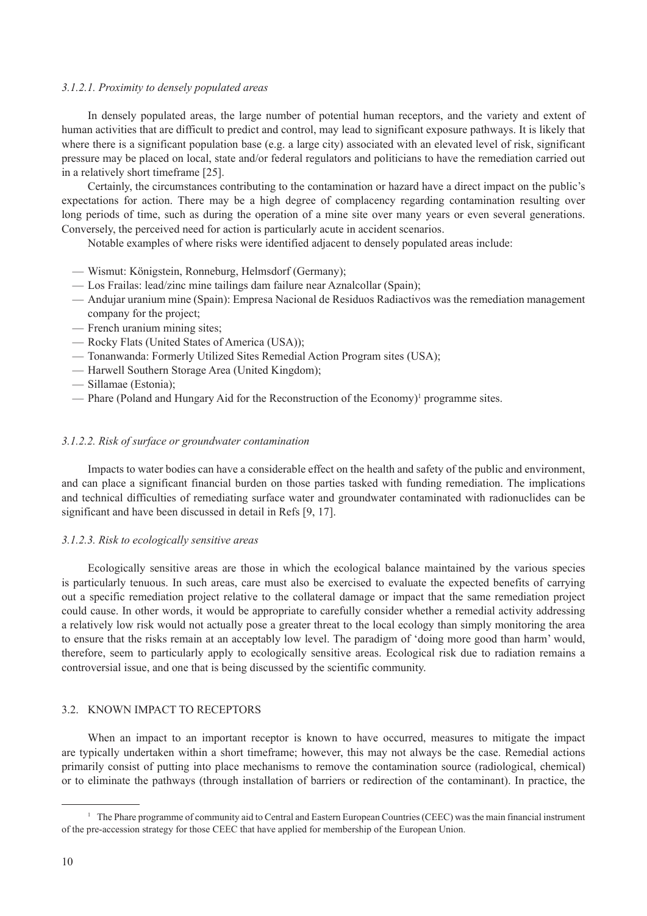#### *3.1.2.1. Proximity to densely populated areas*

In densely populated areas, the large number of potential human receptors, and the variety and extent of human activities that are difficult to predict and control, may lead to significant exposure pathways. It is likely that where there is a significant population base (e.g. a large city) associated with an elevated level of risk, significant pressure may be placed on local, state and/or federal regulators and politicians to have the remediation carried out in a relatively short timeframe [25].

Certainly, the circumstances contributing to the contamination or hazard have a direct impact on the public's expectations for action. There may be a high degree of complacency regarding contamination resulting over long periods of time, such as during the operation of a mine site over many years or even several generations. Conversely, the perceived need for action is particularly acute in accident scenarios.

Notable examples of where risks were identified adjacent to densely populated areas include:

- Wismut: Königstein, Ronneburg, Helmsdorf (Germany);
- Los Frailas: lead/zinc mine tailings dam failure near Aznalcollar (Spain);
- Andujar uranium mine (Spain): Empresa Nacional de Residuos Radiactivos was the remediation management company for the project;
- French uranium mining sites;
- Rocky Flats (United States of America (USA));
- Tonanwanda: Formerly Utilized Sites Remedial Action Program sites (USA);
- Harwell Southern Storage Area (United Kingdom);
- Sillamae (Estonia);
- Phare (Poland and Hungary Aid for the Reconstruction of the Economy)[1] programme sites.

#### *3.1.2.2. Risk of surface or groundwater contamination*

Impacts to water bodies can have a considerable effect on the health and safety of the public and environment, and can place a significant financial burden on those parties tasked with funding remediation. The implications and technical difficulties of remediating surface water and groundwater contaminated with radionuclides can be significant and have been discussed in detail in Refs [9, 17].

#### *3.1.2.3. Risk to ecologically sensitive areas*

Ecologically sensitive areas are those in which the ecological balance maintained by the various species is particularly tenuous. In such areas, care must also be exercised to evaluate the expected benefits of carrying out a specific remediation project relative to the collateral damage or impact that the same remediation project could cause. In other words, it would be appropriate to carefully consider whether a remedial activity addressing a relatively low risk would not actually pose a greater threat to the local ecology than simply monitoring the area to ensure that the risks remain at an acceptably low level. The paradigm of 'doing more good than harm' would, therefore, seem to particularly apply to ecologically sensitive areas. Ecological risk due to radiation remains a controversial issue, and one that is being discussed by the scientific community.

### 3.2. KNOWN IMPACT TO RECEPTORS

When an impact to an important receptor is known to have occurred, measures to mitigate the impact are typically undertaken within a short timeframe; however, this may not always be the case. Remedial actions primarily consist of putting into place mechanisms to remove the contamination source (radiological, chemical) or to eliminate the pathways (through installation of barriers or redirection of the contaminant). In practice, the

[1] The Phare programme of community aid to Central and Eastern European Countries (CEEC) was the main financial instrument of the pre-accession strategy for those CEEC that have applied for membership of the European Union.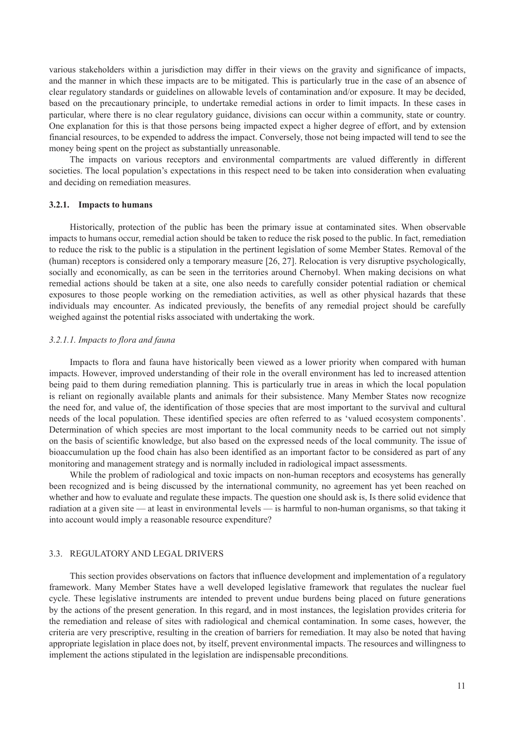various stakeholders within a jurisdiction may differ in their views on the gravity and significance of impacts, and the manner in which these impacts are to be mitigated. This is particularly true in the case of an absence of clear regulatory standards or guidelines on allowable levels of contamination and/or exposure. It may be decided, based on the precautionary principle, to undertake remedial actions in order to limit impacts. In these cases in particular, where there is no clear regulatory guidance, divisions can occur within a community, state or country. One explanation for this is that those persons being impacted expect a higher degree of effort, and by extension financial resources, to be expended to address the impact. Conversely, those not being impacted will tend to see the money being spent on the project as substantially unreasonable.

The impacts on various receptors and environmental compartments are valued differently in different societies. The local population's expectations in this respect need to be taken into consideration when evaluating and deciding on remediation measures.

### 3.2.1. Impacts to humans

Historically, protection of the public has been the primary issue at contaminated sites. When observable impacts to humans occur, remedial action should be taken to reduce the risk posed to the public. In fact, remediation to reduce the risk to the public is a stipulation in the pertinent legislation of some Member States. Removal of the (human) receptors is considered only a temporary measure [26, 27]. Relocation is very disruptive psychologically, socially and economically, as can be seen in the territories around Chernobyl. When making decisions on what remedial actions should be taken at a site, one also needs to carefully consider potential radiation or chemical exposures to those people working on the remediation activities, as well as other physical hazards that these individuals may encounter. As indicated previously, the benefits of any remedial project should be carefully weighed against the potential risks associated with undertaking the work.

#### *3.2.1.1. Impacts to flora and fauna*

Impacts to flora and fauna have historically been viewed as a lower priority when compared with human impacts. However, improved understanding of their role in the overall environment has led to increased attention being paid to them during remediation planning. This is particularly true in areas in which the local population is reliant on regionally available plants and animals for their subsistence. Many Member States now recognize the need for, and value of, the identification of those species that are most important to the survival and cultural needs of the local population. These identified species are often referred to as 'valued ecosystem components'. Determination of which species are most important to the local community needs to be carried out not simply on the basis of scientific knowledge, but also based on the expressed needs of the local community. The issue of bioaccumulation up the food chain has also been identified as an important factor to be considered as part of any monitoring and management strategy and is normally included in radiological impact assessments.

While the problem of radiological and toxic impacts on non-human receptors and ecosystems has generally been recognized and is being discussed by the international community, no agreement has yet been reached on whether and how to evaluate and regulate these impacts. The question one should ask is, Is there solid evidence that radiation at a given site — at least in environmental levels — is harmful to non-human organisms, so that taking it into account would imply a reasonable resource expenditure?

## 3.3. REGULATORY AND LEGAL DRIVERS

This section provides observations on factors that influence development and implementation of a regulatory framework. Many Member States have a well developed legislative framework that regulates the nuclear fuel cycle. These legislative instruments are intended to prevent undue burdens being placed on future generations by the actions of the present generation. In this regard, and in most instances, the legislation provides criteria for the remediation and release of sites with radiological and chemical contamination. In some cases, however, the criteria are very prescriptive, resulting in the creation of barriers for remediation. It may also be noted that having appropriate legislation in place does not, by itself, prevent environmental impacts. The resources and willingness to implement the actions stipulated in the legislation are indispensable preconditions.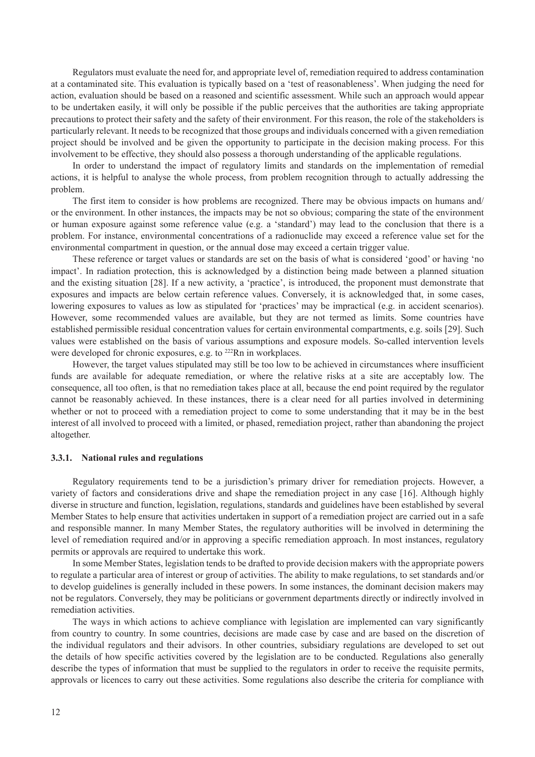Regulators must evaluate the need for, and appropriate level of, remediation required to address contamination at a contaminated site. This evaluation is typically based on a 'test of reasonableness'. When judging the need for action, evaluation should be based on a reasoned and scientific assessment. While such an approach would appear to be undertaken easily, it will only be possible if the public perceives that the authorities are taking appropriate precautions to protect their safety and the safety of their environment. For this reason, the role of the stakeholders is particularly relevant. It needs to be recognized that those groups and individuals concerned with a given remediation project should be involved and be given the opportunity to participate in the decision making process. For this involvement to be effective, they should also possess a thorough understanding of the applicable regulations.

In order to understand the impact of regulatory limits and standards on the implementation of remedial actions, it is helpful to analyse the whole process, from problem recognition through to actually addressing the problem.

The first item to consider is how problems are recognized. There may be obvious impacts on humans and/or the environment. In other instances, the impacts may be not so obvious; comparing the state of the environment or human exposure against some reference value (e.g. a 'standard') may lead to the conclusion that there is a problem. For instance, environmental concentrations of a radionuclide may exceed a reference value set for the environmental compartment in question, or the annual dose may exceed a certain trigger value.

These reference or target values or standards are set on the basis of what is considered 'good' or having 'no impact'. In radiation protection, this is acknowledged by a distinction being made between a planned situation and the existing situation [28]. If a new activity, a 'practice', is introduced, the proponent must demonstrate that exposures and impacts are below certain reference values. Conversely, it is acknowledged that, in some cases, lowering exposures to values as low as stipulated for 'practices' may be impractical (e.g. in accident scenarios). However, some recommended values are available, but they are not termed as limits. Some countries have established permissible residual concentration values for certain environmental compartments, e.g. soils [29]. Such values were established on the basis of various assumptions and exposure models. So-called intervention levels were developed for chronic exposures, e.g. to $^{222}$Rn in workplaces.

However, the target values stipulated may still be too low to be achieved in circumstances where insufficient funds are available for adequate remediation, or where the relative risks at a site are acceptably low. The consequence, all too often, is that no remediation takes place at all, because the end point required by the regulator cannot be reasonably achieved. In these instances, there is a clear need for all parties involved in determining whether or not to proceed with a remediation project to come to some understanding that it may be in the best interest of all involved to proceed with a limited, or phased, remediation project, rather than abandoning the project altogether.

### 3.3.1. National rules and regulations

Regulatory requirements tend to be a jurisdiction's primary driver for remediation projects. However, a variety of factors and considerations drive and shape the remediation project in any case [16]. Although highly diverse in structure and function, legislation, regulations, standards and guidelines have been established by several Member States to help ensure that activities undertaken in support of a remediation project are carried out in a safe and responsible manner. In many Member States, the regulatory authorities will be involved in determining the level of remediation required and/or in approving a specific remediation approach. In most instances, regulatory permits or approvals are required to undertake this work.

In some Member States, legislation tends to be drafted to provide decision makers with the appropriate powers to regulate a particular area of interest or group of activities. The ability to make regulations, to set standards and/or to develop guidelines is generally included in these powers. In some instances, the dominant decision makers may not be regulators. Conversely, they may be politicians or government departments directly or indirectly involved in remediation activities.

The ways in which actions to achieve compliance with legislation are implemented can vary significantly from country to country. In some countries, decisions are made case by case and are based on the discretion of the individual regulators and their advisors. In other countries, subsidiary regulations are developed to set out the details of how specific activities covered by the legislation are to be conducted. Regulations also generally describe the types of information that must be supplied to the regulators in order to receive the requisite permits, approvals or licences to carry out these activities. Some regulations also describe the criteria for compliance with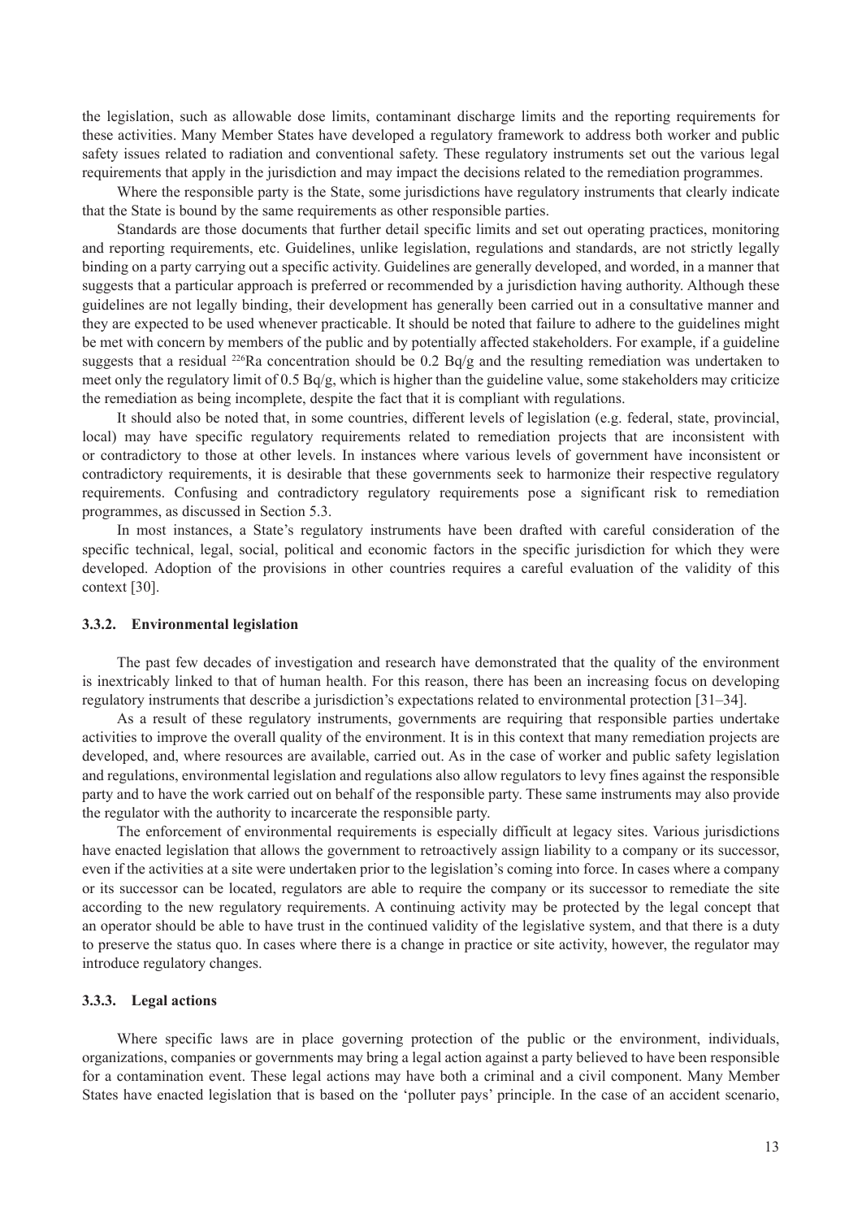the legislation, such as allowable dose limits, contaminant discharge limits and the reporting requirements for these activities. Many Member States have developed a regulatory framework to address both worker and public safety issues related to radiation and conventional safety. These regulatory instruments set out the various legal requirements that apply in the jurisdiction and may impact the decisions related to the remediation programmes.

Where the responsible party is the State, some jurisdictions have regulatory instruments that clearly indicate that the State is bound by the same requirements as other responsible parties.

Standards are those documents that further detail specific limits and set out operating practices, monitoring and reporting requirements, etc. Guidelines, unlike legislation, regulations and standards, are not strictly legally binding on a party carrying out a specific activity. Guidelines are generally developed, and worded, in a manner that suggests that a particular approach is preferred or recommended by a jurisdiction having authority. Although these guidelines are not legally binding, their development has generally been carried out in a consultative manner and they are expected to be used whenever practicable. It should be noted that failure to adhere to the guidelines might be met with concern by members of the public and by potentially affected stakeholders. For example, if a guideline suggests that a residual $^{226}$Ra concentration should be 0.2 Bq/g and the resulting remediation was undertaken to meet only the regulatory limit of 0.5 Bq/g, which is higher than the guideline value, some stakeholders may criticize the remediation as being incomplete, despite the fact that it is compliant with regulations.

It should also be noted that, in some countries, different levels of legislation (e.g. federal, state, provincial, local) may have specific regulatory requirements related to remediation projects that are inconsistent with or contradictory to those at other levels. In instances where various levels of government have inconsistent or contradictory requirements, it is desirable that these governments seek to harmonize their respective regulatory requirements. Confusing and contradictory regulatory requirements pose a significant risk to remediation programmes, as discussed in Section 5.3.

In most instances, a State's regulatory instruments have been drafted with careful consideration of the specific technical, legal, social, political and economic factors in the specific jurisdiction for which they were developed. Adoption of the provisions in other countries requires a careful evaluation of the validity of this context [30].

### 3.3.2. Environmental legislation

The past few decades of investigation and research have demonstrated that the quality of the environment is inextricably linked to that of human health. For this reason, there has been an increasing focus on developing regulatory instruments that describe a jurisdiction's expectations related to environmental protection [31–34].

As a result of these regulatory instruments, governments are requiring that responsible parties undertake activities to improve the overall quality of the environment. It is in this context that many remediation projects are developed, and, where resources are available, carried out. As in the case of worker and public safety legislation and regulations, environmental legislation and regulations also allow regulators to levy fines against the responsible party and to have the work carried out on behalf of the responsible party. These same instruments may also provide the regulator with the authority to incarcerate the responsible party.

The enforcement of environmental requirements is especially difficult at legacy sites. Various jurisdictions have enacted legislation that allows the government to retroactively assign liability to a company or its successor, even if the activities at a site were undertaken prior to the legislation's coming into force. In cases where a company or its successor can be located, regulators are able to require the company or its successor to remediate the site according to the new regulatory requirements. A continuing activity may be protected by the legal concept that an operator should be able to have trust in the continued validity of the legislative system, and that there is a duty to preserve the status quo. In cases where there is a change in practice or site activity, however, the regulator may introduce regulatory changes.

### 3.3.3. Legal actions

Where specific laws are in place governing protection of the public or the environment, individuals, organizations, companies or governments may bring a legal action against a party believed to have been responsible for a contamination event. These legal actions may have both a criminal and a civil component. Many Member States have enacted legislation that is based on the 'polluter pays' principle. In the case of an accident scenario,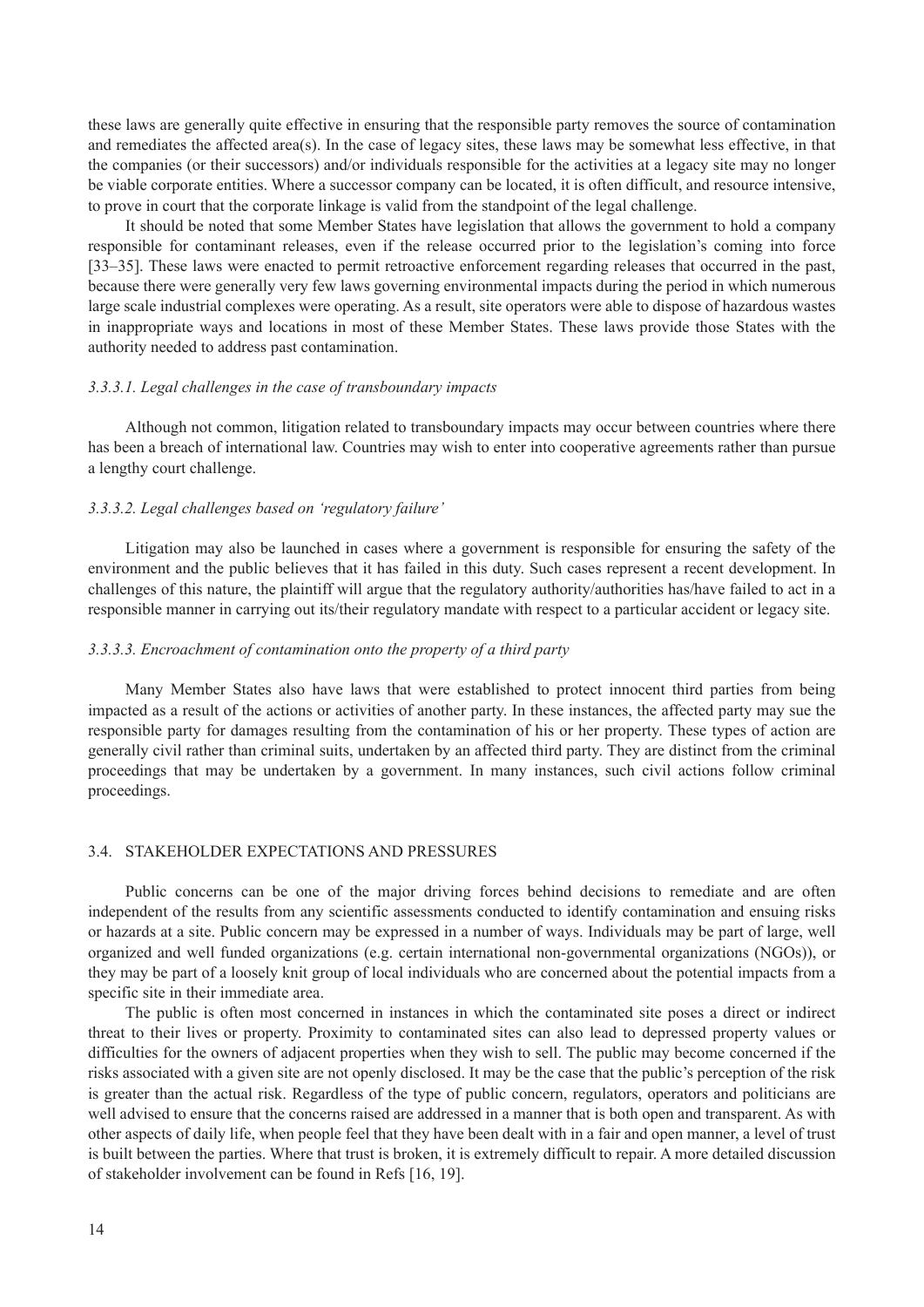these laws are generally quite effective in ensuring that the responsible party removes the source of contamination and remediates the affected area(s). In the case of legacy sites, these laws may be somewhat less effective, in that the companies (or their successors) and/or individuals responsible for the activities at a legacy site may no longer be viable corporate entities. Where a successor company can be located, it is often difficult, and resource intensive, to prove in court that the corporate linkage is valid from the standpoint of the legal challenge.

It should be noted that some Member States have legislation that allows the government to hold a company responsible for contaminant releases, even if the release occurred prior to the legislation's coming into force [33–35]. These laws were enacted to permit retroactive enforcement regarding releases that occurred in the past, because there were generally very few laws governing environmental impacts during the period in which numerous large scale industrial complexes were operating. As a result, site operators were able to dispose of hazardous wastes in inappropriate ways and locations in most of these Member States. These laws provide those States with the authority needed to address past contamination.

#### *3.3.3.1. Legal challenges in the case of transboundary impacts*

Although not common, litigation related to transboundary impacts may occur between countries where there has been a breach of international law. Countries may wish to enter into cooperative agreements rather than pursue a lengthy court challenge.

#### *3.3.3.2. Legal challenges based on 'regulatory failure'*

Litigation may also be launched in cases where a government is responsible for ensuring the safety of the environment and the public believes that it has failed in this duty. Such cases represent a recent development. In challenges of this nature, the plaintiff will argue that the regulatory authority/authorities has/have failed to act in a responsible manner in carrying out its/their regulatory mandate with respect to a particular accident or legacy site.

#### *3.3.3.3. Encroachment of contamination onto the property of a third party*

Many Member States also have laws that were established to protect innocent third parties from being impacted as a result of the actions or activities of another party. In these instances, the affected party may sue the responsible party for damages resulting from the contamination of his or her property. These types of action are generally civil rather than criminal suits, undertaken by an affected third party. They are distinct from the criminal proceedings that may be undertaken by a government. In many instances, such civil actions follow criminal proceedings.

### 3.4. STAKEHOLDER EXPECTATIONS AND PRESSURES

Public concerns can be one of the major driving forces behind decisions to remediate and are often independent of the results from any scientific assessments conducted to identify contamination and ensuing risks or hazards at a site. Public concern may be expressed in a number of ways. Individuals may be part of large, well organized and well funded organizations (e.g. certain international non-governmental organizations (NGOs)), or they may be part of a loosely knit group of local individuals who are concerned about the potential impacts from a specific site in their immediate area.

The public is often most concerned in instances in which the contaminated site poses a direct or indirect threat to their lives or property. Proximity to contaminated sites can also lead to depressed property values or difficulties for the owners of adjacent properties when they wish to sell. The public may become concerned if the risks associated with a given site are not openly disclosed. It may be the case that the public's perception of the risk is greater than the actual risk. Regardless of the type of public concern, regulators, operators and politicians are well advised to ensure that the concerns raised are addressed in a manner that is both open and transparent. As with other aspects of daily life, when people feel that they have been dealt with in a fair and open manner, a level of trust is built between the parties. Where that trust is broken, it is extremely difficult to repair. A more detailed discussion of stakeholder involvement can be found in Refs [16, 19].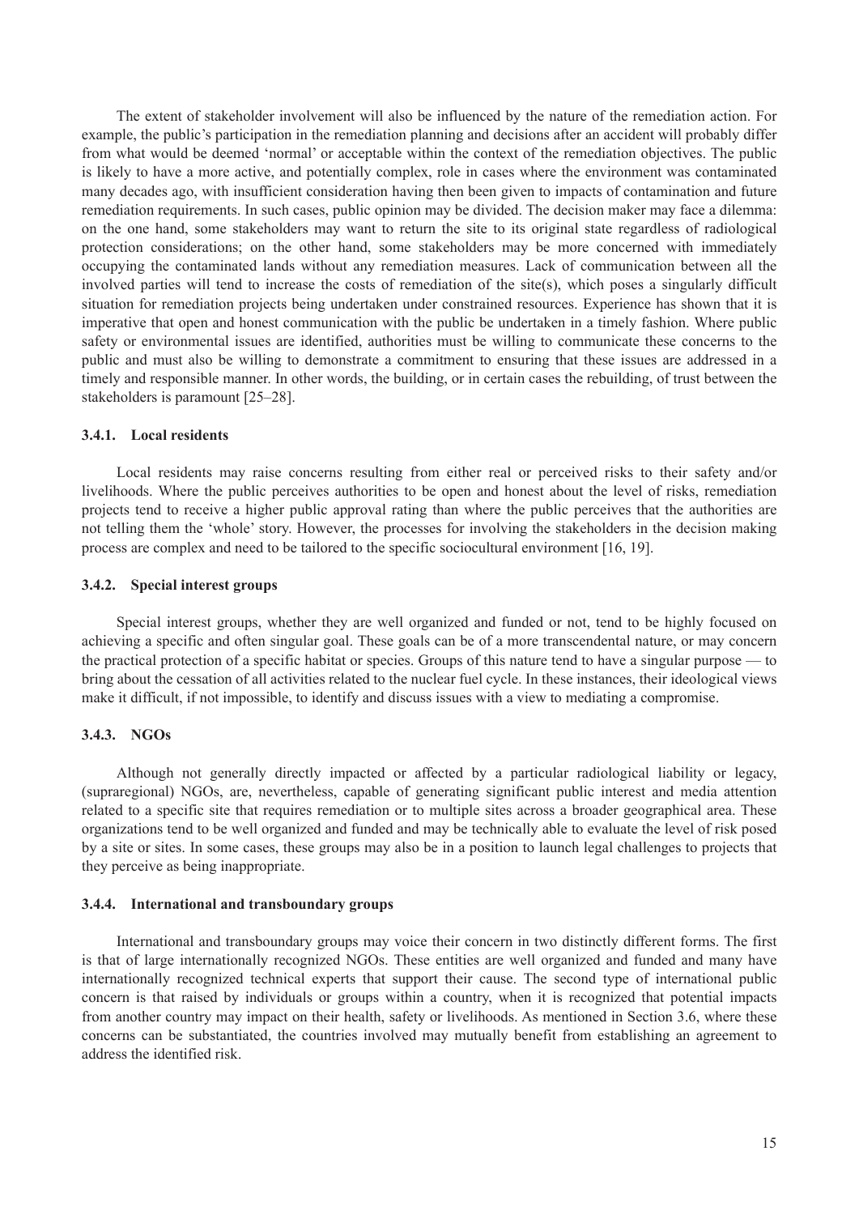The extent of stakeholder involvement will also be influenced by the nature of the remediation action. For example, the public's participation in the remediation planning and decisions after an accident will probably differ from what would be deemed 'normal' or acceptable within the context of the remediation objectives. The public is likely to have a more active, and potentially complex, role in cases where the environment was contaminated many decades ago, with insufficient consideration having then been given to impacts of contamination and future remediation requirements. In such cases, public opinion may be divided. The decision maker may face a dilemma: on the one hand, some stakeholders may want to return the site to its original state regardless of radiological protection considerations; on the other hand, some stakeholders may be more concerned with immediately occupying the contaminated lands without any remediation measures. Lack of communication between all the involved parties will tend to increase the costs of remediation of the site(s), which poses a singularly difficult situation for remediation projects being undertaken under constrained resources. Experience has shown that it is imperative that open and honest communication with the public be undertaken in a timely fashion. Where public safety or environmental issues are identified, authorities must be willing to communicate these concerns to the public and must also be willing to demonstrate a commitment to ensuring that these issues are addressed in a timely and responsible manner. In other words, the building, or in certain cases the rebuilding, of trust between the stakeholders is paramount [25–28].

#### 3.4.1. Local residents

Local residents may raise concerns resulting from either real or perceived risks to their safety and/or livelihoods. Where the public perceives authorities to be open and honest about the level of risks, remediation projects tend to receive a higher public approval rating than where the public perceives that the authorities are not telling them the 'whole' story. However, the processes for involving the stakeholders in the decision making process are complex and need to be tailored to the specific sociocultural environment [16, 19].

#### 3.4.2. Special interest groups

Special interest groups, whether they are well organized and funded or not, tend to be highly focused on achieving a specific and often singular goal. These goals can be of a more transcendental nature, or may concern the practical protection of a specific habitat or species. Groups of this nature tend to have a singular purpose — to bring about the cessation of all activities related to the nuclear fuel cycle. In these instances, their ideological views make it difficult, if not impossible, to identify and discuss issues with a view to mediating a compromise.

#### 3.4.3. NGOs

Although not generally directly impacted or affected by a particular radiological liability or legacy, (supraregional) NGOs, are, nevertheless, capable of generating significant public interest and media attention related to a specific site that requires remediation or to multiple sites across a broader geographical area. These organizations tend to be well organized and funded and may be technically able to evaluate the level of risk posed by a site or sites. In some cases, these groups may also be in a position to launch legal challenges to projects that they perceive as being inappropriate.

#### 3.4.4. International and transboundary groups

International and transboundary groups may voice their concern in two distinctly different forms. The first is that of large internationally recognized NGOs. These entities are well organized and funded and many have internationally recognized technical experts that support their cause. The second type of international public concern is that raised by individuals or groups within a country, when it is recognized that potential impacts from another country may impact on their health, safety or livelihoods. As mentioned in Section 3.6, where these concerns can be substantiated, the countries involved may mutually benefit from establishing an agreement to address the identified risk.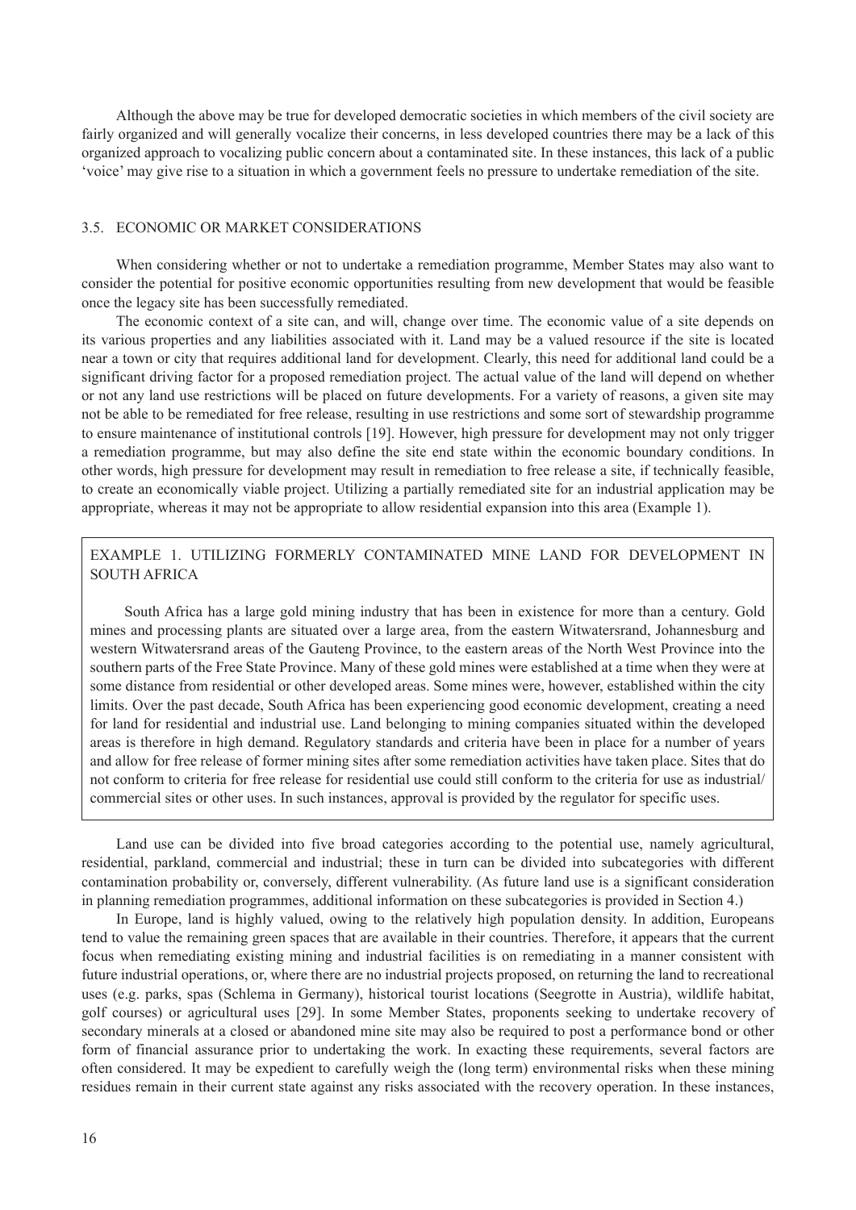Although the above may be true for developed democratic societies in which members of the civil society are fairly organized and will generally vocalize their concerns, in less developed countries there may be a lack of this organized approach to vocalizing public concern about a contaminated site. In these instances, this lack of a public 'voice' may give rise to a situation in which a government feels no pressure to undertake remediation of the site.

### 3.5. ECONOMIC OR MARKET CONSIDERATIONS

When considering whether or not to undertake a remediation programme, Member States may also want to consider the potential for positive economic opportunities resulting from new development that would be feasible once the legacy site has been successfully remediated.

The economic context of a site can, and will, change over time. The economic value of a site depends on its various properties and any liabilities associated with it. Land may be a valued resource if the site is located near a town or city that requires additional land for development. Clearly, this need for additional land could be a significant driving factor for a proposed remediation project. The actual value of the land will depend on whether or not any land use restrictions will be placed on future developments. For a variety of reasons, a given site may not be able to be remediated for free release, resulting in use restrictions and some sort of stewardship programme to ensure maintenance of institutional controls [19]. However, high pressure for development may not only trigger a remediation programme, but may also define the site end state within the economic boundary conditions. In other words, high pressure for development may result in remediation to free release a site, if technically feasible, to create an economically viable project. Utilizing a partially remediated site for an industrial application may be appropriate, whereas it may not be appropriate to allow residential expansion into this area (Example 1).

> **EXAMPLE 1. UTILIZING FORMERLY CONTAMINATED MINE LAND FOR DEVELOPMENT IN SOUTH AFRICA**
>
> South Africa has a large gold mining industry that has been in existence for more than a century. Gold mines and processing plants are situated over a large area, from the eastern Witwatersrand, Johannesburg and western Witwatersrand areas of the Gauteng Province, to the eastern areas of the North West Province into the southern parts of the Free State Province. Many of these gold mines were established at a time when they were at some distance from residential or other developed areas. Some mines were, however, established within the city limits. Over the past decade, South Africa has been experiencing good economic development, creating a need for land for residential and industrial use. Land belonging to mining companies situated within the developed areas is therefore in high demand. Regulatory standards and criteria have been in place for a number of years and allow for free release of former mining sites after some remediation activities have taken place. Sites that do not conform to criteria for free release for residential use could still conform to the criteria for use as industrial/commercial sites or other uses. In such instances, approval is provided by the regulator for specific uses.

Land use can be divided into five broad categories according to the potential use, namely agricultural, residential, parkland, commercial and industrial; these in turn can be divided into subcategories with different contamination probability or, conversely, different vulnerability. (As future land use is a significant consideration in planning remediation programmes, additional information on these subcategories is provided in Section 4.)

In Europe, land is highly valued, owing to the relatively high population density. In addition, Europeans tend to value the remaining green spaces that are available in their countries. Therefore, it appears that the current focus when remediating existing mining and industrial facilities is on remediating in a manner consistent with future industrial operations, or, where there are no industrial projects proposed, on returning the land to recreational uses (e.g. parks, spas (Schlema in Germany), historical tourist locations (Seegrotte in Austria), wildlife habitat, golf courses) or agricultural uses [29]. In some Member States, proponents seeking to undertake recovery of secondary minerals at a closed or abandoned mine site may also be required to post a performance bond or other form of financial assurance prior to undertaking the work. In exacting these requirements, several factors are often considered. It may be expedient to carefully weigh the (long term) environmental risks when these mining residues remain in their current state against any risks associated with the recovery operation. In these instances,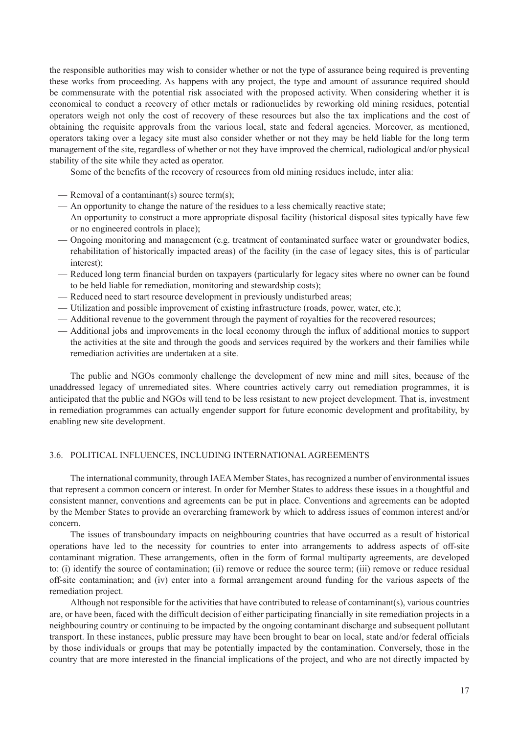the responsible authorities may wish to consider whether or not the type of assurance being required is preventing these works from proceeding. As happens with any project, the type and amount of assurance required should be commensurate with the potential risk associated with the proposed activity. When considering whether it is economical to conduct a recovery of other metals or radionuclides by reworking old mining residues, potential operators weigh not only the cost of recovery of these resources but also the tax implications and the cost of obtaining the requisite approvals from the various local, state and federal agencies. Moreover, as mentioned, operators taking over a legacy site must also consider whether or not they may be held liable for the long term management of the site, regardless of whether or not they have improved the chemical, radiological and/or physical stability of the site while they acted as operator.

Some of the benefits of the recovery of resources from old mining residues include, inter alia:

- Removal of a contaminant(s) source term(s);
- An opportunity to change the nature of the residues to a less chemically reactive state;
- An opportunity to construct a more appropriate disposal facility (historical disposal sites typically have few or no engineered controls in place);
- Ongoing monitoring and management (e.g. treatment of contaminated surface water or groundwater bodies, rehabilitation of historically impacted areas) of the facility (in the case of legacy sites, this is of particular interest);
- Reduced long term financial burden on taxpayers (particularly for legacy sites where no owner can be found to be held liable for remediation, monitoring and stewardship costs);
- Reduced need to start resource development in previously undisturbed areas;
- Utilization and possible improvement of existing infrastructure (roads, power, water, etc.);
- Additional revenue to the government through the payment of royalties for the recovered resources;
- Additional jobs and improvements in the local economy through the influx of additional monies to support the activities at the site and through the goods and services required by the workers and their families while remediation activities are undertaken at a site.

The public and NGOs commonly challenge the development of new mine and mill sites, because of the unaddressed legacy of unremediated sites. Where countries actively carry out remediation programmes, it is anticipated that the public and NGOs will tend to be less resistant to new project development. That is, investment in remediation programmes can actually engender support for future economic development and profitability, by enabling new site development.

### 3.6. POLITICAL INFLUENCES, INCLUDING INTERNATIONAL AGREEMENTS

The international community, through IAEA Member States, has recognized a number of environmental issues that represent a common concern or interest. In order for Member States to address these issues in a thoughtful and consistent manner, conventions and agreements can be put in place. Conventions and agreements can be adopted by the Member States to provide an overarching framework by which to address issues of common interest and/or concern.

The issues of transboundary impacts on neighbouring countries that have occurred as a result of historical operations have led to the necessity for countries to enter into arrangements to address aspects of off-site contaminant migration. These arrangements, often in the form of formal multiparty agreements, are developed to: (i) identify the source of contamination; (ii) remove or reduce the source term; (iii) remove or reduce residual off-site contamination; and (iv) enter into a formal arrangement around funding for the various aspects of the remediation project.

Although not responsible for the activities that have contributed to release of contaminant(s), various countries are, or have been, faced with the difficult decision of either participating financially in site remediation projects in a neighbouring country or continuing to be impacted by the ongoing contaminant discharge and subsequent pollutant transport. In these instances, public pressure may have been brought to bear on local, state and/or federal officials by those individuals or groups that may be potentially impacted by the contamination. Conversely, those in the country that are more interested in the financial implications of the project, and who are not directly impacted by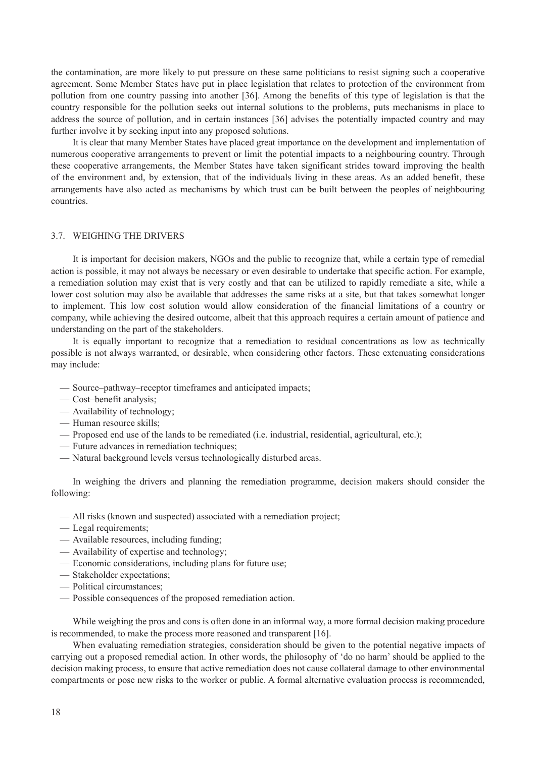the contamination, are more likely to put pressure on these same politicians to resist signing such a cooperative agreement. Some Member States have put in place legislation that relates to protection of the environment from pollution from one country passing into another [36]. Among the benefits of this type of legislation is that the country responsible for the pollution seeks out internal solutions to the problems, puts mechanisms in place to address the source of pollution, and in certain instances [36] advises the potentially impacted country and may further involve it by seeking input into any proposed solutions.

It is clear that many Member States have placed great importance on the development and implementation of numerous cooperative arrangements to prevent or limit the potential impacts to a neighbouring country. Through these cooperative arrangements, the Member States have taken significant strides toward improving the health of the environment and, by extension, that of the individuals living in these areas. As an added benefit, these arrangements have also acted as mechanisms by which trust can be built between the peoples of neighbouring countries.

### 3.7. WEIGHING THE DRIVERS

It is important for decision makers, NGOs and the public to recognize that, while a certain type of remedial action is possible, it may not always be necessary or even desirable to undertake that specific action. For example, a remediation solution may exist that is very costly and that can be utilized to rapidly remediate a site, while a lower cost solution may also be available that addresses the same risks at a site, but that takes somewhat longer to implement. This low cost solution would allow consideration of the financial limitations of a country or company, while achieving the desired outcome, albeit that this approach requires a certain amount of patience and understanding on the part of the stakeholders.

It is equally important to recognize that a remediation to residual concentrations as low as technically possible is not always warranted, or desirable, when considering other factors. These extenuating considerations may include:

- Source–pathway–receptor timeframes and anticipated impacts;
- Cost–benefit analysis;
- Availability of technology;
- Human resource skills;
- Proposed end use of the lands to be remediated (i.e. industrial, residential, agricultural, etc.);
- Future advances in remediation techniques;
- Natural background levels versus technologically disturbed areas.

In weighing the drivers and planning the remediation programme, decision makers should consider the following:

- All risks (known and suspected) associated with a remediation project;
- Legal requirements;
- Available resources, including funding;
- Availability of expertise and technology;
- Economic considerations, including plans for future use;
- Stakeholder expectations;
- Political circumstances;
- Possible consequences of the proposed remediation action.

While weighing the pros and cons is often done in an informal way, a more formal decision making procedure is recommended, to make the process more reasoned and transparent [16].

When evaluating remediation strategies, consideration should be given to the potential negative impacts of carrying out a proposed remedial action. In other words, the philosophy of 'do no harm' should be applied to the decision making process, to ensure that active remediation does not cause collateral damage to other environmental compartments or pose new risks to the worker or public. A formal alternative evaluation process is recommended,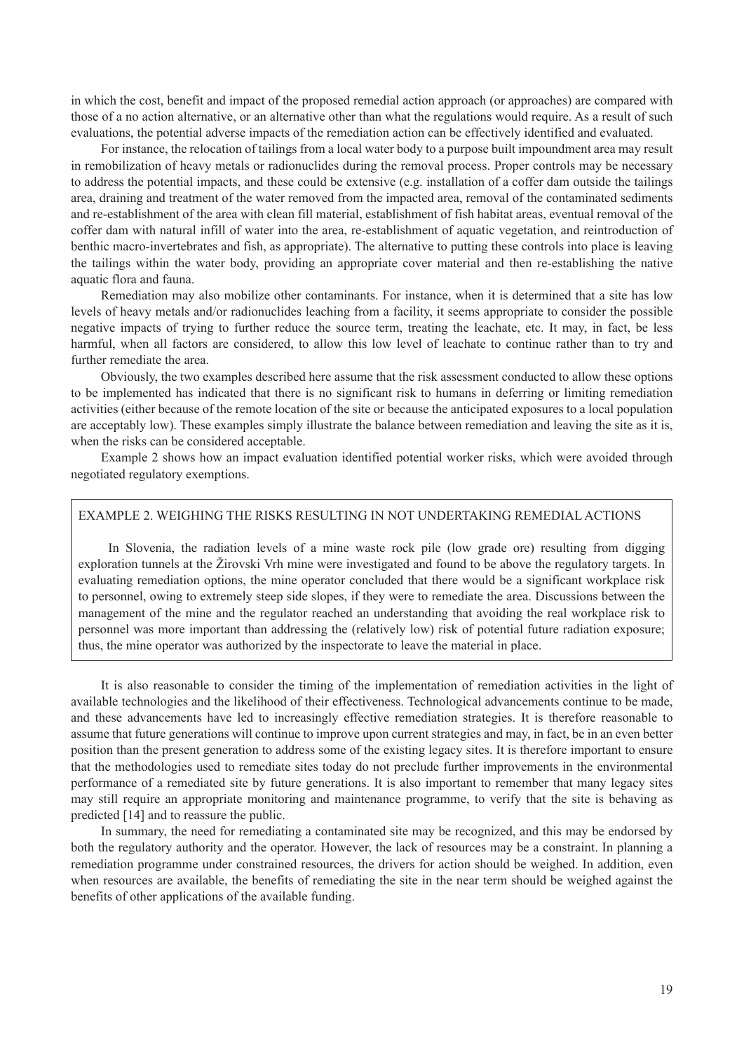in which the cost, benefit and impact of the proposed remedial action approach (or approaches) are compared with those of a no action alternative, or an alternative other than what the regulations would require. As a result of such evaluations, the potential adverse impacts of the remediation action can be effectively identified and evaluated.

For instance, the relocation of tailings from a local water body to a purpose built impoundment area may result in remobilization of heavy metals or radionuclides during the removal process. Proper controls may be necessary to address the potential impacts, and these could be extensive (e.g. installation of a coffer dam outside the tailings area, draining and treatment of the water removed from the impacted area, removal of the contaminated sediments and re-establishment of the area with clean fill material, establishment of fish habitat areas, eventual removal of the coffer dam with natural infill of water into the area, re-establishment of aquatic vegetation, and reintroduction of benthic macro-invertebrates and fish, as appropriate). The alternative to putting these controls into place is leaving the tailings within the water body, providing an appropriate cover material and then re-establishing the native aquatic flora and fauna.

Remediation may also mobilize other contaminants. For instance, when it is determined that a site has low levels of heavy metals and/or radionuclides leaching from a facility, it seems appropriate to consider the possible negative impacts of trying to further reduce the source term, treating the leachate, etc. It may, in fact, be less harmful, when all factors are considered, to allow this low level of leachate to continue rather than to try and further remediate the area.

Obviously, the two examples described here assume that the risk assessment conducted to allow these options to be implemented has indicated that there is no significant risk to humans in deferring or limiting remediation activities (either because of the remote location of the site or because the anticipated exposures to a local population are acceptably low). These examples simply illustrate the balance between remediation and leaving the site as it is, when the risks can be considered acceptable.

Example 2 shows how an impact evaluation identified potential worker risks, which were avoided through negotiated regulatory exemptions.

EXAMPLE 2. WEIGHING THE RISKS RESULTING IN NOT UNDERTAKING REMEDIAL ACTIONS

In Slovenia, the radiation levels of a mine waste rock pile (low grade ore) resulting from digging exploration tunnels at the Žirovski Vrh mine were investigated and found to be above the regulatory targets. In evaluating remediation options, the mine operator concluded that there would be a significant workplace risk to personnel, owing to extremely steep side slopes, if they were to remediate the area. Discussions between the management of the mine and the regulator reached an understanding that avoiding the real workplace risk to personnel was more important than addressing the (relatively low) risk of potential future radiation exposure; thus, the mine operator was authorized by the inspectorate to leave the material in place.

It is also reasonable to consider the timing of the implementation of remediation activities in the light of available technologies and the likelihood of their effectiveness. Technological advancements continue to be made, and these advancements have led to increasingly effective remediation strategies. It is therefore reasonable to assume that future generations will continue to improve upon current strategies and may, in fact, be in an even better position than the present generation to address some of the existing legacy sites. It is therefore important to ensure that the methodologies used to remediate sites today do not preclude further improvements in the environmental performance of a remediated site by future generations. It is also important to remember that many legacy sites may still require an appropriate monitoring and maintenance programme, to verify that the site is behaving as predicted [14] and to reassure the public.

In summary, the need for remediating a contaminated site may be recognized, and this may be endorsed by both the regulatory authority and the operator. However, the lack of resources may be a constraint. In planning a remediation programme under constrained resources, the drivers for action should be weighed. In addition, even when resources are available, the benefits of remediating the site in the near term should be weighed against the benefits of other applications of the available funding.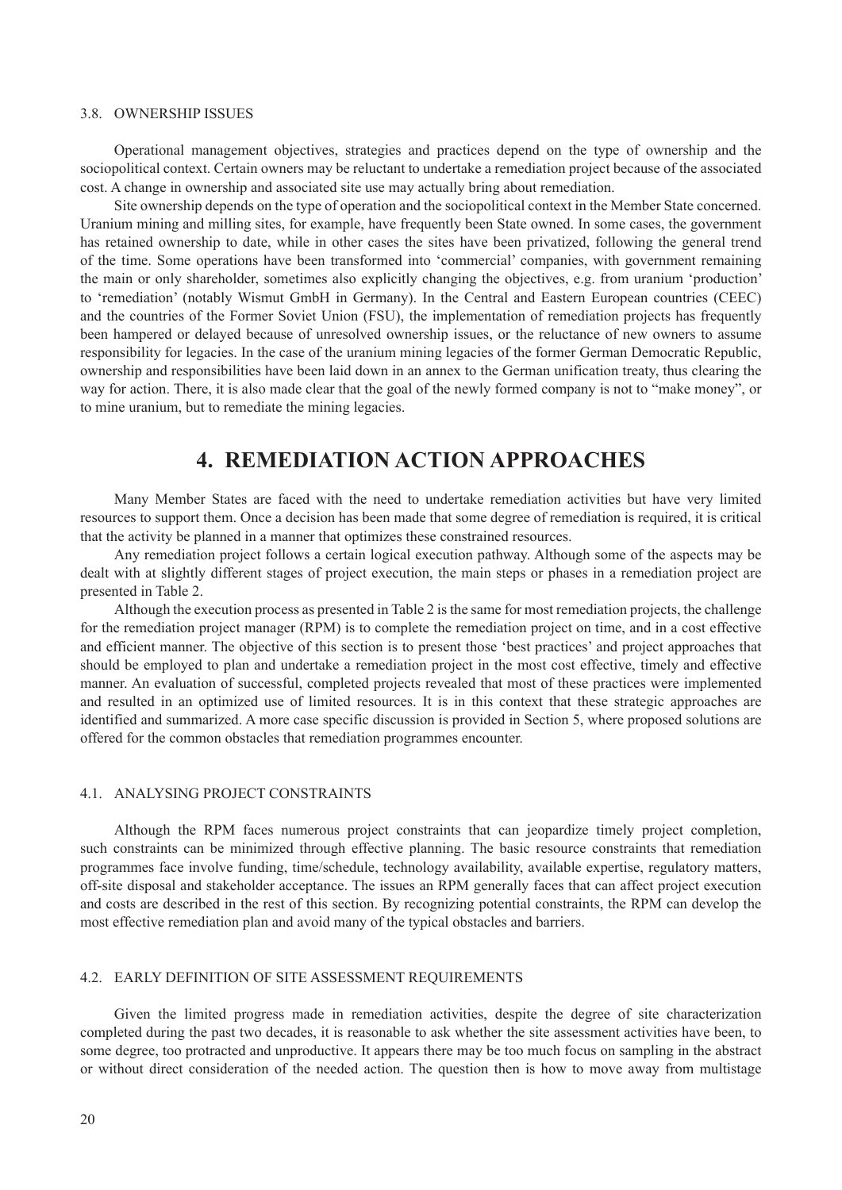### 3.8. OWNERSHIP ISSUES

Operational management objectives, strategies and practices depend on the type of ownership and the sociopolitical context. Certain owners may be reluctant to undertake a remediation project because of the associated cost. A change in ownership and associated site use may actually bring about remediation.

Site ownership depends on the type of operation and the sociopolitical context in the Member State concerned. Uranium mining and milling sites, for example, have frequently been State owned. In some cases, the government has retained ownership to date, while in other cases the sites have been privatized, following the general trend of the time. Some operations have been transformed into 'commercial' companies, with government remaining the main or only shareholder, sometimes also explicitly changing the objectives, e.g. from uranium 'production' to 'remediation' (notably Wismut GmbH in Germany). In the Central and Eastern European countries (CEEC) and the countries of the Former Soviet Union (FSU), the implementation of remediation projects has frequently been hampered or delayed because of unresolved ownership issues, or the reluctance of new owners to assume responsibility for legacies. In the case of the uranium mining legacies of the former German Democratic Republic, ownership and responsibilities have been laid down in an annex to the German unification treaty, thus clearing the way for action. There, it is also made clear that the goal of the newly formed company is not to "make money", or to mine uranium, but to remediate the mining legacies.

# 4. REMEDIATION ACTION APPROACHES

Many Member States are faced with the need to undertake remediation activities but have very limited resources to support them. Once a decision has been made that some degree of remediation is required, it is critical that the activity be planned in a manner that optimizes these constrained resources.

Any remediation project follows a certain logical execution pathway. Although some of the aspects may be dealt with at slightly different stages of project execution, the main steps or phases in a remediation project are presented in Table 2.

Although the execution process as presented in Table 2 is the same for most remediation projects, the challenge for the remediation project manager (RPM) is to complete the remediation project on time, and in a cost effective and efficient manner. The objective of this section is to present those 'best practices' and project approaches that should be employed to plan and undertake a remediation project in the most cost effective, timely and effective manner. An evaluation of successful, completed projects revealed that most of these practices were implemented and resulted in an optimized use of limited resources. It is in this context that these strategic approaches are identified and summarized. A more case specific discussion is provided in Section 5, where proposed solutions are offered for the common obstacles that remediation programmes encounter.

### 4.1. ANALYSING PROJECT CONSTRAINTS

Although the RPM faces numerous project constraints that can jeopardize timely project completion, such constraints can be minimized through effective planning. The basic resource constraints that remediation programmes face involve funding, time/schedule, technology availability, available expertise, regulatory matters, off-site disposal and stakeholder acceptance. The issues an RPM generally faces that can affect project execution and costs are described in the rest of this section. By recognizing potential constraints, the RPM can develop the most effective remediation plan and avoid many of the typical obstacles and barriers.

### 4.2. EARLY DEFINITION OF SITE ASSESSMENT REQUIREMENTS

Given the limited progress made in remediation activities, despite the degree of site characterization completed during the past two decades, it is reasonable to ask whether the site assessment activities have been, to some degree, too protracted and unproductive. It appears there may be too much focus on sampling in the abstract or without direct consideration of the needed action. The question then is how to move away from multistage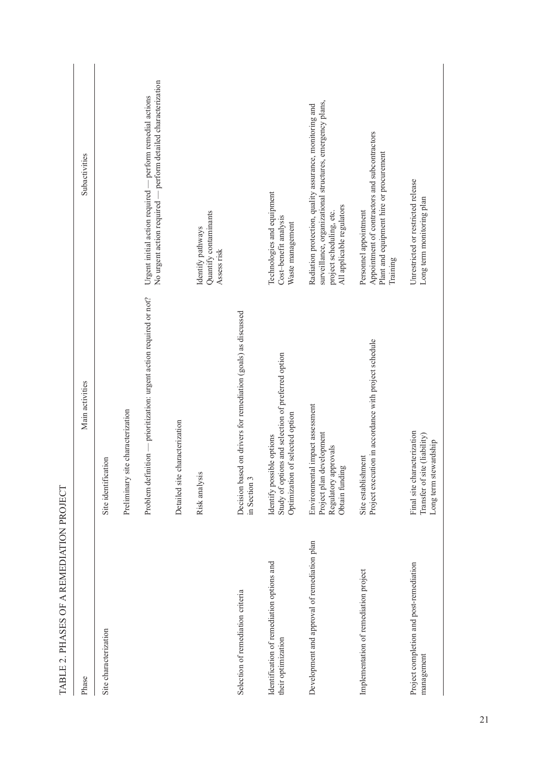TABLE 2. PHASES OF A REMEDIATION PROJECT

| Phase | Main activities | Subactivities |
|---|---|---|
| Site characterization | Site identification | |
| | Preliminary site characterization | |
| | Problem definition — prioritization: urgent action required or not? | Urgent initial action required — perform remedial actions<br>No urgent action required — perform detailed characterization |
| | Detailed site characterization | |
| | Risk analysis | Identify pathways<br>Quantify contaminants<br>Assess risk |
| Selection of remediation criteria | Decision based on drivers for remediation (goals) as discussed in Section 3 | |
| Identification of remediation options and their optimization | Identify possible options<br>Study of options and selection of preferred option<br>Optimization of selected option | Technologies and equipment<br>Cost–benefit analysis<br>Waste management |
| Development and approval of remediation plan | Environmental impact assessment<br>Project plan development<br>Regulatory approvals<br>Obtain funding | Radiation protection, quality assurance, monitoring and surveillance, organizational structures, emergency plans, project scheduling, etc.<br>All applicable regulators |
| Implementation of remediation project | Site establishment<br>Project execution in accordance with project schedule | Personnel appointment<br>Appointment of contractors and subcontractors<br>Plant and equipment hire or procurement<br>Training |
| Project completion and post-remediation management | Final site characterization<br>Transfer of site (liability)<br>Long term stewardship | Unrestricted or restricted release<br>Long term monitoring plan |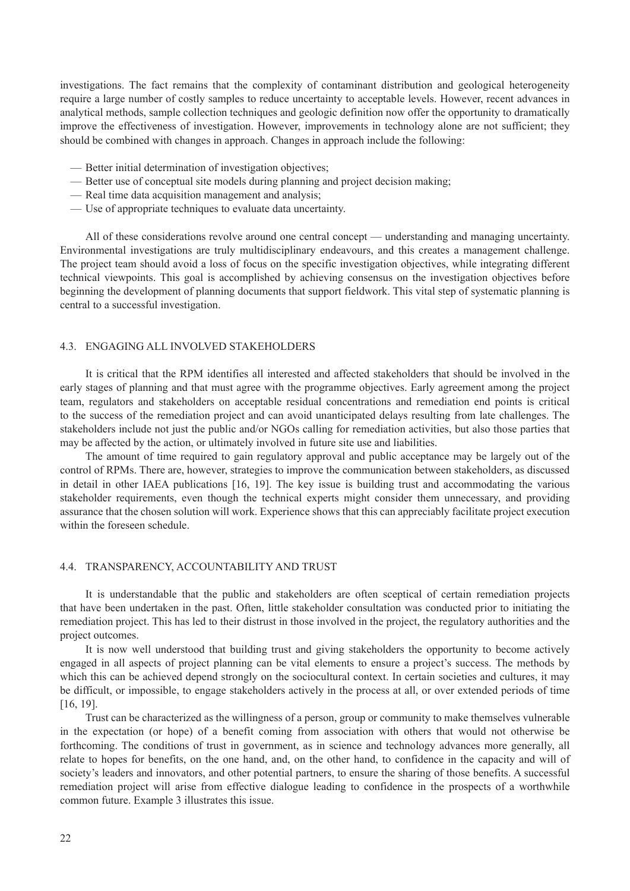investigations. The fact remains that the complexity of contaminant distribution and geological heterogeneity require a large number of costly samples to reduce uncertainty to acceptable levels. However, recent advances in analytical methods, sample collection techniques and geologic definition now offer the opportunity to dramatically improve the effectiveness of investigation. However, improvements in technology alone are not sufficient; they should be combined with changes in approach. Changes in approach include the following:

- Better initial determination of investigation objectives;
- Better use of conceptual site models during planning and project decision making;
- Real time data acquisition management and analysis;
- Use of appropriate techniques to evaluate data uncertainty.

All of these considerations revolve around one central concept — understanding and managing uncertainty. Environmental investigations are truly multidisciplinary endeavours, and this creates a management challenge. The project team should avoid a loss of focus on the specific investigation objectives, while integrating different technical viewpoints. This goal is accomplished by achieving consensus on the investigation objectives before beginning the development of planning documents that support fieldwork. This vital step of systematic planning is central to a successful investigation.

### 4.3. ENGAGING ALL INVOLVED STAKEHOLDERS

It is critical that the RPM identifies all interested and affected stakeholders that should be involved in the early stages of planning and that must agree with the programme objectives. Early agreement among the project team, regulators and stakeholders on acceptable residual concentrations and remediation end points is critical to the success of the remediation project and can avoid unanticipated delays resulting from late challenges. The stakeholders include not just the public and/or NGOs calling for remediation activities, but also those parties that may be affected by the action, or ultimately involved in future site use and liabilities.

The amount of time required to gain regulatory approval and public acceptance may be largely out of the control of RPMs. There are, however, strategies to improve the communication between stakeholders, as discussed in detail in other IAEA publications [16, 19]. The key issue is building trust and accommodating the various stakeholder requirements, even though the technical experts might consider them unnecessary, and providing assurance that the chosen solution will work. Experience shows that this can appreciably facilitate project execution within the foreseen schedule.

### 4.4. TRANSPARENCY, ACCOUNTABILITY AND TRUST

It is understandable that the public and stakeholders are often sceptical of certain remediation projects that have been undertaken in the past. Often, little stakeholder consultation was conducted prior to initiating the remediation project. This has led to their distrust in those involved in the project, the regulatory authorities and the project outcomes.

It is now well understood that building trust and giving stakeholders the opportunity to become actively engaged in all aspects of project planning can be vital elements to ensure a project's success. The methods by which this can be achieved depend strongly on the sociocultural context. In certain societies and cultures, it may be difficult, or impossible, to engage stakeholders actively in the process at all, or over extended periods of time [16, 19].

Trust can be characterized as the willingness of a person, group or community to make themselves vulnerable in the expectation (or hope) of a benefit coming from association with others that would not otherwise be forthcoming. The conditions of trust in government, as in science and technology advances more generally, all relate to hopes for benefits, on the one hand, and, on the other hand, to confidence in the capacity and will of society's leaders and innovators, and other potential partners, to ensure the sharing of those benefits. A successful remediation project will arise from effective dialogue leading to confidence in the prospects of a worthwhile common future. Example 3 illustrates this issue.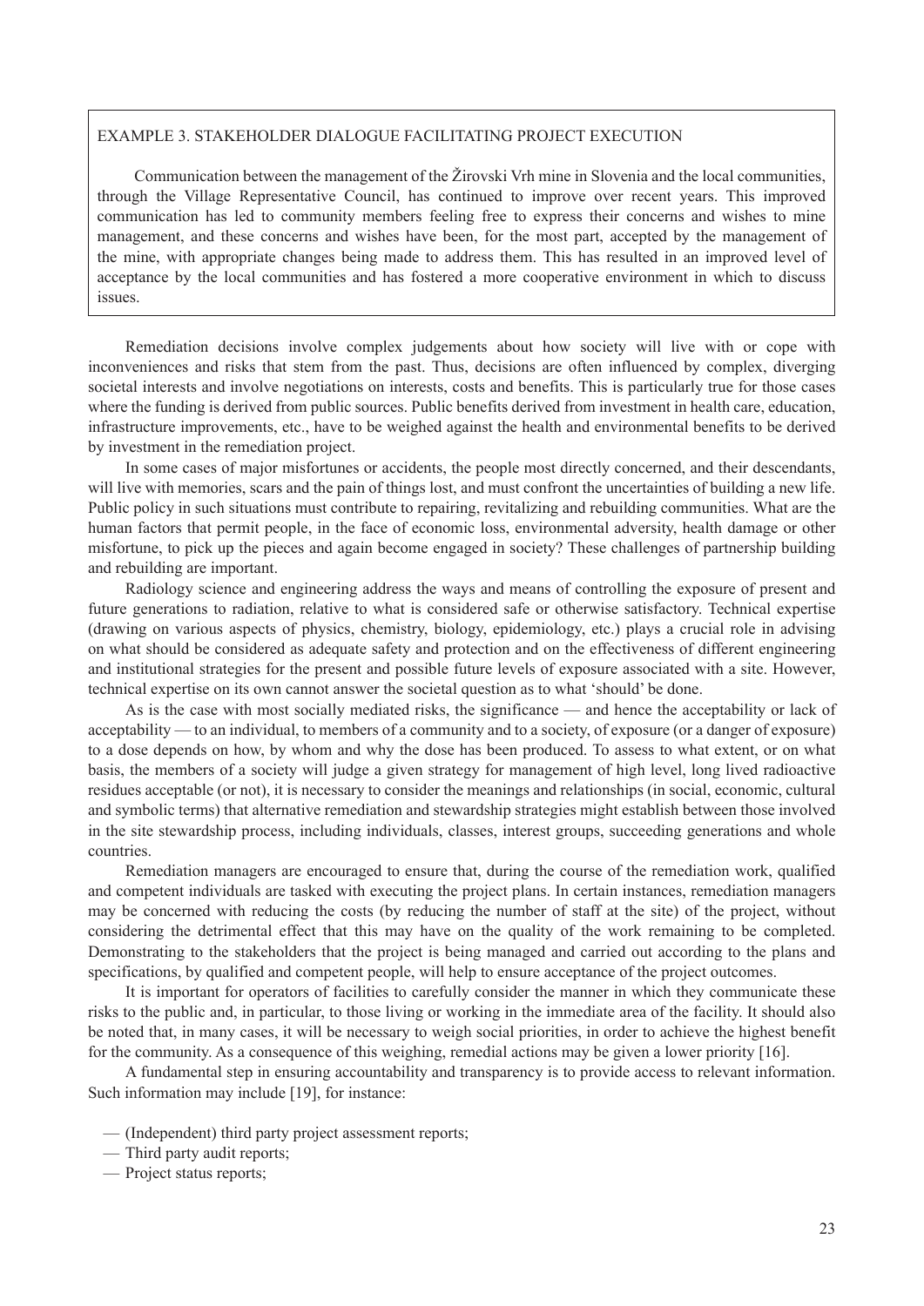EXAMPLE 3. STAKEHOLDER DIALOGUE FACILITATING PROJECT EXECUTION

Communication between the management of the Žirovski Vrh mine in Slovenia and the local communities, through the Village Representative Council, has continued to improve over recent years. This improved communication has led to community members feeling free to express their concerns and wishes to mine management, and these concerns and wishes have been, for the most part, accepted by the management of the mine, with appropriate changes being made to address them. This has resulted in an improved level of acceptance by the local communities and has fostered a more cooperative environment in which to discuss issues.

Remediation decisions involve complex judgements about how society will live with or cope with inconveniences and risks that stem from the past. Thus, decisions are often influenced by complex, diverging societal interests and involve negotiations on interests, costs and benefits. This is particularly true for those cases where the funding is derived from public sources. Public benefits derived from investment in health care, education, infrastructure improvements, etc., have to be weighed against the health and environmental benefits to be derived by investment in the remediation project.

In some cases of major misfortunes or accidents, the people most directly concerned, and their descendants, will live with memories, scars and the pain of things lost, and must confront the uncertainties of building a new life. Public policy in such situations must contribute to repairing, revitalizing and rebuilding communities. What are the human factors that permit people, in the face of economic loss, environmental adversity, health damage or other misfortune, to pick up the pieces and again become engaged in society? These challenges of partnership building and rebuilding are important.

Radiology science and engineering address the ways and means of controlling the exposure of present and future generations to radiation, relative to what is considered safe or otherwise satisfactory. Technical expertise (drawing on various aspects of physics, chemistry, biology, epidemiology, etc.) plays a crucial role in advising on what should be considered as adequate safety and protection and on the effectiveness of different engineering and institutional strategies for the present and possible future levels of exposure associated with a site. However, technical expertise on its own cannot answer the societal question as to what 'should' be done.

As is the case with most socially mediated risks, the significance — and hence the acceptability or lack of acceptability — to an individual, to members of a community and to a society, of exposure (or a danger of exposure) to a dose depends on how, by whom and why the dose has been produced. To assess to what extent, or on what basis, the members of a society will judge a given strategy for management of high level, long lived radioactive residues acceptable (or not), it is necessary to consider the meanings and relationships (in social, economic, cultural and symbolic terms) that alternative remediation and stewardship strategies might establish between those involved in the site stewardship process, including individuals, classes, interest groups, succeeding generations and whole countries.

Remediation managers are encouraged to ensure that, during the course of the remediation work, qualified and competent individuals are tasked with executing the project plans. In certain instances, remediation managers may be concerned with reducing the costs (by reducing the number of staff at the site) of the project, without considering the detrimental effect that this may have on the quality of the work remaining to be completed. Demonstrating to the stakeholders that the project is being managed and carried out according to the plans and specifications, by qualified and competent people, will help to ensure acceptance of the project outcomes.

It is important for operators of facilities to carefully consider the manner in which they communicate these risks to the public and, in particular, to those living or working in the immediate area of the facility. It should also be noted that, in many cases, it will be necessary to weigh social priorities, in order to achieve the highest benefit for the community. As a consequence of this weighing, remedial actions may be given a lower priority [16].

A fundamental step in ensuring accountability and transparency is to provide access to relevant information. Such information may include [19], for instance:

— (Independent) third party project assessment reports;
— Third party audit reports;
— Project status reports;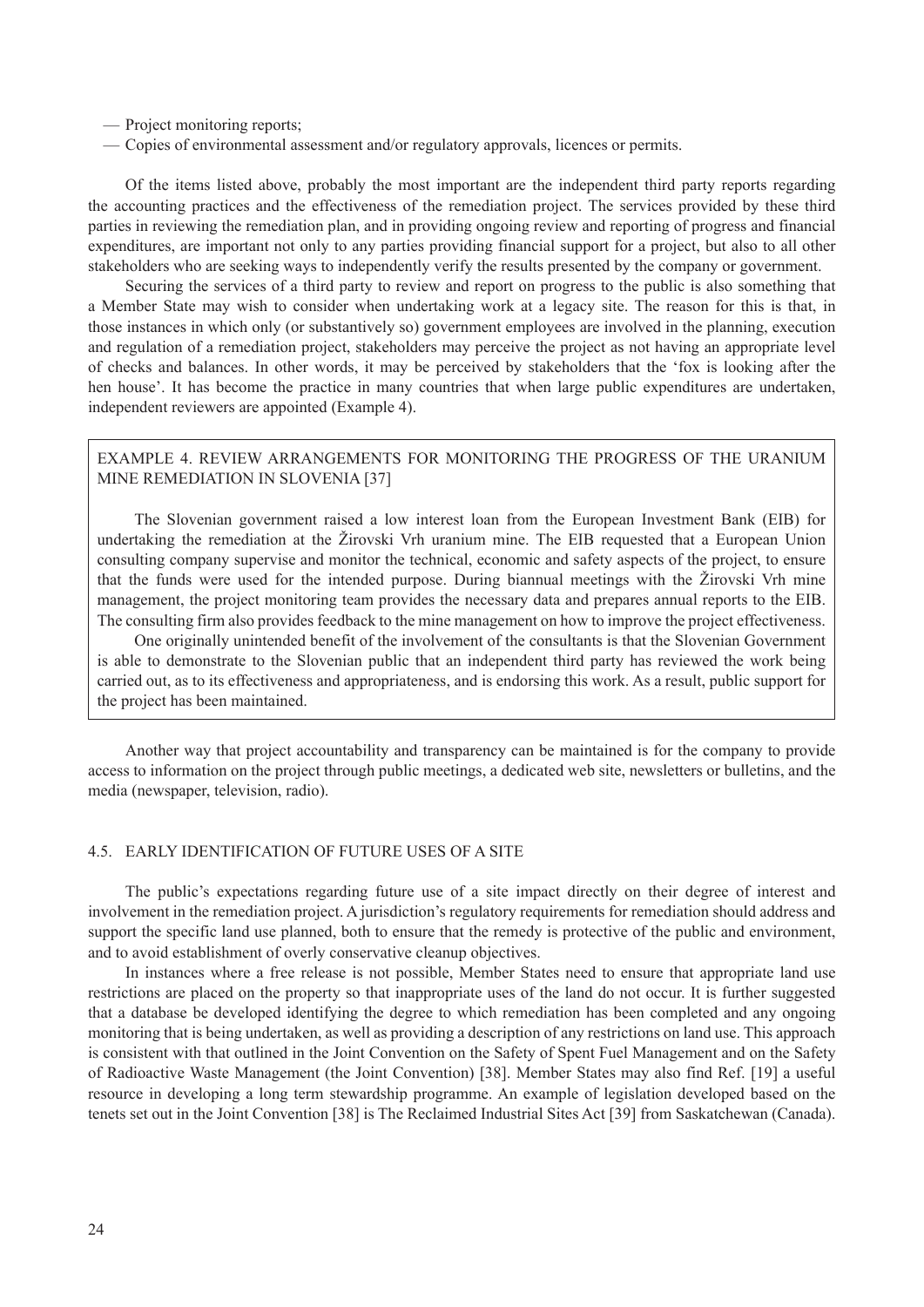— Project monitoring reports;
— Copies of environmental assessment and/or regulatory approvals, licences or permits.

Of the items listed above, probably the most important are the independent third party reports regarding the accounting practices and the effectiveness of the remediation project. The services provided by these third parties in reviewing the remediation plan, and in providing ongoing review and reporting of progress and financial expenditures, are important not only to any parties providing financial support for a project, but also to all other stakeholders who are seeking ways to independently verify the results presented by the company or government.

Securing the services of a third party to review and report on progress to the public is also something that a Member State may wish to consider when undertaking work at a legacy site. The reason for this is that, in those instances in which only (or substantively so) government employees are involved in the planning, execution and regulation of a remediation project, stakeholders may perceive the project as not having an appropriate level of checks and balances. In other words, it may be perceived by stakeholders that the 'fox is looking after the hen house'. It has become the practice in many countries that when large public expenditures are undertaken, independent reviewers are appointed (Example 4).

EXAMPLE 4. REVIEW ARRANGEMENTS FOR MONITORING THE PROGRESS OF THE URANIUM MINE REMEDIATION IN SLOVENIA [37]

The Slovenian government raised a low interest loan from the European Investment Bank (EIB) for undertaking the remediation at the Žirovski Vrh uranium mine. The EIB requested that a European Union consulting company supervise and monitor the technical, economic and safety aspects of the project, to ensure that the funds were used for the intended purpose. During biannual meetings with the Žirovski Vrh mine management, the project monitoring team provides the necessary data and prepares annual reports to the EIB. The consulting firm also provides feedback to the mine management on how to improve the project effectiveness.

One originally unintended benefit of the involvement of the consultants is that the Slovenian Government is able to demonstrate to the Slovenian public that an independent third party has reviewed the work being carried out, as to its effectiveness and appropriateness, and is endorsing this work. As a result, public support for the project has been maintained.

Another way that project accountability and transparency can be maintained is for the company to provide access to information on the project through public meetings, a dedicated web site, newsletters or bulletins, and the media (newspaper, television, radio).

### 4.5. EARLY IDENTIFICATION OF FUTURE USES OF A SITE

The public's expectations regarding future use of a site impact directly on their degree of interest and involvement in the remediation project. A jurisdiction's regulatory requirements for remediation should address and support the specific land use planned, both to ensure that the remedy is protective of the public and environment, and to avoid establishment of overly conservative cleanup objectives.

In instances where a free release is not possible, Member States need to ensure that appropriate land use restrictions are placed on the property so that inappropriate uses of the land do not occur. It is further suggested that a database be developed identifying the degree to which remediation has been completed and any ongoing monitoring that is being undertaken, as well as providing a description of any restrictions on land use. This approach is consistent with that outlined in the Joint Convention on the Safety of Spent Fuel Management and on the Safety of Radioactive Waste Management (the Joint Convention) [38]. Member States may also find Ref. [19] a useful resource in developing a long term stewardship programme. An example of legislation developed based on the tenets set out in the Joint Convention [38] is The Reclaimed Industrial Sites Act [39] from Saskatchewan (Canada).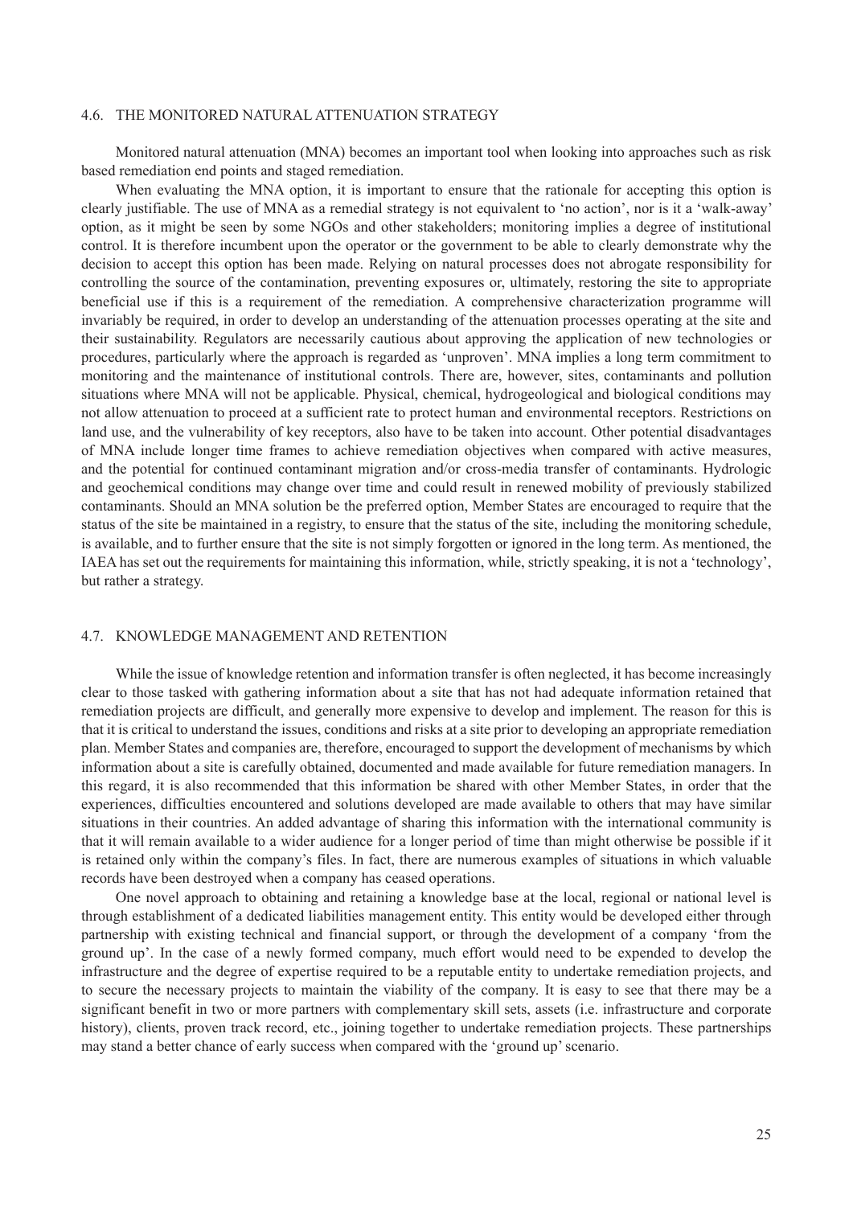### 4.6. THE MONITORED NATURAL ATTENUATION STRATEGY

Monitored natural attenuation (MNA) becomes an important tool when looking into approaches such as risk based remediation end points and staged remediation.

When evaluating the MNA option, it is important to ensure that the rationale for accepting this option is clearly justifiable. The use of MNA as a remedial strategy is not equivalent to 'no action', nor is it a 'walk-away' option, as it might be seen by some NGOs and other stakeholders; monitoring implies a degree of institutional control. It is therefore incumbent upon the operator or the government to be able to clearly demonstrate why the decision to accept this option has been made. Relying on natural processes does not abrogate responsibility for controlling the source of the contamination, preventing exposures or, ultimately, restoring the site to appropriate beneficial use if this is a requirement of the remediation. A comprehensive characterization programme will invariably be required, in order to develop an understanding of the attenuation processes operating at the site and their sustainability. Regulators are necessarily cautious about approving the application of new technologies or procedures, particularly where the approach is regarded as 'unproven'. MNA implies a long term commitment to monitoring and the maintenance of institutional controls. There are, however, sites, contaminants and pollution situations where MNA will not be applicable. Physical, chemical, hydrogeological and biological conditions may not allow attenuation to proceed at a sufficient rate to protect human and environmental receptors. Restrictions on land use, and the vulnerability of key receptors, also have to be taken into account. Other potential disadvantages of MNA include longer time frames to achieve remediation objectives when compared with active measures, and the potential for continued contaminant migration and/or cross-media transfer of contaminants. Hydrologic and geochemical conditions may change over time and could result in renewed mobility of previously stabilized contaminants. Should an MNA solution be the preferred option, Member States are encouraged to require that the status of the site be maintained in a registry, to ensure that the status of the site, including the monitoring schedule, is available, and to further ensure that the site is not simply forgotten or ignored in the long term. As mentioned, the IAEA has set out the requirements for maintaining this information, while, strictly speaking, it is not a 'technology', but rather a strategy.

### 4.7. KNOWLEDGE MANAGEMENT AND RETENTION

While the issue of knowledge retention and information transfer is often neglected, it has become increasingly clear to those tasked with gathering information about a site that has not had adequate information retained that remediation projects are difficult, and generally more expensive to develop and implement. The reason for this is that it is critical to understand the issues, conditions and risks at a site prior to developing an appropriate remediation plan. Member States and companies are, therefore, encouraged to support the development of mechanisms by which information about a site is carefully obtained, documented and made available for future remediation managers. In this regard, it is also recommended that this information be shared with other Member States, in order that the experiences, difficulties encountered and solutions developed are made available to others that may have similar situations in their countries. An added advantage of sharing this information with the international community is that it will remain available to a wider audience for a longer period of time than might otherwise be possible if it is retained only within the company's files. In fact, there are numerous examples of situations in which valuable records have been destroyed when a company has ceased operations.

One novel approach to obtaining and retaining a knowledge base at the local, regional or national level is through establishment of a dedicated liabilities management entity. This entity would be developed either through partnership with existing technical and financial support, or through the development of a company 'from the ground up'. In the case of a newly formed company, much effort would need to be expended to develop the infrastructure and the degree of expertise required to be a reputable entity to undertake remediation projects, and to secure the necessary projects to maintain the viability of the company. It is easy to see that there may be a significant benefit in two or more partners with complementary skill sets, assets (i.e. infrastructure and corporate history), clients, proven track record, etc., joining together to undertake remediation projects. These partnerships may stand a better chance of early success when compared with the 'ground up' scenario.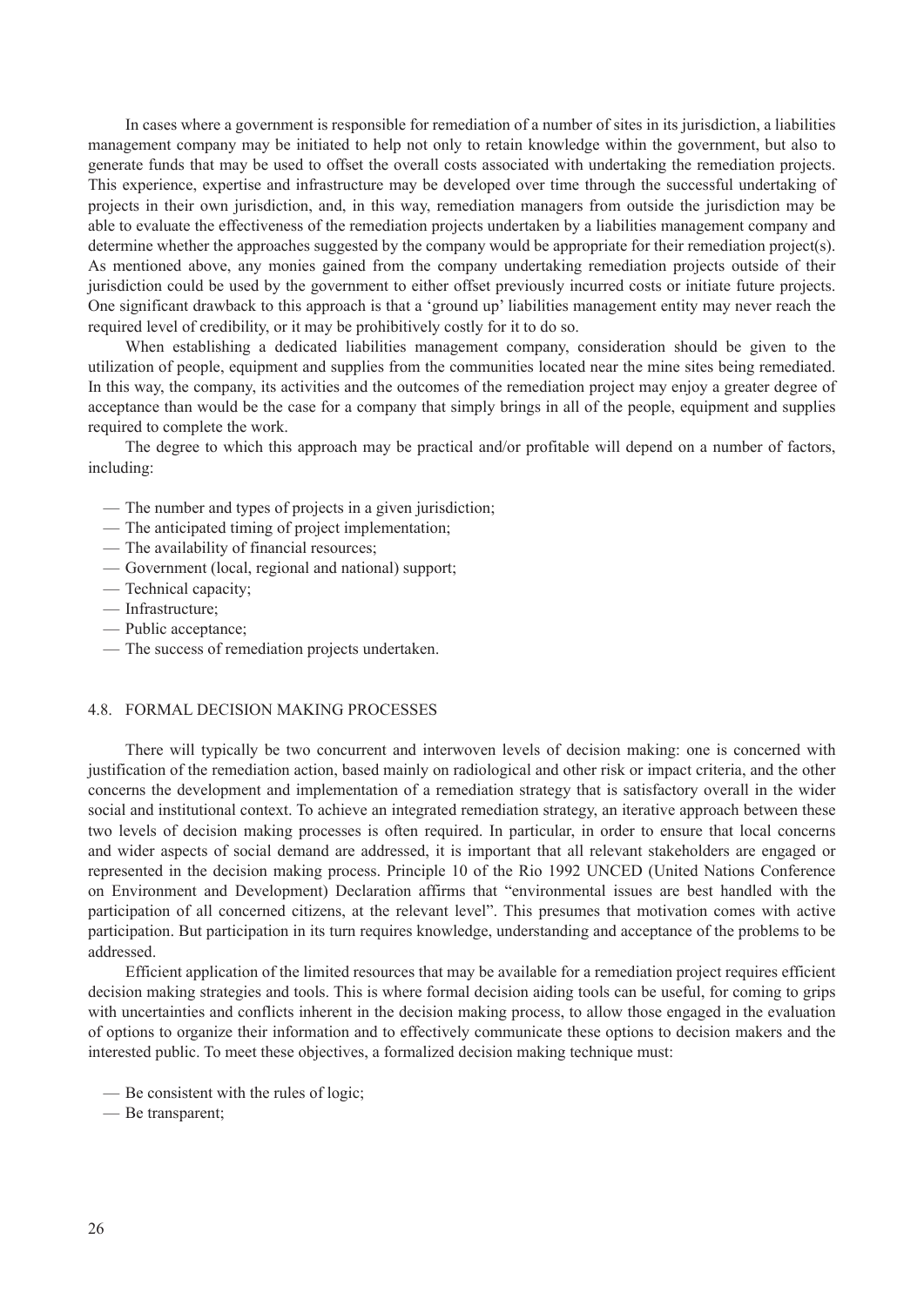In cases where a government is responsible for remediation of a number of sites in its jurisdiction, a liabilities management company may be initiated to help not only to retain knowledge within the government, but also to generate funds that may be used to offset the overall costs associated with undertaking the remediation projects. This experience, expertise and infrastructure may be developed over time through the successful undertaking of projects in their own jurisdiction, and, in this way, remediation managers from outside the jurisdiction may be able to evaluate the effectiveness of the remediation projects undertaken by a liabilities management company and determine whether the approaches suggested by the company would be appropriate for their remediation project(s). As mentioned above, any monies gained from the company undertaking remediation projects outside of their jurisdiction could be used by the government to either offset previously incurred costs or initiate future projects. One significant drawback to this approach is that a 'ground up' liabilities management entity may never reach the required level of credibility, or it may be prohibitively costly for it to do so.

When establishing a dedicated liabilities management company, consideration should be given to the utilization of people, equipment and supplies from the communities located near the mine sites being remediated. In this way, the company, its activities and the outcomes of the remediation project may enjoy a greater degree of acceptance than would be the case for a company that simply brings in all of the people, equipment and supplies required to complete the work.

The degree to which this approach may be practical and/or profitable will depend on a number of factors, including:

- The number and types of projects in a given jurisdiction;
- The anticipated timing of project implementation;
- The availability of financial resources;
- Government (local, regional and national) support;
- Technical capacity;
- Infrastructure;
- Public acceptance;
- The success of remediation projects undertaken.

## 4.8. FORMAL DECISION MAKING PROCESSES

There will typically be two concurrent and interwoven levels of decision making: one is concerned with justification of the remediation action, based mainly on radiological and other risk or impact criteria, and the other concerns the development and implementation of a remediation strategy that is satisfactory overall in the wider social and institutional context. To achieve an integrated remediation strategy, an iterative approach between these two levels of decision making processes is often required. In particular, in order to ensure that local concerns and wider aspects of social demand are addressed, it is important that all relevant stakeholders are engaged or represented in the decision making process. Principle 10 of the Rio 1992 UNCED (United Nations Conference on Environment and Development) Declaration affirms that "environmental issues are best handled with the participation of all concerned citizens, at the relevant level". This presumes that motivation comes with active participation. But participation in its turn requires knowledge, understanding and acceptance of the problems to be addressed.

Efficient application of the limited resources that may be available for a remediation project requires efficient decision making strategies and tools. This is where formal decision aiding tools can be useful, for coming to grips with uncertainties and conflicts inherent in the decision making process, to allow those engaged in the evaluation of options to organize their information and to effectively communicate these options to decision makers and the interested public. To meet these objectives, a formalized decision making technique must:

- Be consistent with the rules of logic;
- Be transparent;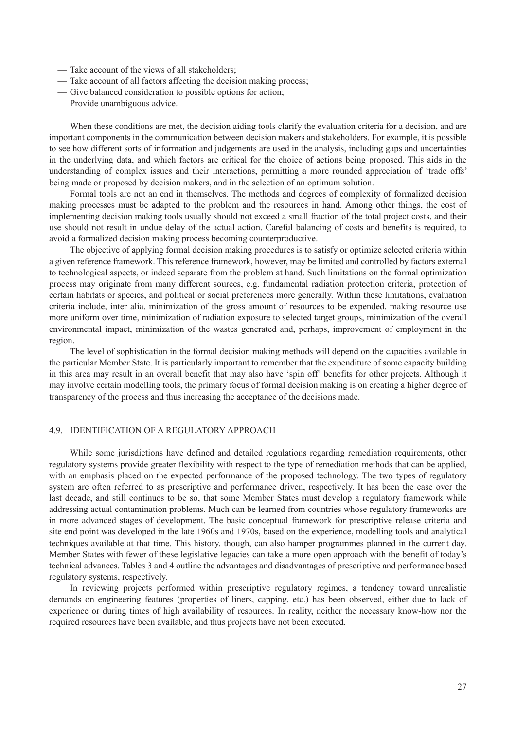- Take account of the views of all stakeholders;
- Take account of all factors affecting the decision making process;
- Give balanced consideration to possible options for action;
- Provide unambiguous advice.

When these conditions are met, the decision aiding tools clarify the evaluation criteria for a decision, and are important components in the communication between decision makers and stakeholders. For example, it is possible to see how different sorts of information and judgements are used in the analysis, including gaps and uncertainties in the underlying data, and which factors are critical for the choice of actions being proposed. This aids in the understanding of complex issues and their interactions, permitting a more rounded appreciation of 'trade offs' being made or proposed by decision makers, and in the selection of an optimum solution.

Formal tools are not an end in themselves. The methods and degrees of complexity of formalized decision making processes must be adapted to the problem and the resources in hand. Among other things, the cost of implementing decision making tools usually should not exceed a small fraction of the total project costs, and their use should not result in undue delay of the actual action. Careful balancing of costs and benefits is required, to avoid a formalized decision making process becoming counterproductive.

The objective of applying formal decision making procedures is to satisfy or optimize selected criteria within a given reference framework. This reference framework, however, may be limited and controlled by factors external to technological aspects, or indeed separate from the problem at hand. Such limitations on the formal optimization process may originate from many different sources, e.g. fundamental radiation protection criteria, protection of certain habitats or species, and political or social preferences more generally. Within these limitations, evaluation criteria include, inter alia, minimization of the gross amount of resources to be expended, making resource use more uniform over time, minimization of radiation exposure to selected target groups, minimization of the overall environmental impact, minimization of the wastes generated and, perhaps, improvement of employment in the region.

The level of sophistication in the formal decision making methods will depend on the capacities available in the particular Member State. It is particularly important to remember that the expenditure of some capacity building in this area may result in an overall benefit that may also have 'spin off' benefits for other projects. Although it may involve certain modelling tools, the primary focus of formal decision making is on creating a higher degree of transparency of the process and thus increasing the acceptance of the decisions made.

### 4.9. IDENTIFICATION OF A REGULATORY APPROACH

While some jurisdictions have defined and detailed regulations regarding remediation requirements, other regulatory systems provide greater flexibility with respect to the type of remediation methods that can be applied, with an emphasis placed on the expected performance of the proposed technology. The two types of regulatory system are often referred to as prescriptive and performance driven, respectively. It has been the case over the last decade, and still continues to be so, that some Member States must develop a regulatory framework while addressing actual contamination problems. Much can be learned from countries whose regulatory frameworks are in more advanced stages of development. The basic conceptual framework for prescriptive release criteria and site end point was developed in the late 1960s and 1970s, based on the experience, modelling tools and analytical techniques available at that time. This history, though, can also hamper programmes planned in the current day. Member States with fewer of these legislative legacies can take a more open approach with the benefit of today's technical advances. Tables 3 and 4 outline the advantages and disadvantages of prescriptive and performance based regulatory systems, respectively.

In reviewing projects performed within prescriptive regulatory regimes, a tendency toward unrealistic demands on engineering features (properties of liners, capping, etc.) has been observed, either due to lack of experience or during times of high availability of resources. In reality, neither the necessary know-how nor the required resources have been available, and thus projects have not been executed.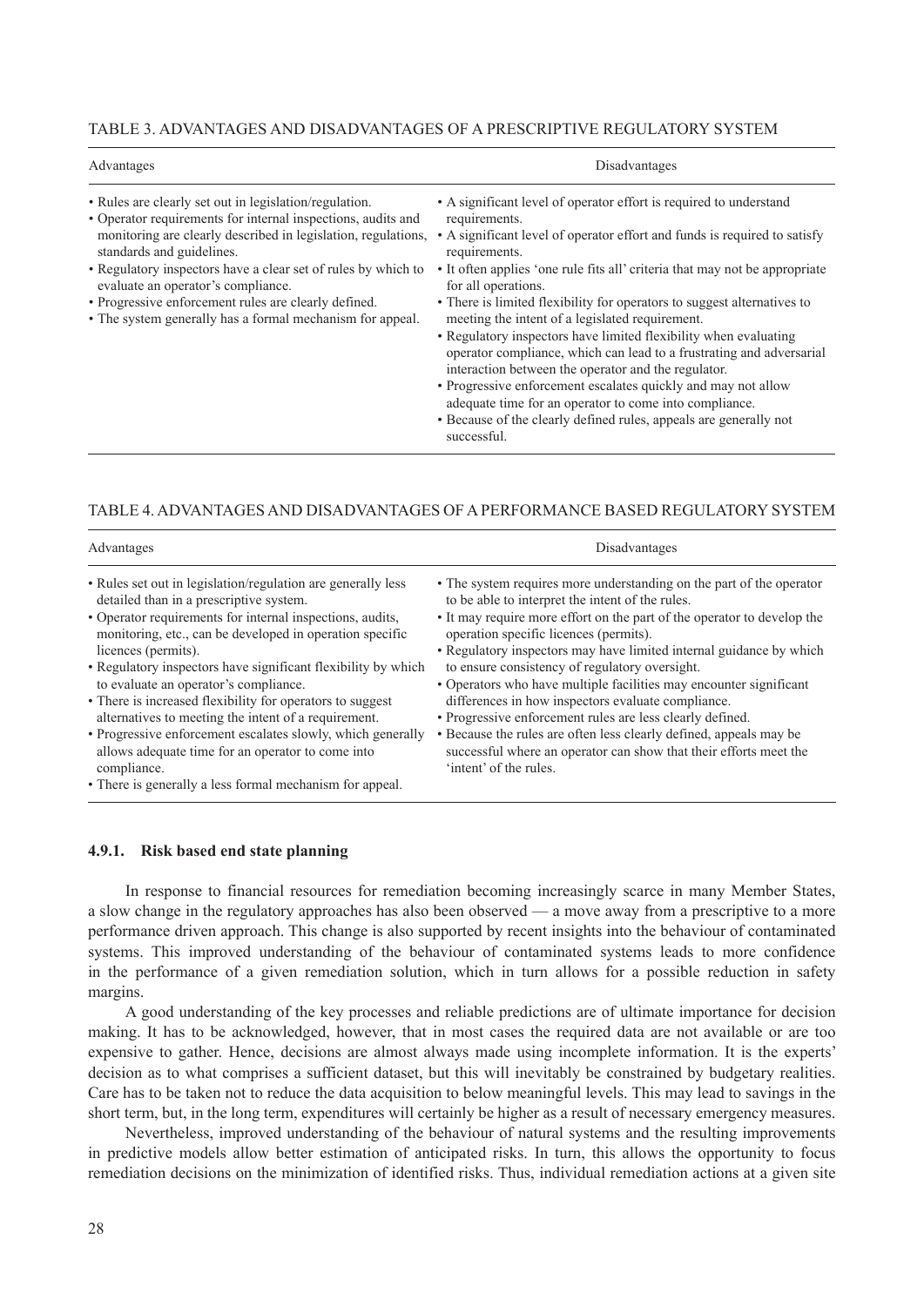TABLE 3. ADVANTAGES AND DISADVANTAGES OF A PRESCRIPTIVE REGULATORY SYSTEM

| Advantages | Disadvantages |
| --- | --- |
| • Rules are clearly set out in legislation/regulation.<br>• Operator requirements for internal inspections, audits and monitoring are clearly described in legislation, regulations, standards and guidelines.<br>• Regulatory inspectors have a clear set of rules by which to evaluate an operator's compliance.<br>• Progressive enforcement rules are clearly defined.<br>• The system generally has a formal mechanism for appeal. | • A significant level of operator effort is required to understand requirements.<br>• A significant level of operator effort and funds is required to satisfy requirements.<br>• It often applies 'one rule fits all' criteria that may not be appropriate for all operations.<br>• There is limited flexibility for operators to suggest alternatives to meeting the intent of a legislated requirement.<br>• Regulatory inspectors have limited flexibility when evaluating operator compliance, which can lead to a frustrating and adversarial interaction between the operator and the regulator.<br>• Progressive enforcement escalates quickly and may not allow adequate time for an operator to come into compliance.<br>• Because of the clearly defined rules, appeals are generally not successful. |

TABLE 4. ADVANTAGES AND DISADVANTAGES OF A PERFORMANCE BASED REGULATORY SYSTEM

| Advantages | Disadvantages |
| --- | --- |
| • Rules set out in legislation/regulation are generally less detailed than in a prescriptive system.<br>• Operator requirements for internal inspections, audits, monitoring, etc., can be developed in operation specific licences (permits).<br>• Regulatory inspectors have significant flexibility by which to evaluate an operator's compliance.<br>• There is increased flexibility for operators to suggest alternatives to meeting the intent of a requirement.<br>• Progressive enforcement escalates slowly, which generally allows adequate time for an operator to come into compliance.<br>• There is generally a less formal mechanism for appeal. | • The system requires more understanding on the part of the operator to be able to interpret the intent of the rules.<br>• It may require more effort on the part of the operator to develop the operation specific licences (permits).<br>• Regulatory inspectors may have limited internal guidance by which to ensure consistency of regulatory oversight.<br>• Operators who have multiple facilities may encounter significant differences in how inspectors evaluate compliance.<br>• Progressive enforcement rules are less clearly defined.<br>• Because the rules are often less clearly defined, appeals may be successful where an operator can show that their efforts meet the 'intent' of the rules. |

### 4.9.1. Risk based end state planning

In response to financial resources for remediation becoming increasingly scarce in many Member States, a slow change in the regulatory approaches has also been observed — a move away from a prescriptive to a more performance driven approach. This change is also supported by recent insights into the behaviour of contaminated systems. This improved understanding of the behaviour of contaminated systems leads to more confidence in the performance of a given remediation solution, which in turn allows for a possible reduction in safety margins.

A good understanding of the key processes and reliable predictions are of ultimate importance for decision making. It has to be acknowledged, however, that in most cases the required data are not available or are too expensive to gather. Hence, decisions are almost always made using incomplete information. It is the experts' decision as to what comprises a sufficient dataset, but this will inevitably be constrained by budgetary realities. Care has to be taken not to reduce the data acquisition to below meaningful levels. This may lead to savings in the short term, but, in the long term, expenditures will certainly be higher as a result of necessary emergency measures.

Nevertheless, improved understanding of the behaviour of natural systems and the resulting improvements in predictive models allow better estimation of anticipated risks. In turn, this allows the opportunity to focus remediation decisions on the minimization of identified risks. Thus, individual remediation actions at a given site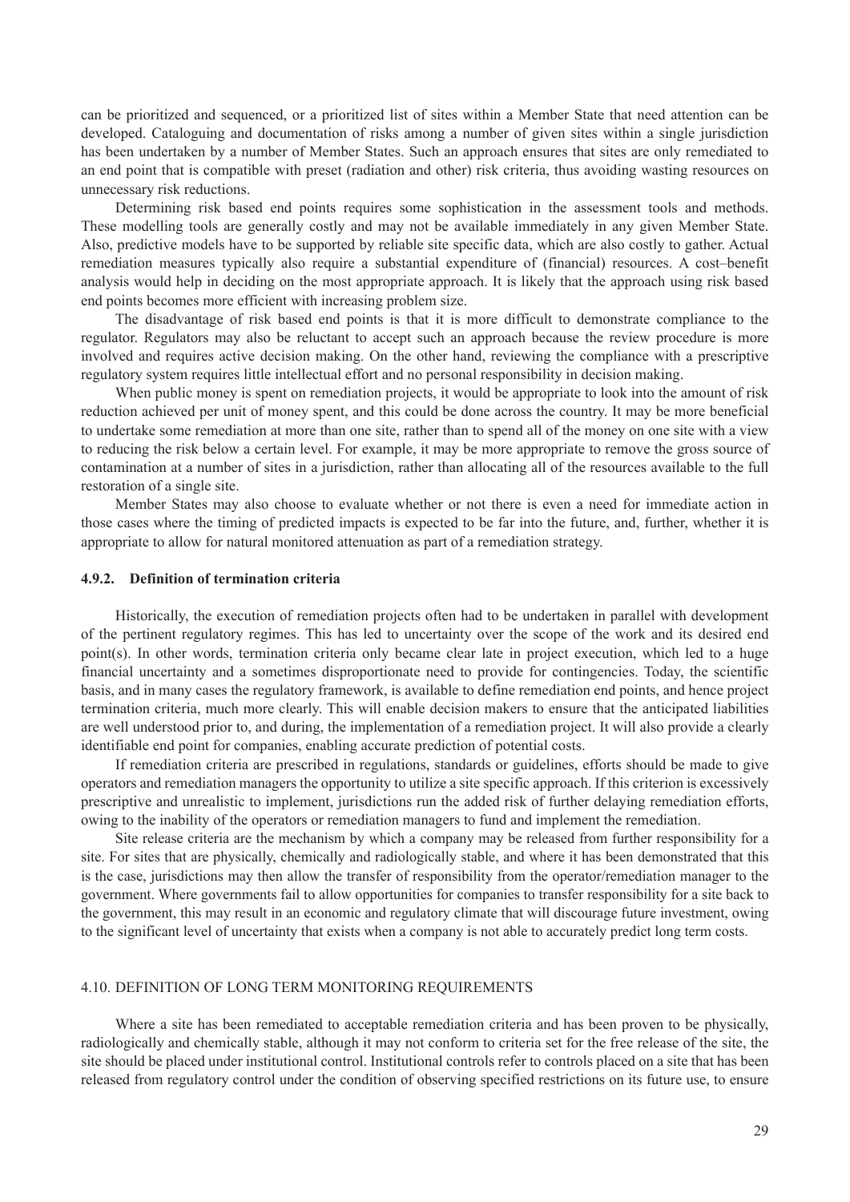can be prioritized and sequenced, or a prioritized list of sites within a Member State that need attention can be developed. Cataloguing and documentation of risks among a number of given sites within a single jurisdiction has been undertaken by a number of Member States. Such an approach ensures that sites are only remediated to an end point that is compatible with preset (radiation and other) risk criteria, thus avoiding wasting resources on unnecessary risk reductions.

Determining risk based end points requires some sophistication in the assessment tools and methods. These modelling tools are generally costly and may not be available immediately in any given Member State. Also, predictive models have to be supported by reliable site specific data, which are also costly to gather. Actual remediation measures typically also require a substantial expenditure of (financial) resources. A cost–benefit analysis would help in deciding on the most appropriate approach. It is likely that the approach using risk based end points becomes more efficient with increasing problem size.

The disadvantage of risk based end points is that it is more difficult to demonstrate compliance to the regulator. Regulators may also be reluctant to accept such an approach because the review procedure is more involved and requires active decision making. On the other hand, reviewing the compliance with a prescriptive regulatory system requires little intellectual effort and no personal responsibility in decision making.

When public money is spent on remediation projects, it would be appropriate to look into the amount of risk reduction achieved per unit of money spent, and this could be done across the country. It may be more beneficial to undertake some remediation at more than one site, rather than to spend all of the money on one site with a view to reducing the risk below a certain level. For example, it may be more appropriate to remove the gross source of contamination at a number of sites in a jurisdiction, rather than allocating all of the resources available to the full restoration of a single site.

Member States may also choose to evaluate whether or not there is even a need for immediate action in those cases where the timing of predicted impacts is expected to be far into the future, and, further, whether it is appropriate to allow for natural monitored attenuation as part of a remediation strategy.

#### 4.9.2. Definition of termination criteria

Historically, the execution of remediation projects often had to be undertaken in parallel with development of the pertinent regulatory regimes. This has led to uncertainty over the scope of the work and its desired end point(s). In other words, termination criteria only became clear late in project execution, which led to a huge financial uncertainty and a sometimes disproportionate need to provide for contingencies. Today, the scientific basis, and in many cases the regulatory framework, is available to define remediation end points, and hence project termination criteria, much more clearly. This will enable decision makers to ensure that the anticipated liabilities are well understood prior to, and during, the implementation of a remediation project. It will also provide a clearly identifiable end point for companies, enabling accurate prediction of potential costs.

If remediation criteria are prescribed in regulations, standards or guidelines, efforts should be made to give operators and remediation managers the opportunity to utilize a site specific approach. If this criterion is excessively prescriptive and unrealistic to implement, jurisdictions run the added risk of further delaying remediation efforts, owing to the inability of the operators or remediation managers to fund and implement the remediation.

Site release criteria are the mechanism by which a company may be released from further responsibility for a site. For sites that are physically, chemically and radiologically stable, and where it has been demonstrated that this is the case, jurisdictions may then allow the transfer of responsibility from the operator/remediation manager to the government. Where governments fail to allow opportunities for companies to transfer responsibility for a site back to the government, this may result in an economic and regulatory climate that will discourage future investment, owing to the significant level of uncertainty that exists when a company is not able to accurately predict long term costs.

### 4.10. DEFINITION OF LONG TERM MONITORING REQUIREMENTS

Where a site has been remediated to acceptable remediation criteria and has been proven to be physically, radiologically and chemically stable, although it may not conform to criteria set for the free release of the site, the site should be placed under institutional control. Institutional controls refer to controls placed on a site that has been released from regulatory control under the condition of observing specified restrictions on its future use, to ensure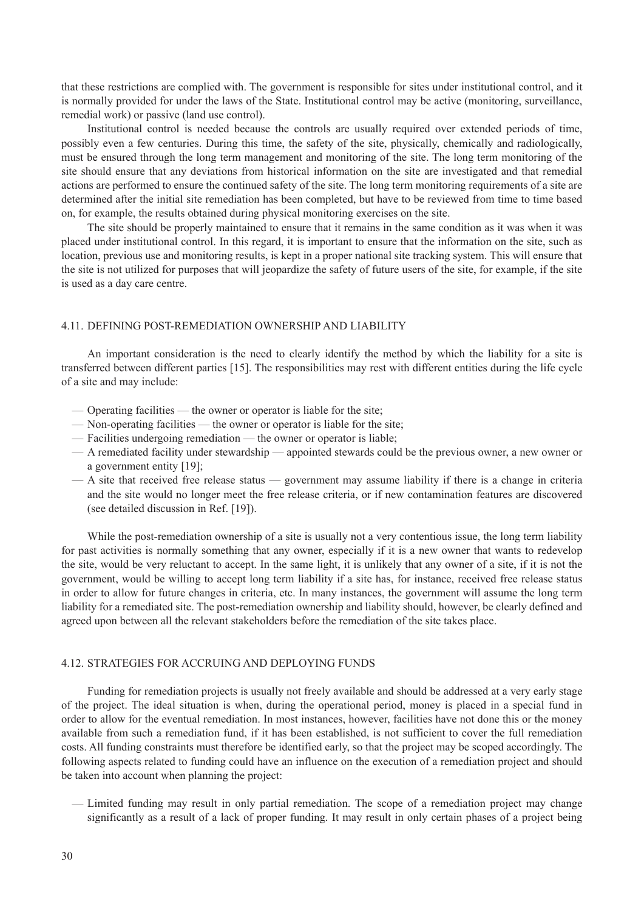that these restrictions are complied with. The government is responsible for sites under institutional control, and it is normally provided for under the laws of the State. Institutional control may be active (monitoring, surveillance, remedial work) or passive (land use control).

Institutional control is needed because the controls are usually required over extended periods of time, possibly even a few centuries. During this time, the safety of the site, physically, chemically and radiologically, must be ensured through the long term management and monitoring of the site. The long term monitoring of the site should ensure that any deviations from historical information on the site are investigated and that remedial actions are performed to ensure the continued safety of the site. The long term monitoring requirements of a site are determined after the initial site remediation has been completed, but have to be reviewed from time to time based on, for example, the results obtained during physical monitoring exercises on the site.

The site should be properly maintained to ensure that it remains in the same condition as it was when it was placed under institutional control. In this regard, it is important to ensure that the information on the site, such as location, previous use and monitoring results, is kept in a proper national site tracking system. This will ensure that the site is not utilized for purposes that will jeopardize the safety of future users of the site, for example, if the site is used as a day care centre.

## 4.11. DEFINING POST-REMEDIATION OWNERSHIP AND LIABILITY

An important consideration is the need to clearly identify the method by which the liability for a site is transferred between different parties [15]. The responsibilities may rest with different entities during the life cycle of a site and may include:

- Operating facilities — the owner or operator is liable for the site;
- Non-operating facilities — the owner or operator is liable for the site;
- Facilities undergoing remediation — the owner or operator is liable;
- A remediated facility under stewardship — appointed stewards could be the previous owner, a new owner or a government entity [19];
- A site that received free release status — government may assume liability if there is a change in criteria and the site would no longer meet the free release criteria, or if new contamination features are discovered (see detailed discussion in Ref. [19]).

While the post-remediation ownership of a site is usually not a very contentious issue, the long term liability for past activities is normally something that any owner, especially if it is a new owner that wants to redevelop the site, would be very reluctant to accept. In the same light, it is unlikely that any owner of a site, if it is not the government, would be willing to accept long term liability if a site has, for instance, received free release status in order to allow for future changes in criteria, etc. In many instances, the government will assume the long term liability for a remediated site. The post-remediation ownership and liability should, however, be clearly defined and agreed upon between all the relevant stakeholders before the remediation of the site takes place.

## 4.12. STRATEGIES FOR ACCRUING AND DEPLOYING FUNDS

Funding for remediation projects is usually not freely available and should be addressed at a very early stage of the project. The ideal situation is when, during the operational period, money is placed in a special fund in order to allow for the eventual remediation. In most instances, however, facilities have not done this or the money available from such a remediation fund, if it has been established, is not sufficient to cover the full remediation costs. All funding constraints must therefore be identified early, so that the project may be scoped accordingly. The following aspects related to funding could have an influence on the execution of a remediation project and should be taken into account when planning the project:

- Limited funding may result in only partial remediation. The scope of a remediation project may change significantly as a result of a lack of proper funding. It may result in only certain phases of a project being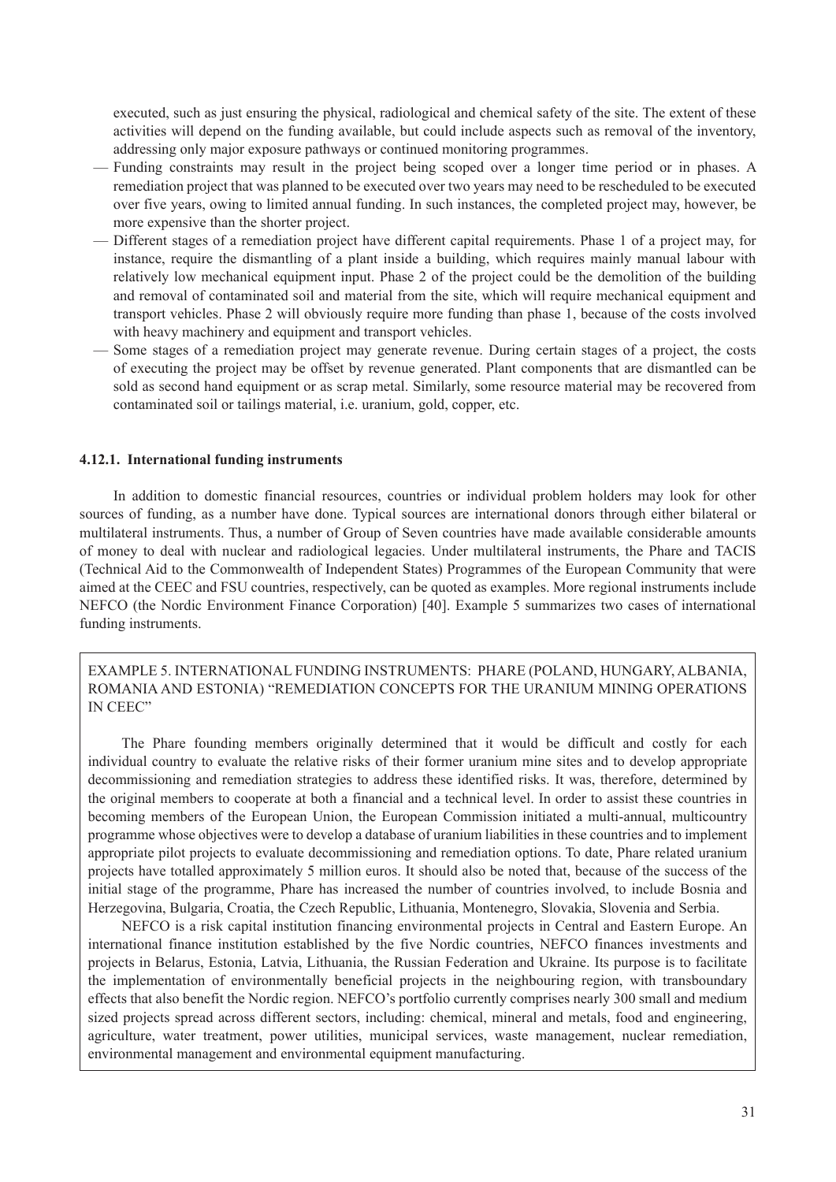executed, such as just ensuring the physical, radiological and chemical safety of the site. The extent of these activities will depend on the funding available, but could include aspects such as removal of the inventory, addressing only major exposure pathways or continued monitoring programmes.

- Funding constraints may result in the project being scoped over a longer time period or in phases. A remediation project that was planned to be executed over two years may need to be rescheduled to be executed over five years, owing to limited annual funding. In such instances, the completed project may, however, be more expensive than the shorter project.
- Different stages of a remediation project have different capital requirements. Phase 1 of a project may, for instance, require the dismantling of a plant inside a building, which requires mainly manual labour with relatively low mechanical equipment input. Phase 2 of the project could be the demolition of the building and removal of contaminated soil and material from the site, which will require mechanical equipment and transport vehicles. Phase 2 will obviously require more funding than phase 1, because of the costs involved with heavy machinery and equipment and transport vehicles.
- Some stages of a remediation project may generate revenue. During certain stages of a project, the costs of executing the project may be offset by revenue generated. Plant components that are dismantled can be sold as second hand equipment or as scrap metal. Similarly, some resource material may be recovered from contaminated soil or tailings material, i.e. uranium, gold, copper, etc.

#### 4.12.1. International funding instruments

In addition to domestic financial resources, countries or individual problem holders may look for other sources of funding, as a number have done. Typical sources are international donors through either bilateral or multilateral instruments. Thus, a number of Group of Seven countries have made available considerable amounts of money to deal with nuclear and radiological legacies. Under multilateral instruments, the Phare and TACIS (Technical Aid to the Commonwealth of Independent States) Programmes of the European Community that were aimed at the CEEC and FSU countries, respectively, can be quoted as examples. More regional instruments include NEFCO (the Nordic Environment Finance Corporation) [40]. Example 5 summarizes two cases of international funding instruments.

EXAMPLE 5. INTERNATIONAL FUNDING INSTRUMENTS: PHARE (POLAND, HUNGARY, ALBANIA, ROMANIA AND ESTONIA) "REMEDIATION CONCEPTS FOR THE URANIUM MINING OPERATIONS IN CEEC"

The Phare founding members originally determined that it would be difficult and costly for each individual country to evaluate the relative risks of their former uranium mine sites and to develop appropriate decommissioning and remediation strategies to address these identified risks. It was, therefore, determined by the original members to cooperate at both a financial and a technical level. In order to assist these countries in becoming members of the European Union, the European Commission initiated a multi-annual, multicountry programme whose objectives were to develop a database of uranium liabilities in these countries and to implement appropriate pilot projects to evaluate decommissioning and remediation options. To date, Phare related uranium projects have totalled approximately 5 million euros. It should also be noted that, because of the success of the initial stage of the programme, Phare has increased the number of countries involved, to include Bosnia and Herzegovina, Bulgaria, Croatia, the Czech Republic, Lithuania, Montenegro, Slovakia, Slovenia and Serbia.

NEFCO is a risk capital institution financing environmental projects in Central and Eastern Europe. An international finance institution established by the five Nordic countries, NEFCO finances investments and projects in Belarus, Estonia, Latvia, Lithuania, the Russian Federation and Ukraine. Its purpose is to facilitate the implementation of environmentally beneficial projects in the neighbouring region, with transboundary effects that also benefit the Nordic region. NEFCO's portfolio currently comprises nearly 300 small and medium sized projects spread across different sectors, including: chemical, mineral and metals, food and engineering, agriculture, water treatment, power utilities, municipal services, waste management, nuclear remediation, environmental management and environmental equipment manufacturing.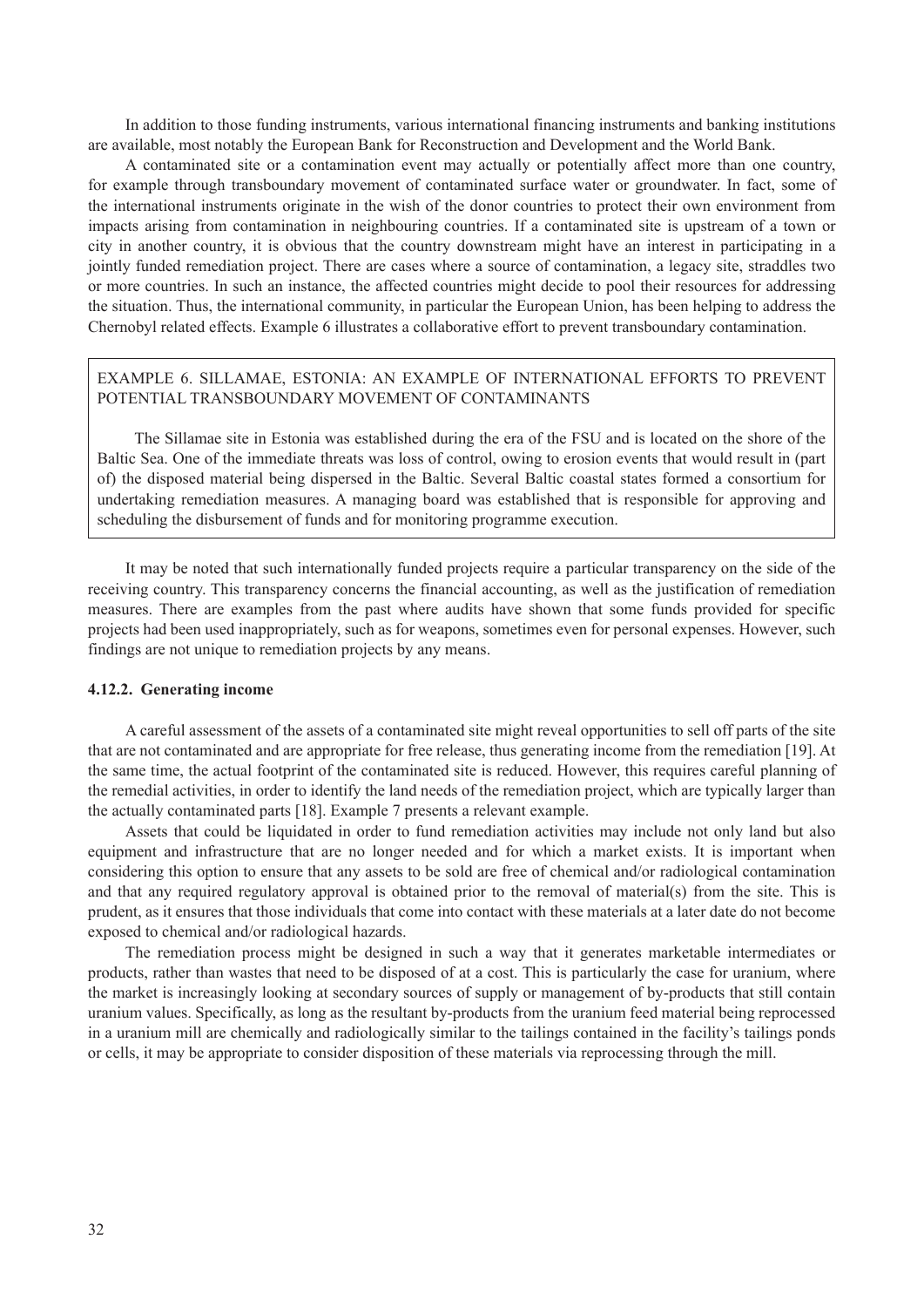In addition to those funding instruments, various international financing instruments and banking institutions are available, most notably the European Bank for Reconstruction and Development and the World Bank.

A contaminated site or a contamination event may actually or potentially affect more than one country, for example through transboundary movement of contaminated surface water or groundwater. In fact, some of the international instruments originate in the wish of the donor countries to protect their own environment from impacts arising from contamination in neighbouring countries. If a contaminated site is upstream of a town or city in another country, it is obvious that the country downstream might have an interest in participating in a jointly funded remediation project. There are cases where a source of contamination, a legacy site, straddles two or more countries. In such an instance, the affected countries might decide to pool their resources for addressing the situation. Thus, the international community, in particular the European Union, has been helping to address the Chernobyl related effects. Example 6 illustrates a collaborative effort to prevent transboundary contamination.

EXAMPLE 6. SILLAMAE, ESTONIA: AN EXAMPLE OF INTERNATIONAL EFFORTS TO PREVENT POTENTIAL TRANSBOUNDARY MOVEMENT OF CONTAMINANTS

The Sillamae site in Estonia was established during the era of the FSU and is located on the shore of the Baltic Sea. One of the immediate threats was loss of control, owing to erosion events that would result in (part of) the disposed material being dispersed in the Baltic. Several Baltic coastal states formed a consortium for undertaking remediation measures. A managing board was established that is responsible for approving and scheduling the disbursement of funds and for monitoring programme execution.

It may be noted that such internationally funded projects require a particular transparency on the side of the receiving country. This transparency concerns the financial accounting, as well as the justification of remediation measures. There are examples from the past where audits have shown that some funds provided for specific projects had been used inappropriately, such as for weapons, sometimes even for personal expenses. However, such findings are not unique to remediation projects by any means.

#### 4.12.2. Generating income

A careful assessment of the assets of a contaminated site might reveal opportunities to sell off parts of the site that are not contaminated and are appropriate for free release, thus generating income from the remediation [19]. At the same time, the actual footprint of the contaminated site is reduced. However, this requires careful planning of the remedial activities, in order to identify the land needs of the remediation project, which are typically larger than the actually contaminated parts [18]. Example 7 presents a relevant example.

Assets that could be liquidated in order to fund remediation activities may include not only land but also equipment and infrastructure that are no longer needed and for which a market exists. It is important when considering this option to ensure that any assets to be sold are free of chemical and/or radiological contamination and that any required regulatory approval is obtained prior to the removal of material(s) from the site. This is prudent, as it ensures that those individuals that come into contact with these materials at a later date do not become exposed to chemical and/or radiological hazards.

The remediation process might be designed in such a way that it generates marketable intermediates or products, rather than wastes that need to be disposed of at a cost. This is particularly the case for uranium, where the market is increasingly looking at secondary sources of supply or management of by-products that still contain uranium values. Specifically, as long as the resultant by-products from the uranium feed material being reprocessed in a uranium mill are chemically and radiologically similar to the tailings contained in the facility's tailings ponds or cells, it may be appropriate to consider disposition of these materials via reprocessing through the mill.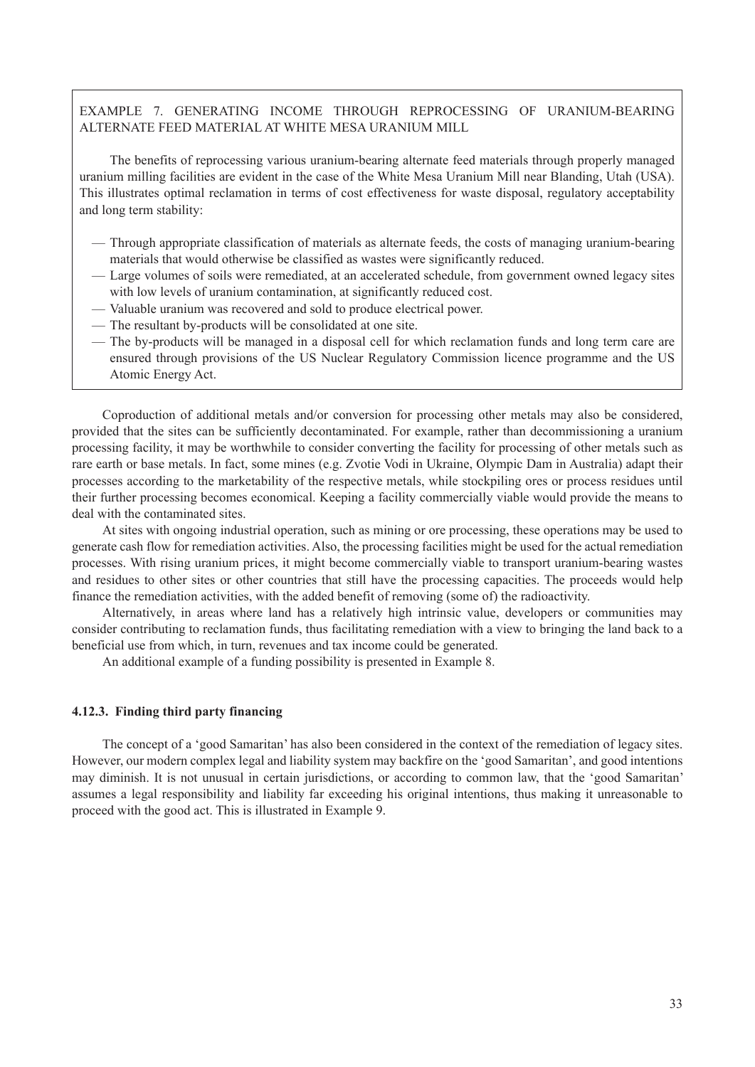EXAMPLE 7. GENERATING INCOME THROUGH REPROCESSING OF URANIUM-BEARING ALTERNATE FEED MATERIAL AT WHITE MESA URANIUM MILL

The benefits of reprocessing various uranium-bearing alternate feed materials through properly managed uranium milling facilities are evident in the case of the White Mesa Uranium Mill near Blanding, Utah (USA). This illustrates optimal reclamation in terms of cost effectiveness for waste disposal, regulatory acceptability and long term stability:

- Through appropriate classification of materials as alternate feeds, the costs of managing uranium-bearing materials that would otherwise be classified as wastes were significantly reduced.
- Large volumes of soils were remediated, at an accelerated schedule, from government owned legacy sites with low levels of uranium contamination, at significantly reduced cost.
- Valuable uranium was recovered and sold to produce electrical power.
- The resultant by-products will be consolidated at one site.
- The by-products will be managed in a disposal cell for which reclamation funds and long term care are ensured through provisions of the US Nuclear Regulatory Commission licence programme and the US Atomic Energy Act.

Coproduction of additional metals and/or conversion for processing other metals may also be considered, provided that the sites can be sufficiently decontaminated. For example, rather than decommissioning a uranium processing facility, it may be worthwhile to consider converting the facility for processing of other metals such as rare earth or base metals. In fact, some mines (e.g. Zvotie Vodi in Ukraine, Olympic Dam in Australia) adapt their processes according to the marketability of the respective metals, while stockpiling ores or process residues until their further processing becomes economical. Keeping a facility commercially viable would provide the means to deal with the contaminated sites.

At sites with ongoing industrial operation, such as mining or ore processing, these operations may be used to generate cash flow for remediation activities. Also, the processing facilities might be used for the actual remediation processes. With rising uranium prices, it might become commercially viable to transport uranium-bearing wastes and residues to other sites or other countries that still have the processing capacities. The proceeds would help finance the remediation activities, with the added benefit of removing (some of) the radioactivity.

Alternatively, in areas where land has a relatively high intrinsic value, developers or communities may consider contributing to reclamation funds, thus facilitating remediation with a view to bringing the land back to a beneficial use from which, in turn, revenues and tax income could be generated.

An additional example of a funding possibility is presented in Example 8.

#### 4.12.3. Finding third party financing

The concept of a 'good Samaritan' has also been considered in the context of the remediation of legacy sites. However, our modern complex legal and liability system may backfire on the 'good Samaritan', and good intentions may diminish. It is not unusual in certain jurisdictions, or according to common law, that the 'good Samaritan' assumes a legal responsibility and liability far exceeding his original intentions, thus making it unreasonable to proceed with the good act. This is illustrated in Example 9.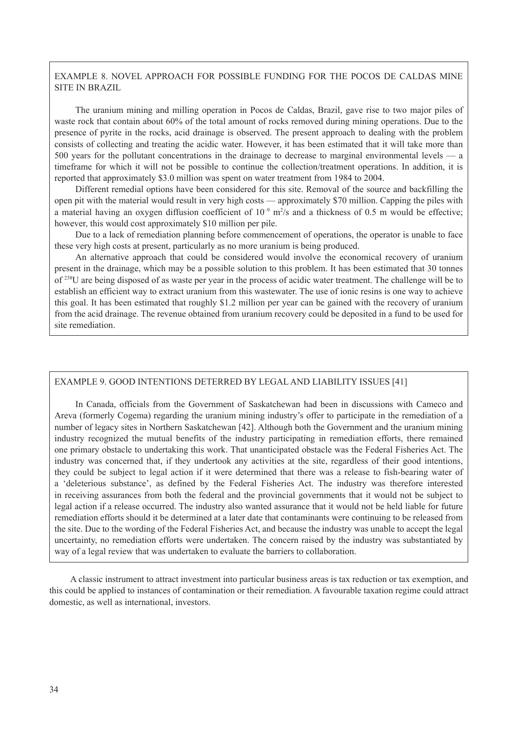### EXAMPLE 8. NOVEL APPROACH FOR POSSIBLE FUNDING FOR THE POCOS DE CALDAS MINE SITE IN BRAZIL

The uranium mining and milling operation in Pocos de Caldas, Brazil, gave rise to two major piles of waste rock that contain about 60% of the total amount of rocks removed during mining operations. Due to the presence of pyrite in the rocks, acid drainage is observed. The present approach to dealing with the problem consists of collecting and treating the acidic water. However, it has been estimated that it will take more than 500 years for the pollutant concentrations in the drainage to decrease to marginal environmental levels — a timeframe for which it will not be possible to continue the collection/treatment operations. In addition, it is reported that approximately \$3.0 million was spent on water treatment from 1984 to 2004.

Different remedial options have been considered for this site. Removal of the source and backfilling the open pit with the material would result in very high costs — approximately \$70 million. Capping the piles with a material having an oxygen diffusion coefficient of $10^{-9}$ $m^2/s$ and a thickness of 0.5 m would be effective; however, this would cost approximately \$10 million per pile.

Due to a lack of remediation planning before commencement of operations, the operator is unable to face these very high costs at present, particularly as no more uranium is being produced.

An alternative approach that could be considered would involve the economical recovery of uranium present in the drainage, which may be a possible solution to this problem. It has been estimated that 30 tonnes of $^{238}U$ are being disposed of as waste per year in the process of acidic water treatment. The challenge will be to establish an efficient way to extract uranium from this wastewater. The use of ionic resins is one way to achieve this goal. It has been estimated that roughly \$1.2 million per year can be gained with the recovery of uranium from the acid drainage. The revenue obtained from uranium recovery could be deposited in a fund to be used for site remediation.

### EXAMPLE 9. GOOD INTENTIONS DETERRED BY LEGAL AND LIABILITY ISSUES [41]

In Canada, officials from the Government of Saskatchewan had been in discussions with Cameco and Areva (formerly Cogema) regarding the uranium mining industry's offer to participate in the remediation of a number of legacy sites in Northern Saskatchewan [42]. Although both the Government and the uranium mining industry recognized the mutual benefits of the industry participating in remediation efforts, there remained one primary obstacle to undertaking this work. That unanticipated obstacle was the Federal Fisheries Act. The industry was concerned that, if they undertook any activities at the site, regardless of their good intentions, they could be subject to legal action if it were determined that there was a release to fish-bearing water of a 'deleterious substance', as defined by the Federal Fisheries Act. The industry was therefore interested in receiving assurances from both the federal and the provincial governments that it would not be subject to legal action if a release occurred. The industry also wanted assurance that it would not be held liable for future remediation efforts should it be determined at a later date that contaminants were continuing to be released from the site. Due to the wording of the Federal Fisheries Act, and because the industry was unable to accept the legal uncertainty, no remediation efforts were undertaken. The concern raised by the industry was substantiated by way of a legal review that was undertaken to evaluate the barriers to collaboration.

A classic instrument to attract investment into particular business areas is tax reduction or tax exemption, and this could be applied to instances of contamination or their remediation. A favourable taxation regime could attract domestic, as well as international, investors.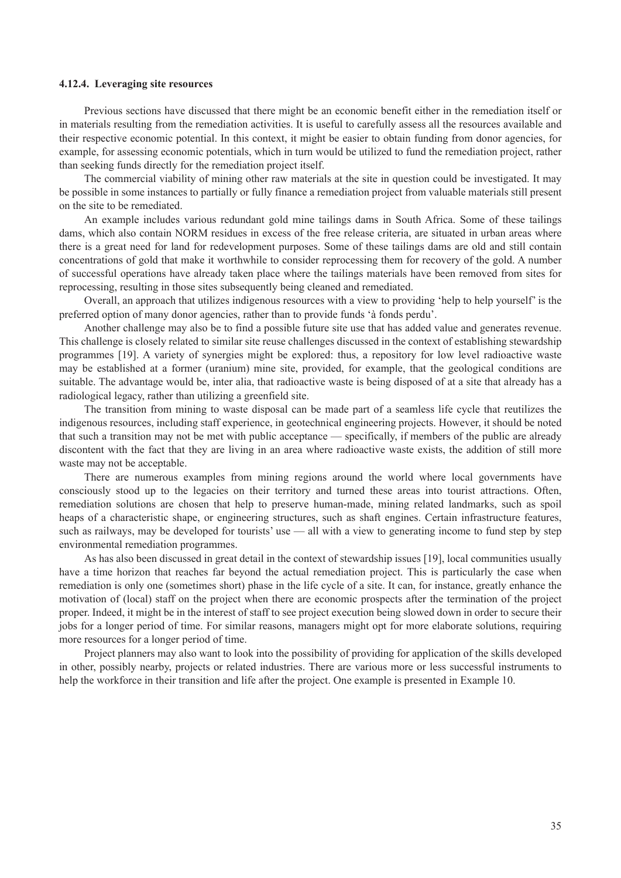#### 4.12.4. Leveraging site resources

Previous sections have discussed that there might be an economic benefit either in the remediation itself or in materials resulting from the remediation activities. It is useful to carefully assess all the resources available and their respective economic potential. In this context, it might be easier to obtain funding from donor agencies, for example, for assessing economic potentials, which in turn would be utilized to fund the remediation project, rather than seeking funds directly for the remediation project itself.

The commercial viability of mining other raw materials at the site in question could be investigated. It may be possible in some instances to partially or fully finance a remediation project from valuable materials still present on the site to be remediated.

An example includes various redundant gold mine tailings dams in South Africa. Some of these tailings dams, which also contain NORM residues in excess of the free release criteria, are situated in urban areas where there is a great need for land for redevelopment purposes. Some of these tailings dams are old and still contain concentrations of gold that make it worthwhile to consider reprocessing them for recovery of the gold. A number of successful operations have already taken place where the tailings materials have been removed from sites for reprocessing, resulting in those sites subsequently being cleaned and remediated.

Overall, an approach that utilizes indigenous resources with a view to providing 'help to help yourself' is the preferred option of many donor agencies, rather than to provide funds 'à fonds perdu'.

Another challenge may also be to find a possible future site use that has added value and generates revenue. This challenge is closely related to similar site reuse challenges discussed in the context of establishing stewardship programmes [19]. A variety of synergies might be explored: thus, a repository for low level radioactive waste may be established at a former (uranium) mine site, provided, for example, that the geological conditions are suitable. The advantage would be, inter alia, that radioactive waste is being disposed of at a site that already has a radiological legacy, rather than utilizing a greenfield site.

The transition from mining to waste disposal can be made part of a seamless life cycle that reutilizes the indigenous resources, including staff experience, in geotechnical engineering projects. However, it should be noted that such a transition may not be met with public acceptance — specifically, if members of the public are already discontent with the fact that they are living in an area where radioactive waste exists, the addition of still more waste may not be acceptable.

There are numerous examples from mining regions around the world where local governments have consciously stood up to the legacies on their territory and turned these areas into tourist attractions. Often, remediation solutions are chosen that help to preserve human-made, mining related landmarks, such as spoil heaps of a characteristic shape, or engineering structures, such as shaft engines. Certain infrastructure features, such as railways, may be developed for tourists' use — all with a view to generating income to fund step by step environmental remediation programmes.

As has also been discussed in great detail in the context of stewardship issues [19], local communities usually have a time horizon that reaches far beyond the actual remediation project. This is particularly the case when remediation is only one (sometimes short) phase in the life cycle of a site. It can, for instance, greatly enhance the motivation of (local) staff on the project when there are economic prospects after the termination of the project proper. Indeed, it might be in the interest of staff to see project execution being slowed down in order to secure their jobs for a longer period of time. For similar reasons, managers might opt for more elaborate solutions, requiring more resources for a longer period of time.

Project planners may also want to look into the possibility of providing for application of the skills developed in other, possibly nearby, projects or related industries. There are various more or less successful instruments to help the workforce in their transition and life after the project. One example is presented in Example 10.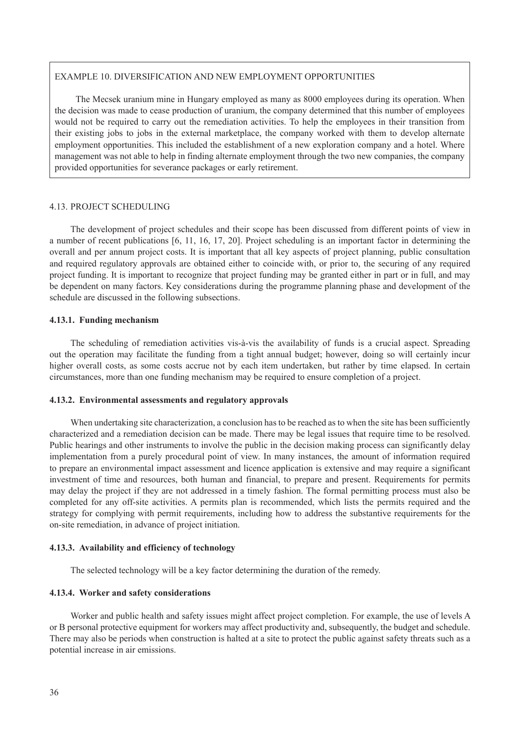EXAMPLE 10. DIVERSIFICATION AND NEW EMPLOYMENT OPPORTUNITIES

The Mecsek uranium mine in Hungary employed as many as 8000 employees during its operation. When the decision was made to cease production of uranium, the company determined that this number of employees would not be required to carry out the remediation activities. To help the employees in their transition from their existing jobs to jobs in the external marketplace, the company worked with them to develop alternate employment opportunities. This included the establishment of a new exploration company and a hotel. Where management was not able to help in finding alternate employment through the two new companies, the company provided opportunities for severance packages or early retirement.

## 4.13. PROJECT SCHEDULING

The development of project schedules and their scope has been discussed from different points of view in a number of recent publications [6, 11, 16, 17, 20]. Project scheduling is an important factor in determining the overall and per annum project costs. It is important that all key aspects of project planning, public consultation and required regulatory approvals are obtained either to coincide with, or prior to, the securing of any required project funding. It is important to recognize that project funding may be granted either in part or in full, and may be dependent on many factors. Key considerations during the programme planning phase and development of the schedule are discussed in the following subsections.

### 4.13.1. Funding mechanism

The scheduling of remediation activities vis-à-vis the availability of funds is a crucial aspect. Spreading out the operation may facilitate the funding from a tight annual budget; however, doing so will certainly incur higher overall costs, as some costs accrue not by each item undertaken, but rather by time elapsed. In certain circumstances, more than one funding mechanism may be required to ensure completion of a project.

### 4.13.2. Environmental assessments and regulatory approvals

When undertaking site characterization, a conclusion has to be reached as to when the site has been sufficiently characterized and a remediation decision can be made. There may be legal issues that require time to be resolved. Public hearings and other instruments to involve the public in the decision making process can significantly delay implementation from a purely procedural point of view. In many instances, the amount of information required to prepare an environmental impact assessment and licence application is extensive and may require a significant investment of time and resources, both human and financial, to prepare and present. Requirements for permits may delay the project if they are not addressed in a timely fashion. The formal permitting process must also be completed for any off-site activities. A permits plan is recommended, which lists the permits required and the strategy for complying with permit requirements, including how to address the substantive requirements for the on-site remediation, in advance of project initiation.

### 4.13.3. Availability and efficiency of technology

The selected technology will be a key factor determining the duration of the remedy.

### 4.13.4. Worker and safety considerations

Worker and public health and safety issues might affect project completion. For example, the use of levels A or B personal protective equipment for workers may affect productivity and, subsequently, the budget and schedule. There may also be periods when construction is halted at a site to protect the public against safety threats such as a potential increase in air emissions.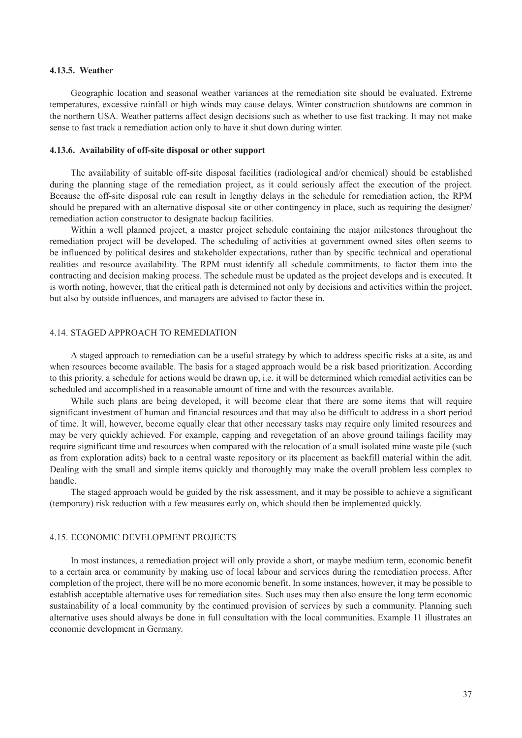#### 4.13.5. Weather

Geographic location and seasonal weather variances at the remediation site should be evaluated. Extreme temperatures, excessive rainfall or high winds may cause delays. Winter construction shutdowns are common in the northern USA. Weather patterns affect design decisions such as whether to use fast tracking. It may not make sense to fast track a remediation action only to have it shut down during winter.

#### 4.13.6. Availability of off-site disposal or other support

The availability of suitable off-site disposal facilities (radiological and/or chemical) should be established during the planning stage of the remediation project, as it could seriously affect the execution of the project. Because the off-site disposal rule can result in lengthy delays in the schedule for remediation action, the RPM should be prepared with an alternative disposal site or other contingency in place, such as requiring the designer/ remediation action constructor to designate backup facilities.

Within a well planned project, a master project schedule containing the major milestones throughout the remediation project will be developed. The scheduling of activities at government owned sites often seems to be influenced by political desires and stakeholder expectations, rather than by specific technical and operational realities and resource availability. The RPM must identify all schedule commitments, to factor them into the contracting and decision making process. The schedule must be updated as the project develops and is executed. It is worth noting, however, that the critical path is determined not only by decisions and activities within the project, but also by outside influences, and managers are advised to factor these in.

### 4.14. STAGED APPROACH TO REMEDIATION

A staged approach to remediation can be a useful strategy by which to address specific risks at a site, as and when resources become available. The basis for a staged approach would be a risk based prioritization. According to this priority, a schedule for actions would be drawn up, i.e. it will be determined which remedial activities can be scheduled and accomplished in a reasonable amount of time and with the resources available.

While such plans are being developed, it will become clear that there are some items that will require significant investment of human and financial resources and that may also be difficult to address in a short period of time. It will, however, become equally clear that other necessary tasks may require only limited resources and may be very quickly achieved. For example, capping and revegetation of an above ground tailings facility may require significant time and resources when compared with the relocation of a small isolated mine waste pile (such as from exploration adits) back to a central waste repository or its placement as backfill material within the adit. Dealing with the small and simple items quickly and thoroughly may make the overall problem less complex to handle.

The staged approach would be guided by the risk assessment, and it may be possible to achieve a significant (temporary) risk reduction with a few measures early on, which should then be implemented quickly.

### 4.15. ECONOMIC DEVELOPMENT PROJECTS

In most instances, a remediation project will only provide a short, or maybe medium term, economic benefit to a certain area or community by making use of local labour and services during the remediation process. After completion of the project, there will be no more economic benefit. In some instances, however, it may be possible to establish acceptable alternative uses for remediation sites. Such uses may then also ensure the long term economic sustainability of a local community by the continued provision of services by such a community. Planning such alternative uses should always be done in full consultation with the local communities. Example 11 illustrates an economic development in Germany.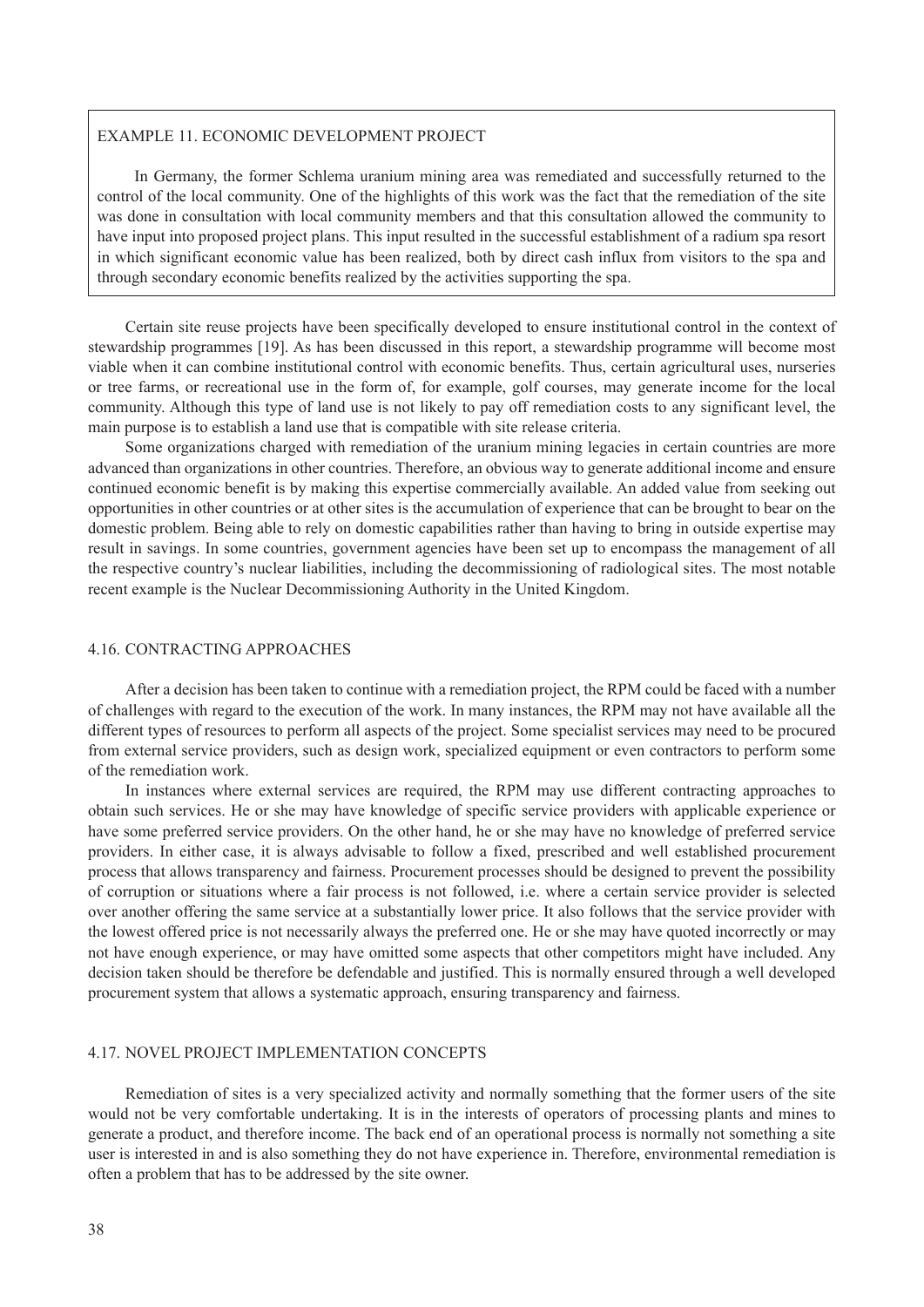EXAMPLE 11. ECONOMIC DEVELOPMENT PROJECT

In Germany, the former Schlema uranium mining area was remediated and successfully returned to the control of the local community. One of the highlights of this work was the fact that the remediation of the site was done in consultation with local community members and that this consultation allowed the community to have input into proposed project plans. This input resulted in the successful establishment of a radium spa resort in which significant economic value has been realized, both by direct cash influx from visitors to the spa and through secondary economic benefits realized by the activities supporting the spa.

Certain site reuse projects have been specifically developed to ensure institutional control in the context of stewardship programmes [19]. As has been discussed in this report, a stewardship programme will become most viable when it can combine institutional control with economic benefits. Thus, certain agricultural uses, nurseries or tree farms, or recreational use in the form of, for example, golf courses, may generate income for the local community. Although this type of land use is not likely to pay off remediation costs to any significant level, the main purpose is to establish a land use that is compatible with site release criteria.

Some organizations charged with remediation of the uranium mining legacies in certain countries are more advanced than organizations in other countries. Therefore, an obvious way to generate additional income and ensure continued economic benefit is by making this expertise commercially available. An added value from seeking out opportunities in other countries or at other sites is the accumulation of experience that can be brought to bear on the domestic problem. Being able to rely on domestic capabilities rather than having to bring in outside expertise may result in savings. In some countries, government agencies have been set up to encompass the management of all the respective country's nuclear liabilities, including the decommissioning of radiological sites. The most notable recent example is the Nuclear Decommissioning Authority in the United Kingdom.

## 4.16. CONTRACTING APPROACHES

After a decision has been taken to continue with a remediation project, the RPM could be faced with a number of challenges with regard to the execution of the work. In many instances, the RPM may not have available all the different types of resources to perform all aspects of the project. Some specialist services may need to be procured from external service providers, such as design work, specialized equipment or even contractors to perform some of the remediation work.

In instances where external services are required, the RPM may use different contracting approaches to obtain such services. He or she may have knowledge of specific service providers with applicable experience or have some preferred service providers. On the other hand, he or she may have no knowledge of preferred service providers. In either case, it is always advisable to follow a fixed, prescribed and well established procurement process that allows transparency and fairness. Procurement processes should be designed to prevent the possibility of corruption or situations where a fair process is not followed, i.e. where a certain service provider is selected over another offering the same service at a substantially lower price. It also follows that the service provider with the lowest offered price is not necessarily always the preferred one. He or she may have quoted incorrectly or may not have enough experience, or may have omitted some aspects that other competitors might have included. Any decision taken should be therefore be defendable and justified. This is normally ensured through a well developed procurement system that allows a systematic approach, ensuring transparency and fairness.

## 4.17. NOVEL PROJECT IMPLEMENTATION CONCEPTS

Remediation of sites is a very specialized activity and normally something that the former users of the site would not be very comfortable undertaking. It is in the interests of operators of processing plants and mines to generate a product, and therefore income. The back end of an operational process is normally not something a site user is interested in and is also something they do not have experience in. Therefore, environmental remediation is often a problem that has to be addressed by the site owner.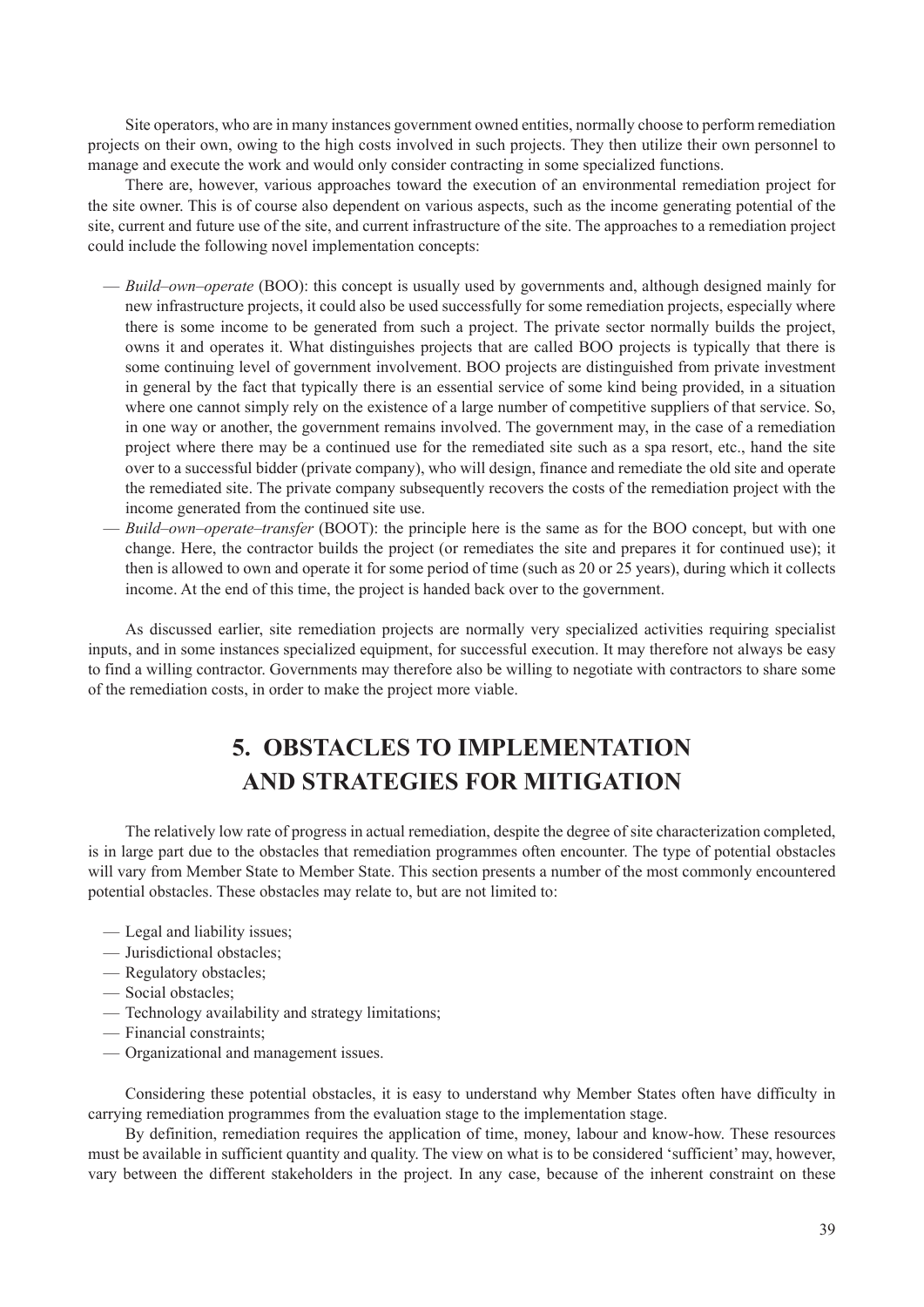Site operators, who are in many instances government owned entities, normally choose to perform remediation projects on their own, owing to the high costs involved in such projects. They then utilize their own personnel to manage and execute the work and would only consider contracting in some specialized functions.

There are, however, various approaches toward the execution of an environmental remediation project for the site owner. This is of course also dependent on various aspects, such as the income generating potential of the site, current and future use of the site, and current infrastructure of the site. The approaches to a remediation project could include the following novel implementation concepts:

— *Build–own–operate* (BOO): this concept is usually used by governments and, although designed mainly for new infrastructure projects, it could also be used successfully for some remediation projects, especially where there is some income to be generated from such a project. The private sector normally builds the project, owns it and operates it. What distinguishes projects that are called BOO projects is typically that there is some continuing level of government involvement. BOO projects are distinguished from private investment in general by the fact that typically there is an essential service of some kind being provided, in a situation where one cannot simply rely on the existence of a large number of competitive suppliers of that service. So, in one way or another, the government remains involved. The government may, in the case of a remediation project where there may be a continued use for the remediated site such as a spa resort, etc., hand the site over to a successful bidder (private company), who will design, finance and remediate the old site and operate the remediated site. The private company subsequently recovers the costs of the remediation project with the income generated from the continued site use.

— *Build–own–operate–transfer* (BOOT): the principle here is the same as for the BOO concept, but with one change. Here, the contractor builds the project (or remediates the site and prepares it for continued use); it then is allowed to own and operate it for some period of time (such as 20 or 25 years), during which it collects income. At the end of this time, the project is handed back over to the government.

As discussed earlier, site remediation projects are normally very specialized activities requiring specialist inputs, and in some instances specialized equipment, for successful execution. It may therefore not always be easy to find a willing contractor. Governments may therefore also be willing to negotiate with contractors to share some of the remediation costs, in order to make the project more viable.

# 5. OBSTACLES TO IMPLEMENTATION AND STRATEGIES FOR MITIGATION

The relatively low rate of progress in actual remediation, despite the degree of site characterization completed, is in large part due to the obstacles that remediation programmes often encounter. The type of potential obstacles will vary from Member State to Member State. This section presents a number of the most commonly encountered potential obstacles. These obstacles may relate to, but are not limited to:

— Legal and liability issues;
— Jurisdictional obstacles;
— Regulatory obstacles;
— Social obstacles;
— Technology availability and strategy limitations;
— Financial constraints;
— Organizational and management issues.

Considering these potential obstacles, it is easy to understand why Member States often have difficulty in carrying remediation programmes from the evaluation stage to the implementation stage.

By definition, remediation requires the application of time, money, labour and know-how. These resources must be available in sufficient quantity and quality. The view on what is to be considered 'sufficient' may, however, vary between the different stakeholders in the project. In any case, because of the inherent constraint on these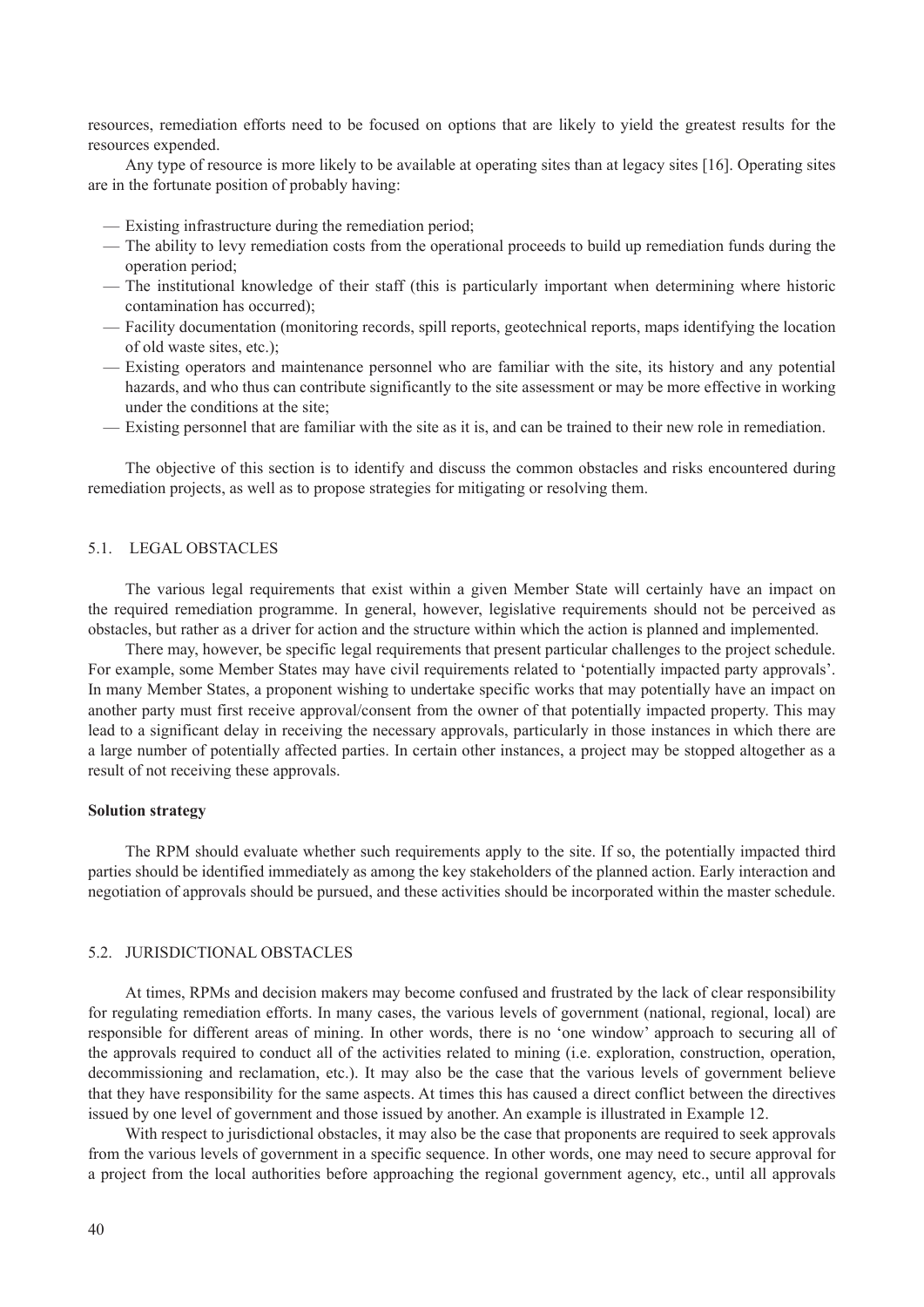resources, remediation efforts need to be focused on options that are likely to yield the greatest results for the resources expended.

Any type of resource is more likely to be available at operating sites than at legacy sites [16]. Operating sites are in the fortunate position of probably having:

- Existing infrastructure during the remediation period;
- The ability to levy remediation costs from the operational proceeds to build up remediation funds during the operation period;
- The institutional knowledge of their staff (this is particularly important when determining where historic contamination has occurred);
- Facility documentation (monitoring records, spill reports, geotechnical reports, maps identifying the location of old waste sites, etc.);
- Existing operators and maintenance personnel who are familiar with the site, its history and any potential hazards, and who thus can contribute significantly to the site assessment or may be more effective in working under the conditions at the site;
- Existing personnel that are familiar with the site as it is, and can be trained to their new role in remediation.

The objective of this section is to identify and discuss the common obstacles and risks encountered during remediation projects, as well as to propose strategies for mitigating or resolving them.

## 5.1. LEGAL OBSTACLES

The various legal requirements that exist within a given Member State will certainly have an impact on the required remediation programme. In general, however, legislative requirements should not be perceived as obstacles, but rather as a driver for action and the structure within which the action is planned and implemented.

There may, however, be specific legal requirements that present particular challenges to the project schedule. For example, some Member States may have civil requirements related to 'potentially impacted party approvals'. In many Member States, a proponent wishing to undertake specific works that may potentially have an impact on another party must first receive approval/consent from the owner of that potentially impacted property. This may lead to a significant delay in receiving the necessary approvals, particularly in those instances in which there are a large number of potentially affected parties. In certain other instances, a project may be stopped altogether as a result of not receiving these approvals.

**Solution strategy**

The RPM should evaluate whether such requirements apply to the site. If so, the potentially impacted third parties should be identified immediately as among the key stakeholders of the planned action. Early interaction and negotiation of approvals should be pursued, and these activities should be incorporated within the master schedule.

## 5.2. JURISDICTIONAL OBSTACLES

At times, RPMs and decision makers may become confused and frustrated by the lack of clear responsibility for regulating remediation efforts. In many cases, the various levels of government (national, regional, local) are responsible for different areas of mining. In other words, there is no 'one window' approach to securing all of the approvals required to conduct all of the activities related to mining (i.e. exploration, construction, operation, decommissioning and reclamation, etc.). It may also be the case that the various levels of government believe that they have responsibility for the same aspects. At times this has caused a direct conflict between the directives issued by one level of government and those issued by another. An example is illustrated in Example 12.

With respect to jurisdictional obstacles, it may also be the case that proponents are required to seek approvals from the various levels of government in a specific sequence. In other words, one may need to secure approval for a project from the local authorities before approaching the regional government agency, etc., until all approvals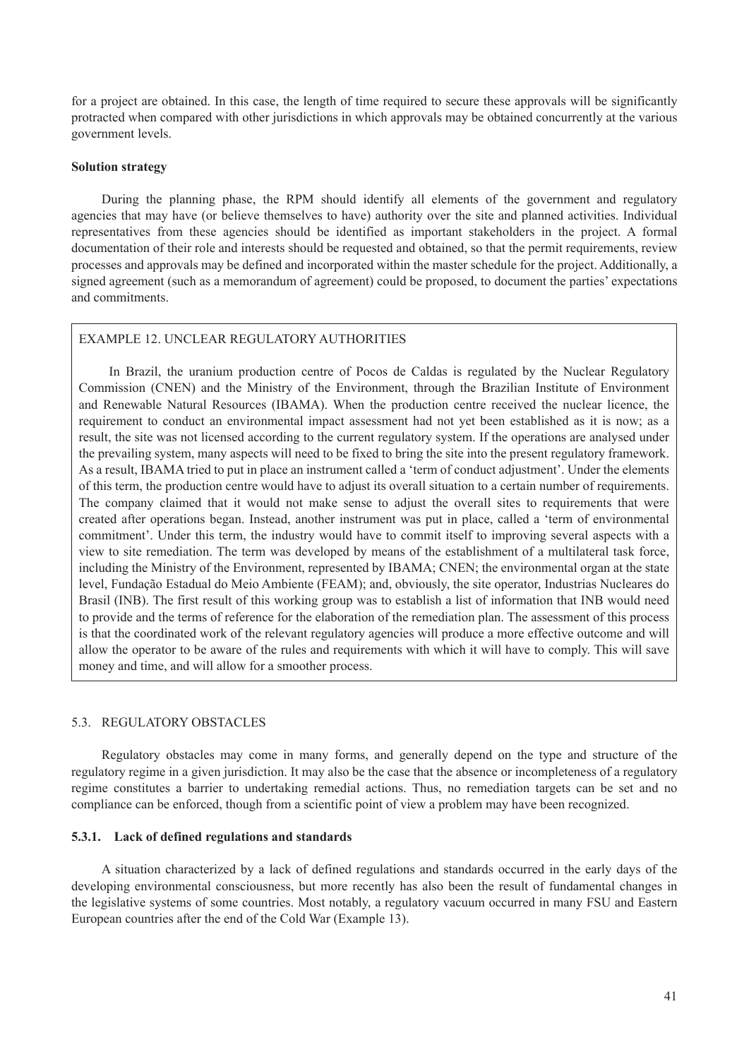for a project are obtained. In this case, the length of time required to secure these approvals will be significantly protracted when compared with other jurisdictions in which approvals may be obtained concurrently at the various government levels.

**Solution strategy**

During the planning phase, the RPM should identify all elements of the government and regulatory agencies that may have (or believe themselves to have) authority over the site and planned activities. Individual representatives from these agencies should be identified as important stakeholders in the project. A formal documentation of their role and interests should be requested and obtained, so that the permit requirements, review processes and approvals may be defined and incorporated within the master schedule for the project. Additionally, a signed agreement (such as a memorandum of agreement) could be proposed, to document the parties' expectations and commitments.

> EXAMPLE 12. UNCLEAR REGULATORY AUTHORITIES
>
> In Brazil, the uranium production centre of Pocos de Caldas is regulated by the Nuclear Regulatory Commission (CNEN) and the Ministry of the Environment, through the Brazilian Institute of Environment and Renewable Natural Resources (IBAMA). When the production centre received the nuclear licence, the requirement to conduct an environmental impact assessment had not yet been established as it is now; as a result, the site was not licensed according to the current regulatory system. If the operations are analysed under the prevailing system, many aspects will need to be fixed to bring the site into the present regulatory framework. As a result, IBAMA tried to put in place an instrument called a 'term of conduct adjustment'. Under the elements of this term, the production centre would have to adjust its overall situation to a certain number of requirements. The company claimed that it would not make sense to adjust the overall sites to requirements that were created after operations began. Instead, another instrument was put in place, called a 'term of environmental commitment'. Under this term, the industry would have to commit itself to improving several aspects with a view to site remediation. The term was developed by means of the establishment of a multilateral task force, including the Ministry of the Environment, represented by IBAMA; CNEN; the environmental organ at the state level, Fundação Estadual do Meio Ambiente (FEAM); and, obviously, the site operator, Industrias Nucleares do Brasil (INB). The first result of this working group was to establish a list of information that INB would need to provide and the terms of reference for the elaboration of the remediation plan. The assessment of this process is that the coordinated work of the relevant regulatory agencies will produce a more effective outcome and will allow the operator to be aware of the rules and requirements with which it will have to comply. This will save money and time, and will allow for a smoother process.

## 5.3. REGULATORY OBSTACLES

Regulatory obstacles may come in many forms, and generally depend on the type and structure of the regulatory regime in a given jurisdiction. It may also be the case that the absence or incompleteness of a regulatory regime constitutes a barrier to undertaking remedial actions. Thus, no remediation targets can be set and no compliance can be enforced, though from a scientific point of view a problem may have been recognized.

### 5.3.1. Lack of defined regulations and standards

A situation characterized by a lack of defined regulations and standards occurred in the early days of the developing environmental consciousness, but more recently has also been the result of fundamental changes in the legislative systems of some countries. Most notably, a regulatory vacuum occurred in many FSU and Eastern European countries after the end of the Cold War (Example 13).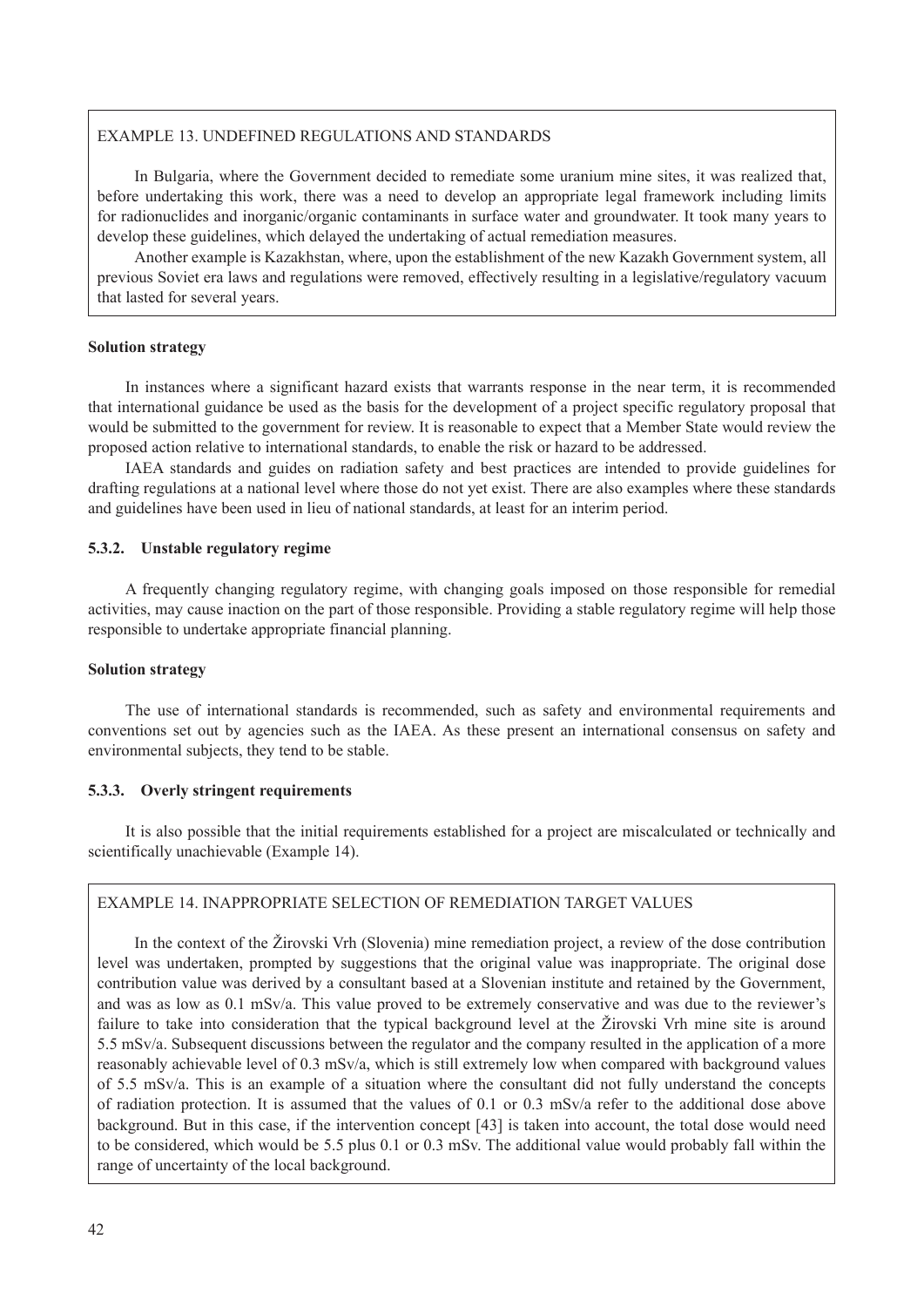EXAMPLE 13. UNDEFINED REGULATIONS AND STANDARDS

In Bulgaria, where the Government decided to remediate some uranium mine sites, it was realized that, before undertaking this work, there was a need to develop an appropriate legal framework including limits for radionuclides and inorganic/organic contaminants in surface water and groundwater. It took many years to develop these guidelines, which delayed the undertaking of actual remediation measures.

Another example is Kazakhstan, where, upon the establishment of the new Kazakh Government system, all previous Soviet era laws and regulations were removed, effectively resulting in a legislative/regulatory vacuum that lasted for several years.

**Solution strategy**

In instances where a significant hazard exists that warrants response in the near term, it is recommended that international guidance be used as the basis for the development of a project specific regulatory proposal that would be submitted to the government for review. It is reasonable to expect that a Member State would review the proposed action relative to international standards, to enable the risk or hazard to be addressed.

IAEA standards and guides on radiation safety and best practices are intended to provide guidelines for drafting regulations at a national level where those do not yet exist. There are also examples where these standards and guidelines have been used in lieu of national standards, at least for an interim period.

### 5.3.2. Unstable regulatory regime

A frequently changing regulatory regime, with changing goals imposed on those responsible for remedial activities, may cause inaction on the part of those responsible. Providing a stable regulatory regime will help those responsible to undertake appropriate financial planning.

**Solution strategy**

The use of international standards is recommended, such as safety and environmental requirements and conventions set out by agencies such as the IAEA. As these present an international consensus on safety and environmental subjects, they tend to be stable.

### 5.3.3. Overly stringent requirements

It is also possible that the initial requirements established for a project are miscalculated or technically and scientifically unachievable (Example 14).

EXAMPLE 14. INAPPROPRIATE SELECTION OF REMEDIATION TARGET VALUES

In the context of the Žirovski Vrh (Slovenia) mine remediation project, a review of the dose contribution level was undertaken, prompted by suggestions that the original value was inappropriate. The original dose contribution value was derived by a consultant based at a Slovenian institute and retained by the Government, and was as low as 0.1 mSv/a. This value proved to be extremely conservative and was due to the reviewer's failure to take into consideration that the typical background level at the Žirovski Vrh mine site is around 5.5 mSv/a. Subsequent discussions between the regulator and the company resulted in the application of a more reasonably achievable level of 0.3 mSv/a, which is still extremely low when compared with background values of 5.5 mSv/a. This is an example of a situation where the consultant did not fully understand the concepts of radiation protection. It is assumed that the values of 0.1 or 0.3 mSv/a refer to the additional dose above background. But in this case, if the intervention concept [43] is taken into account, the total dose would need to be considered, which would be 5.5 plus 0.1 or 0.3 mSv. The additional value would probably fall within the range of uncertainty of the local background.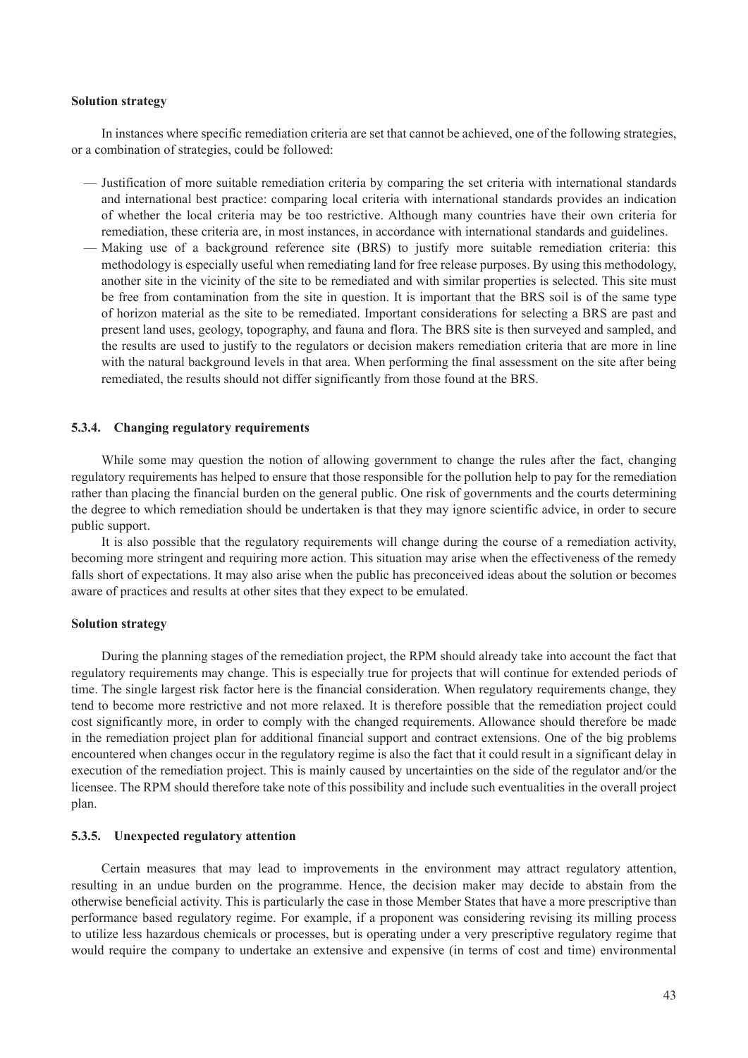**Solution strategy**

In instances where specific remediation criteria are set that cannot be achieved, one of the following strategies, or a combination of strategies, could be followed:

- Justification of more suitable remediation criteria by comparing the set criteria with international standards and international best practice: comparing local criteria with international standards provides an indication of whether the local criteria may be too restrictive. Although many countries have their own criteria for remediation, these criteria are, in most instances, in accordance with international standards and guidelines.
- Making use of a background reference site (BRS) to justify more suitable remediation criteria: this methodology is especially useful when remediating land for free release purposes. By using this methodology, another site in the vicinity of the site to be remediated and with similar properties is selected. This site must be free from contamination from the site in question. It is important that the BRS soil is of the same type of horizon material as the site to be remediated. Important considerations for selecting a BRS are past and present land uses, geology, topography, and fauna and flora. The BRS site is then surveyed and sampled, and the results are used to justify to the regulators or decision makers remediation criteria that are more in line with the natural background levels in that area. When performing the final assessment on the site after being remediated, the results should not differ significantly from those found at the BRS.

### 5.3.4. Changing regulatory requirements

While some may question the notion of allowing government to change the rules after the fact, changing regulatory requirements has helped to ensure that those responsible for the pollution help to pay for the remediation rather than placing the financial burden on the general public. One risk of governments and the courts determining the degree to which remediation should be undertaken is that they may ignore scientific advice, in order to secure public support.

It is also possible that the regulatory requirements will change during the course of a remediation activity, becoming more stringent and requiring more action. This situation may arise when the effectiveness of the remedy falls short of expectations. It may also arise when the public has preconceived ideas about the solution or becomes aware of practices and results at other sites that they expect to be emulated.

**Solution strategy**

During the planning stages of the remediation project, the RPM should already take into account the fact that regulatory requirements may change. This is especially true for projects that will continue for extended periods of time. The single largest risk factor here is the financial consideration. When regulatory requirements change, they tend to become more restrictive and not more relaxed. It is therefore possible that the remediation project could cost significantly more, in order to comply with the changed requirements. Allowance should therefore be made in the remediation project plan for additional financial support and contract extensions. One of the big problems encountered when changes occur in the regulatory regime is also the fact that it could result in a significant delay in execution of the remediation project. This is mainly caused by uncertainties on the side of the regulator and/or the licensee. The RPM should therefore take note of this possibility and include such eventualities in the overall project plan.

### 5.3.5. Unexpected regulatory attention

Certain measures that may lead to improvements in the environment may attract regulatory attention, resulting in an undue burden on the programme. Hence, the decision maker may decide to abstain from the otherwise beneficial activity. This is particularly the case in those Member States that have a more prescriptive than performance based regulatory regime. For example, if a proponent was considering revising its milling process to utilize less hazardous chemicals or processes, but is operating under a very prescriptive regulatory regime that would require the company to undertake an extensive and expensive (in terms of cost and time) environmental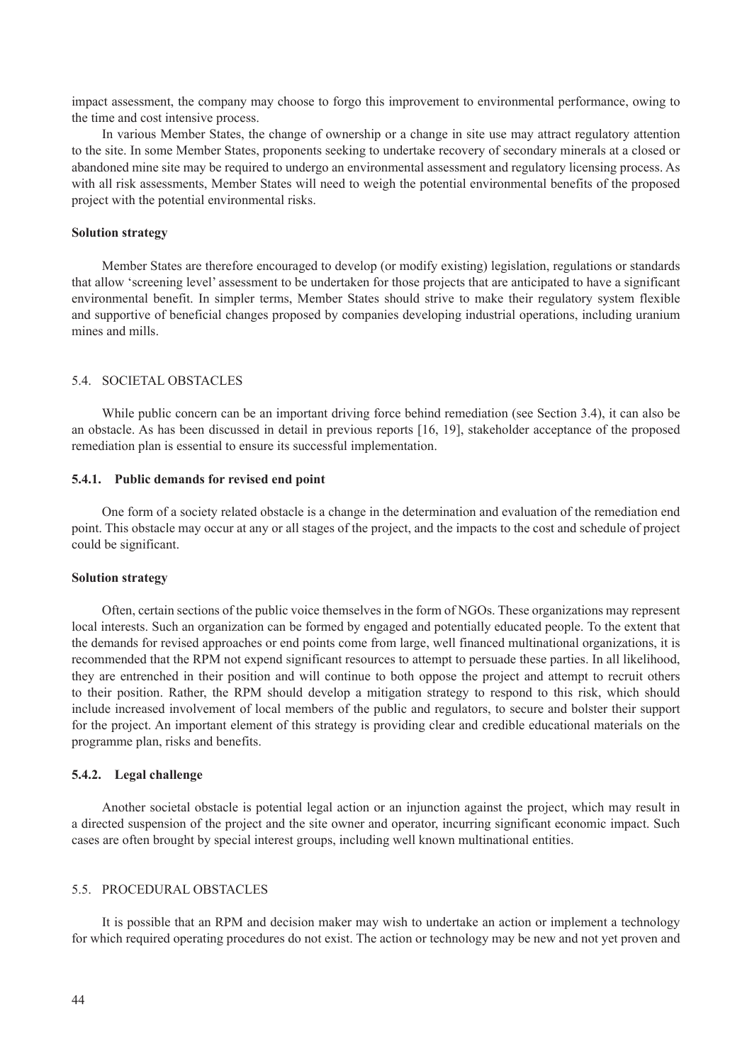impact assessment, the company may choose to forgo this improvement to environmental performance, owing to the time and cost intensive process.

In various Member States, the change of ownership or a change in site use may attract regulatory attention to the site. In some Member States, proponents seeking to undertake recovery of secondary minerals at a closed or abandoned mine site may be required to undergo an environmental assessment and regulatory licensing process. As with all risk assessments, Member States will need to weigh the potential environmental benefits of the proposed project with the potential environmental risks.

**Solution strategy**

Member States are therefore encouraged to develop (or modify existing) legislation, regulations or standards that allow 'screening level' assessment to be undertaken for those projects that are anticipated to have a significant environmental benefit. In simpler terms, Member States should strive to make their regulatory system flexible and supportive of beneficial changes proposed by companies developing industrial operations, including uranium mines and mills.

## 5.4. SOCIETAL OBSTACLES

While public concern can be an important driving force behind remediation (see Section 3.4), it can also be an obstacle. As has been discussed in detail in previous reports [16, 19], stakeholder acceptance of the proposed remediation plan is essential to ensure its successful implementation.

### 5.4.1. Public demands for revised end point

One form of a society related obstacle is a change in the determination and evaluation of the remediation end point. This obstacle may occur at any or all stages of the project, and the impacts to the cost and schedule of project could be significant.

**Solution strategy**

Often, certain sections of the public voice themselves in the form of NGOs. These organizations may represent local interests. Such an organization can be formed by engaged and potentially educated people. To the extent that the demands for revised approaches or end points come from large, well financed multinational organizations, it is recommended that the RPM not expend significant resources to attempt to persuade these parties. In all likelihood, they are entrenched in their position and will continue to both oppose the project and attempt to recruit others to their position. Rather, the RPM should develop a mitigation strategy to respond to this risk, which should include increased involvement of local members of the public and regulators, to secure and bolster their support for the project. An important element of this strategy is providing clear and credible educational materials on the programme plan, risks and benefits.

### 5.4.2. Legal challenge

Another societal obstacle is potential legal action or an injunction against the project, which may result in a directed suspension of the project and the site owner and operator, incurring significant economic impact. Such cases are often brought by special interest groups, including well known multinational entities.

## 5.5. PROCEDURAL OBSTACLES

It is possible that an RPM and decision maker may wish to undertake an action or implement a technology for which required operating procedures do not exist. The action or technology may be new and not yet proven and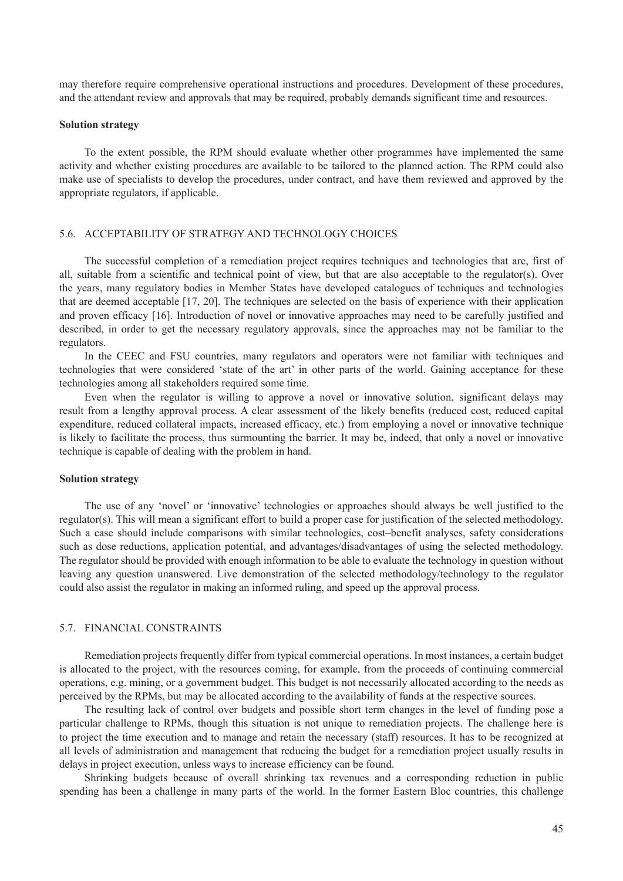may therefore require comprehensive operational instructions and procedures. Development of these procedures, and the attendant review and approvals that may be required, probably demands significant time and resources.

**Solution strategy**

To the extent possible, the RPM should evaluate whether other programmes have implemented the same activity and whether existing procedures are available to be tailored to the planned action. The RPM could also make use of specialists to develop the procedures, under contract, and have them reviewed and approved by the appropriate regulators, if applicable.

### 5.6. ACCEPTABILITY OF STRATEGY AND TECHNOLOGY CHOICES

The successful completion of a remediation project requires techniques and technologies that are, first of all, suitable from a scientific and technical point of view, but that are also acceptable to the regulator(s). Over the years, many regulatory bodies in Member States have developed catalogues of techniques and technologies that are deemed acceptable [17, 20]. The techniques are selected on the basis of experience with their application and proven efficacy [16]. Introduction of novel or innovative approaches may need to be carefully justified and described, in order to get the necessary regulatory approvals, since the approaches may not be familiar to the regulators.

In the CEEC and FSU countries, many regulators and operators were not familiar with techniques and technologies that were considered 'state of the art' in other parts of the world. Gaining acceptance for these technologies among all stakeholders required some time.

Even when the regulator is willing to approve a novel or innovative solution, significant delays may result from a lengthy approval process. A clear assessment of the likely benefits (reduced cost, reduced capital expenditure, reduced collateral impacts, increased efficacy, etc.) from employing a novel or innovative technique is likely to facilitate the process, thus surmounting the barrier. It may be, indeed, that only a novel or innovative technique is capable of dealing with the problem in hand.

**Solution strategy**

The use of any 'novel' or 'innovative' technologies or approaches should always be well justified to the regulator(s). This will mean a significant effort to build a proper case for justification of the selected methodology. Such a case should include comparisons with similar technologies, cost–benefit analyses, safety considerations such as dose reductions, application potential, and advantages/disadvantages of using the selected methodology. The regulator should be provided with enough information to be able to evaluate the technology in question without leaving any question unanswered. Live demonstration of the selected methodology/technology to the regulator could also assist the regulator in making an informed ruling, and speed up the approval process.

### 5.7. FINANCIAL CONSTRAINTS

Remediation projects frequently differ from typical commercial operations. In most instances, a certain budget is allocated to the project, with the resources coming, for example, from the proceeds of continuing commercial operations, e.g. mining, or a government budget. This budget is not necessarily allocated according to the needs as perceived by the RPMs, but may be allocated according to the availability of funds at the respective sources.

The resulting lack of control over budgets and possible short term changes in the level of funding pose a particular challenge to RPMs, though this situation is not unique to remediation projects. The challenge here is to project the time execution and to manage and retain the necessary (staff) resources. It has to be recognized at all levels of administration and management that reducing the budget for a remediation project usually results in delays in project execution, unless ways to increase efficiency can be found.

Shrinking budgets because of overall shrinking tax revenues and a corresponding reduction in public spending has been a challenge in many parts of the world. In the former Eastern Bloc countries, this challenge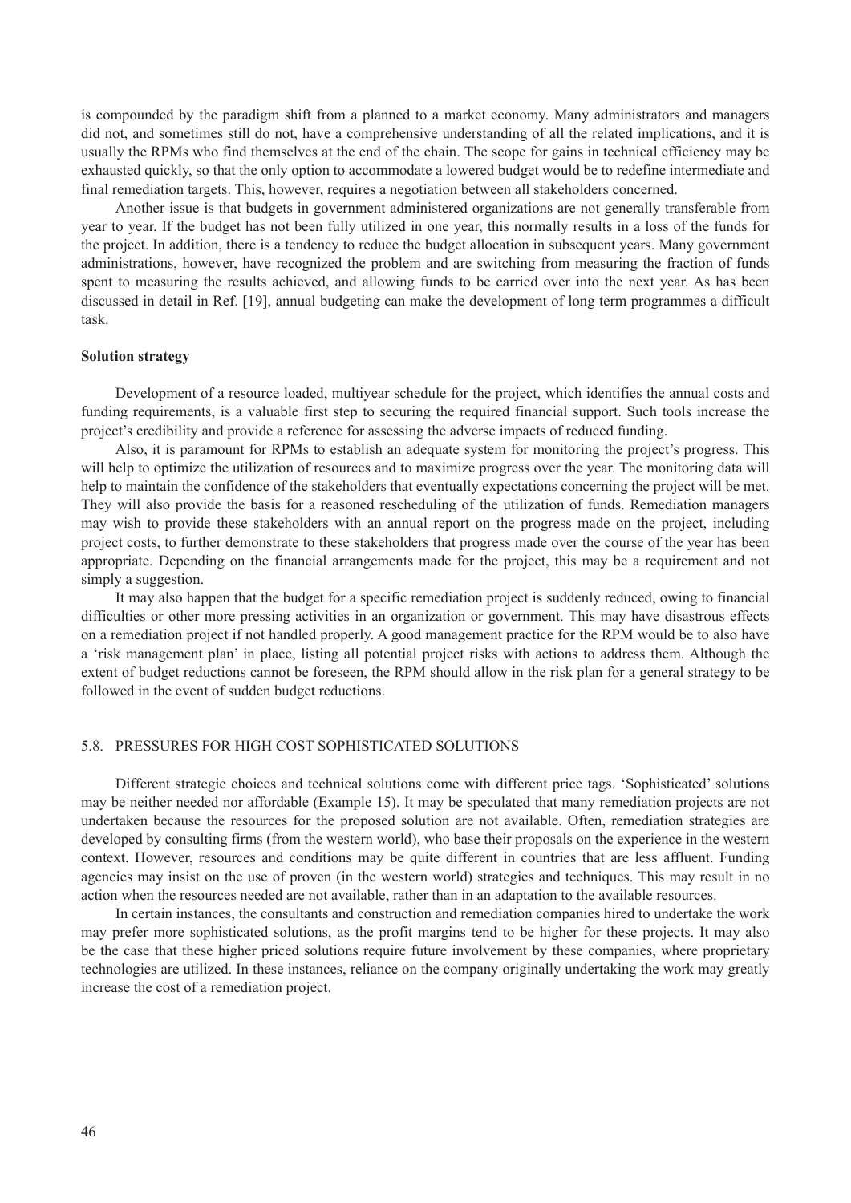is compounded by the paradigm shift from a planned to a market economy. Many administrators and managers did not, and sometimes still do not, have a comprehensive understanding of all the related implications, and it is usually the RPMs who find themselves at the end of the chain. The scope for gains in technical efficiency may be exhausted quickly, so that the only option to accommodate a lowered budget would be to redefine intermediate and final remediation targets. This, however, requires a negotiation between all stakeholders concerned.

Another issue is that budgets in government administered organizations are not generally transferable from year to year. If the budget has not been fully utilized in one year, this normally results in a loss of the funds for the project. In addition, there is a tendency to reduce the budget allocation in subsequent years. Many government administrations, however, have recognized the problem and are switching from measuring the fraction of funds spent to measuring the results achieved, and allowing funds to be carried over into the next year. As has been discussed in detail in Ref. [19], annual budgeting can make the development of long term programmes a difficult task.

**Solution strategy**

Development of a resource loaded, multiyear schedule for the project, which identifies the annual costs and funding requirements, is a valuable first step to securing the required financial support. Such tools increase the project's credibility and provide a reference for assessing the adverse impacts of reduced funding.

Also, it is paramount for RPMs to establish an adequate system for monitoring the project's progress. This will help to optimize the utilization of resources and to maximize progress over the year. The monitoring data will help to maintain the confidence of the stakeholders that eventually expectations concerning the project will be met. They will also provide the basis for a reasoned rescheduling of the utilization of funds. Remediation managers may wish to provide these stakeholders with an annual report on the progress made on the project, including project costs, to further demonstrate to these stakeholders that progress made over the course of the year has been appropriate. Depending on the financial arrangements made for the project, this may be a requirement and not simply a suggestion.

It may also happen that the budget for a specific remediation project is suddenly reduced, owing to financial difficulties or other more pressing activities in an organization or government. This may have disastrous effects on a remediation project if not handled properly. A good management practice for the RPM would be to also have a 'risk management plan' in place, listing all potential project risks with actions to address them. Although the extent of budget reductions cannot be foreseen, the RPM should allow in the risk plan for a general strategy to be followed in the event of sudden budget reductions.

### 5.8. PRESSURES FOR HIGH COST SOPHISTICATED SOLUTIONS

Different strategic choices and technical solutions come with different price tags. 'Sophisticated' solutions may be neither needed nor affordable (Example 15). It may be speculated that many remediation projects are not undertaken because the resources for the proposed solution are not available. Often, remediation strategies are developed by consulting firms (from the western world), who base their proposals on the experience in the western context. However, resources and conditions may be quite different in countries that are less affluent. Funding agencies may insist on the use of proven (in the western world) strategies and techniques. This may result in no action when the resources needed are not available, rather than in an adaptation to the available resources.

In certain instances, the consultants and construction and remediation companies hired to undertake the work may prefer more sophisticated solutions, as the profit margins tend to be higher for these projects. It may also be the case that these higher priced solutions require future involvement by these companies, where proprietary technologies are utilized. In these instances, reliance on the company originally undertaking the work may greatly increase the cost of a remediation project.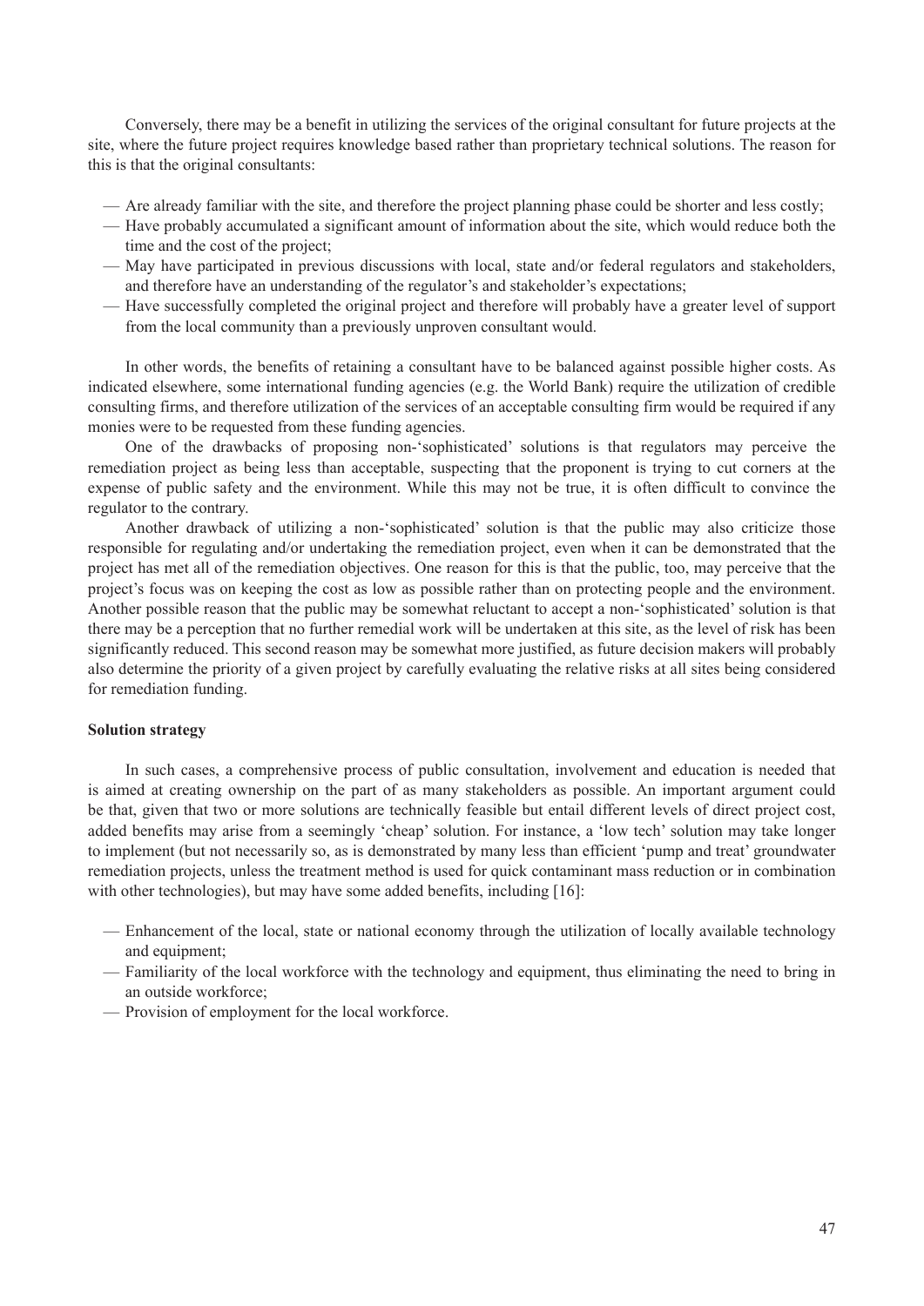Conversely, there may be a benefit in utilizing the services of the original consultant for future projects at the site, where the future project requires knowledge based rather than proprietary technical solutions. The reason for this is that the original consultants:

- Are already familiar with the site, and therefore the project planning phase could be shorter and less costly;
- Have probably accumulated a significant amount of information about the site, which would reduce both the time and the cost of the project;
- May have participated in previous discussions with local, state and/or federal regulators and stakeholders, and therefore have an understanding of the regulator's and stakeholder's expectations;
- Have successfully completed the original project and therefore will probably have a greater level of support from the local community than a previously unproven consultant would.

In other words, the benefits of retaining a consultant have to be balanced against possible higher costs. As indicated elsewhere, some international funding agencies (e.g. the World Bank) require the utilization of credible consulting firms, and therefore utilization of the services of an acceptable consulting firm would be required if any monies were to be requested from these funding agencies.

One of the drawbacks of proposing non-'sophisticated' solutions is that regulators may perceive the remediation project as being less than acceptable, suspecting that the proponent is trying to cut corners at the expense of public safety and the environment. While this may not be true, it is often difficult to convince the regulator to the contrary.

Another drawback of utilizing a non-'sophisticated' solution is that the public may also criticize those responsible for regulating and/or undertaking the remediation project, even when it can be demonstrated that the project has met all of the remediation objectives. One reason for this is that the public, too, may perceive that the project's focus was on keeping the cost as low as possible rather than on protecting people and the environment. Another possible reason that the public may be somewhat reluctant to accept a non-'sophisticated' solution is that there may be a perception that no further remedial work will be undertaken at this site, as the level of risk has been significantly reduced. This second reason may be somewhat more justified, as future decision makers will probably also determine the priority of a given project by carefully evaluating the relative risks at all sites being considered for remediation funding.

**Solution strategy**

In such cases, a comprehensive process of public consultation, involvement and education is needed that is aimed at creating ownership on the part of as many stakeholders as possible. An important argument could be that, given that two or more solutions are technically feasible but entail different levels of direct project cost, added benefits may arise from a seemingly 'cheap' solution. For instance, a 'low tech' solution may take longer to implement (but not necessarily so, as is demonstrated by many less than efficient 'pump and treat' groundwater remediation projects, unless the treatment method is used for quick contaminant mass reduction or in combination with other technologies), but may have some added benefits, including [16]:

- Enhancement of the local, state or national economy through the utilization of locally available technology and equipment;
- Familiarity of the local workforce with the technology and equipment, thus eliminating the need to bring in an outside workforce;
- Provision of employment for the local workforce.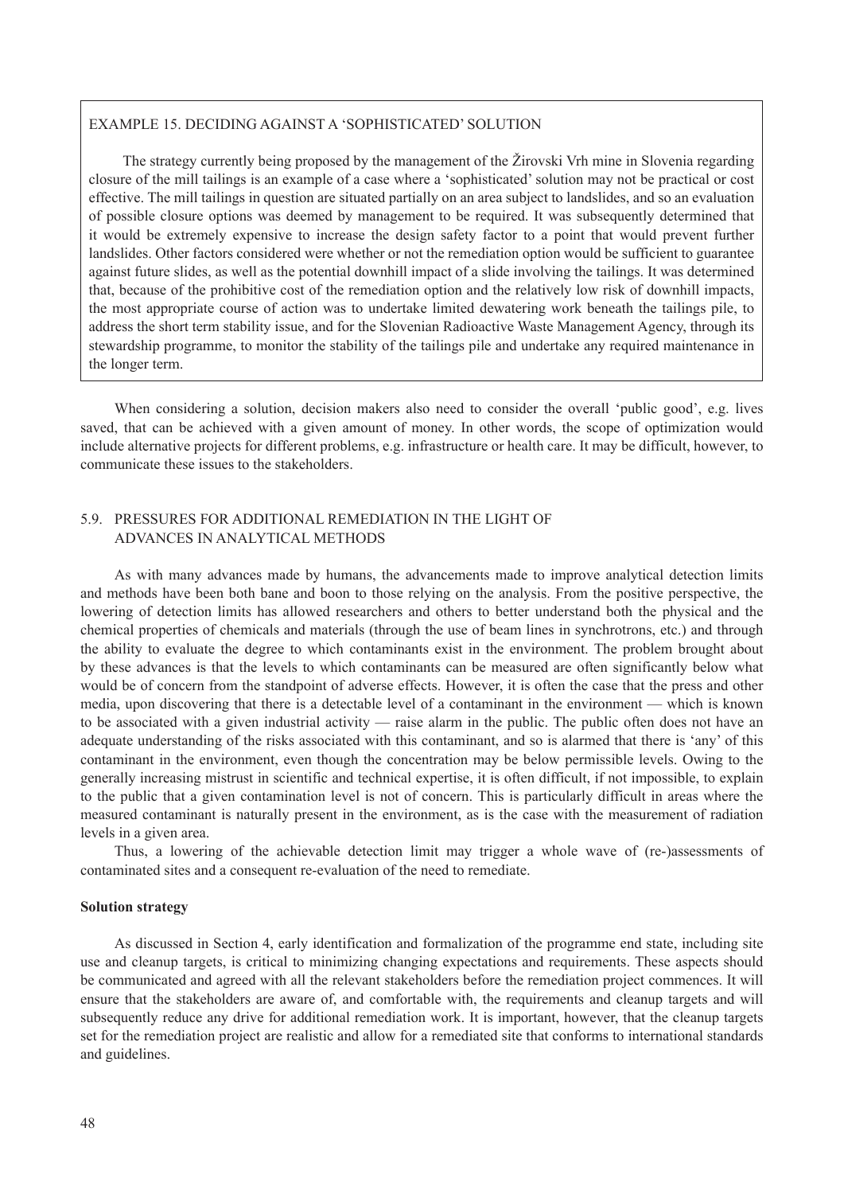EXAMPLE 15. DECIDING AGAINST A 'SOPHISTICATED' SOLUTION

The strategy currently being proposed by the management of the Žirovski Vrh mine in Slovenia regarding closure of the mill tailings is an example of a case where a 'sophisticated' solution may not be practical or cost effective. The mill tailings in question are situated partially on an area subject to landslides, and so an evaluation of possible closure options was deemed by management to be required. It was subsequently determined that it would be extremely expensive to increase the design safety factor to a point that would prevent further landslides. Other factors considered were whether or not the remediation option would be sufficient to guarantee against future slides, as well as the potential downhill impact of a slide involving the tailings. It was determined that, because of the prohibitive cost of the remediation option and the relatively low risk of downhill impacts, the most appropriate course of action was to undertake limited dewatering work beneath the tailings pile, to address the short term stability issue, and for the Slovenian Radioactive Waste Management Agency, through its stewardship programme, to monitor the stability of the tailings pile and undertake any required maintenance in the longer term.

When considering a solution, decision makers also need to consider the overall 'public good', e.g. lives saved, that can be achieved with a given amount of money. In other words, the scope of optimization would include alternative projects for different problems, e.g. infrastructure or health care. It may be difficult, however, to communicate these issues to the stakeholders.

## 5.9. PRESSURES FOR ADDITIONAL REMEDIATION IN THE LIGHT OF ADVANCES IN ANALYTICAL METHODS

As with many advances made by humans, the advancements made to improve analytical detection limits and methods have been both bane and boon to those relying on the analysis. From the positive perspective, the lowering of detection limits has allowed researchers and others to better understand both the physical and the chemical properties of chemicals and materials (through the use of beam lines in synchrotrons, etc.) and through the ability to evaluate the degree to which contaminants exist in the environment. The problem brought about by these advances is that the levels to which contaminants can be measured are often significantly below what would be of concern from the standpoint of adverse effects. However, it is often the case that the press and other media, upon discovering that there is a detectable level of a contaminant in the environment — which is known to be associated with a given industrial activity — raise alarm in the public. The public often does not have an adequate understanding of the risks associated with this contaminant, and so is alarmed that there is 'any' of this contaminant in the environment, even though the concentration may be below permissible levels. Owing to the generally increasing mistrust in scientific and technical expertise, it is often difficult, if not impossible, to explain to the public that a given contamination level is not of concern. This is particularly difficult in areas where the measured contaminant is naturally present in the environment, as is the case with the measurement of radiation levels in a given area.

Thus, a lowering of the achievable detection limit may trigger a whole wave of (re-)assessments of contaminated sites and a consequent re-evaluation of the need to remediate.

**Solution strategy**

As discussed in Section 4, early identification and formalization of the programme end state, including site use and cleanup targets, is critical to minimizing changing expectations and requirements. These aspects should be communicated and agreed with all the relevant stakeholders before the remediation project commences. It will ensure that the stakeholders are aware of, and comfortable with, the requirements and cleanup targets and will subsequently reduce any drive for additional remediation work. It is important, however, that the cleanup targets set for the remediation project are realistic and allow for a remediated site that conforms to international standards and guidelines.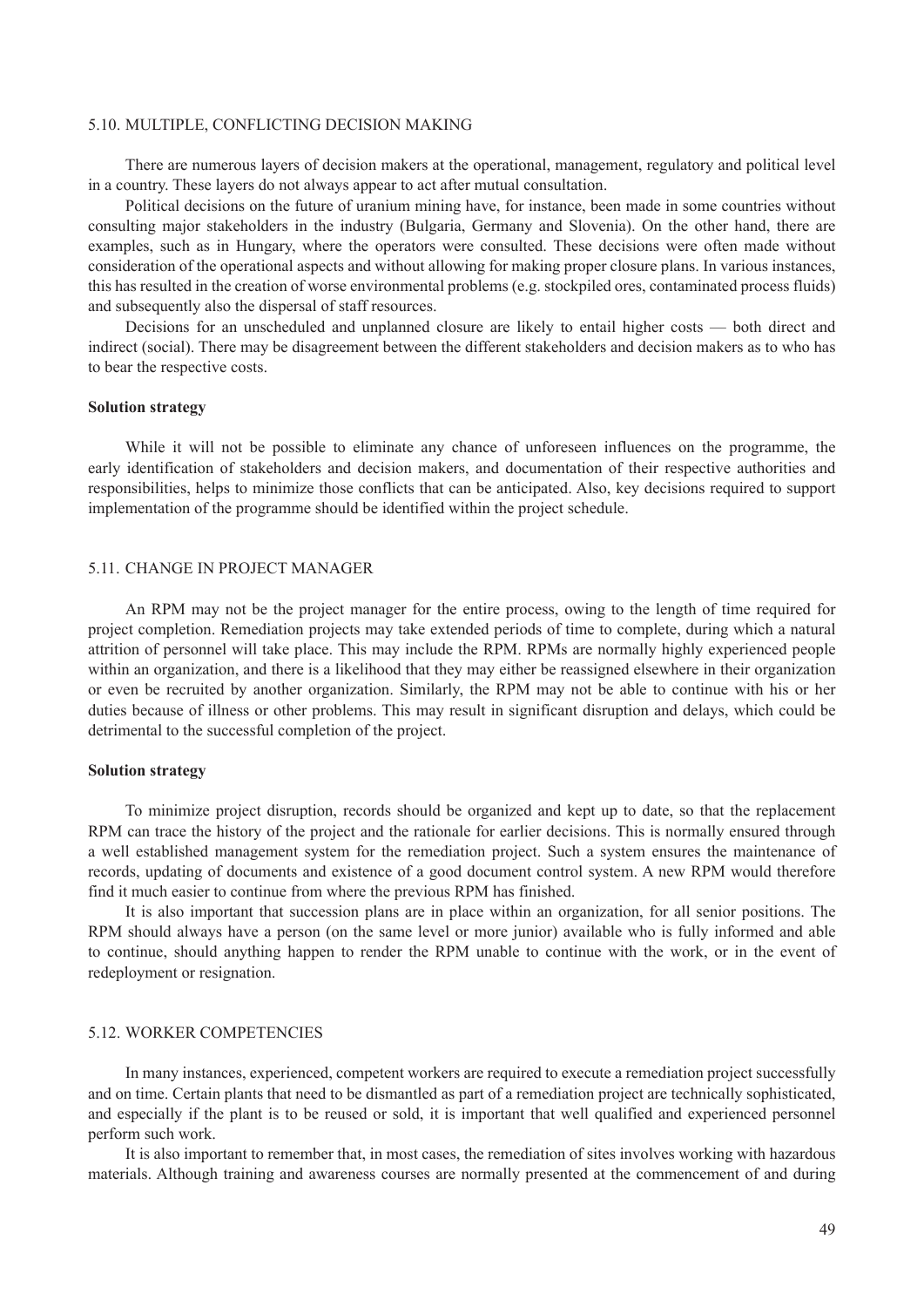### 5.10. MULTIPLE, CONFLICTING DECISION MAKING

There are numerous layers of decision makers at the operational, management, regulatory and political level in a country. These layers do not always appear to act after mutual consultation.

Political decisions on the future of uranium mining have, for instance, been made in some countries without consulting major stakeholders in the industry (Bulgaria, Germany and Slovenia). On the other hand, there are examples, such as in Hungary, where the operators were consulted. These decisions were often made without consideration of the operational aspects and without allowing for making proper closure plans. In various instances, this has resulted in the creation of worse environmental problems (e.g. stockpiled ores, contaminated process fluids) and subsequently also the dispersal of staff resources.

Decisions for an unscheduled and unplanned closure are likely to entail higher costs — both direct and indirect (social). There may be disagreement between the different stakeholders and decision makers as to who has to bear the respective costs.

**Solution strategy**

While it will not be possible to eliminate any chance of unforeseen influences on the programme, the early identification of stakeholders and decision makers, and documentation of their respective authorities and responsibilities, helps to minimize those conflicts that can be anticipated. Also, key decisions required to support implementation of the programme should be identified within the project schedule.

### 5.11. CHANGE IN PROJECT MANAGER

An RPM may not be the project manager for the entire process, owing to the length of time required for project completion. Remediation projects may take extended periods of time to complete, during which a natural attrition of personnel will take place. This may include the RPM. RPMs are normally highly experienced people within an organization, and there is a likelihood that they may either be reassigned elsewhere in their organization or even be recruited by another organization. Similarly, the RPM may not be able to continue with his or her duties because of illness or other problems. This may result in significant disruption and delays, which could be detrimental to the successful completion of the project.

**Solution strategy**

To minimize project disruption, records should be organized and kept up to date, so that the replacement RPM can trace the history of the project and the rationale for earlier decisions. This is normally ensured through a well established management system for the remediation project. Such a system ensures the maintenance of records, updating of documents and existence of a good document control system. A new RPM would therefore find it much easier to continue from where the previous RPM has finished.

It is also important that succession plans are in place within an organization, for all senior positions. The RPM should always have a person (on the same level or more junior) available who is fully informed and able to continue, should anything happen to render the RPM unable to continue with the work, or in the event of redeployment or resignation.

### 5.12. WORKER COMPETENCIES

In many instances, experienced, competent workers are required to execute a remediation project successfully and on time. Certain plants that need to be dismantled as part of a remediation project are technically sophisticated, and especially if the plant is to be reused or sold, it is important that well qualified and experienced personnel perform such work.

It is also important to remember that, in most cases, the remediation of sites involves working with hazardous materials. Although training and awareness courses are normally presented at the commencement of and during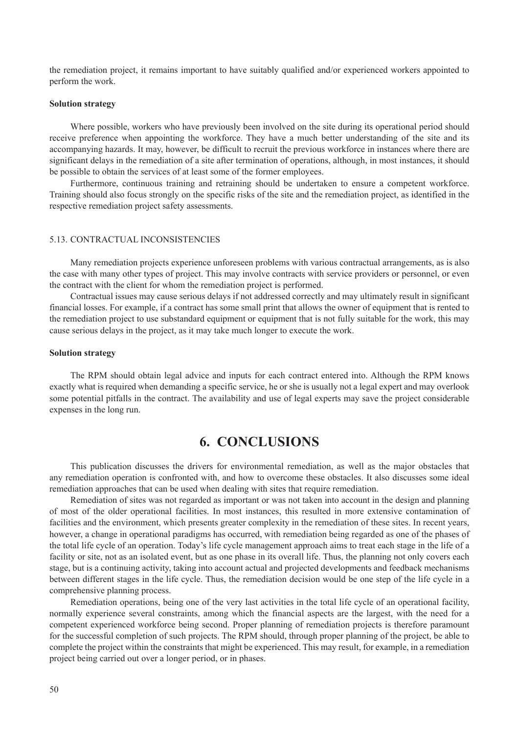the remediation project, it remains important to have suitably qualified and/or experienced workers appointed to perform the work.

**Solution strategy**

Where possible, workers who have previously been involved on the site during its operational period should receive preference when appointing the workforce. They have a much better understanding of the site and its accompanying hazards. It may, however, be difficult to recruit the previous workforce in instances where there are significant delays in the remediation of a site after termination of operations, although, in most instances, it should be possible to obtain the services of at least some of the former employees.

Furthermore, continuous training and retraining should be undertaken to ensure a competent workforce. Training should also focus strongly on the specific risks of the site and the remediation project, as identified in the respective remediation project safety assessments.

### 5.13. CONTRACTUAL INCONSISTENCIES

Many remediation projects experience unforeseen problems with various contractual arrangements, as is also the case with many other types of project. This may involve contracts with service providers or personnel, or even the contract with the client for whom the remediation project is performed.

Contractual issues may cause serious delays if not addressed correctly and may ultimately result in significant financial losses. For example, if a contract has some small print that allows the owner of equipment that is rented to the remediation project to use substandard equipment or equipment that is not fully suitable for the work, this may cause serious delays in the project, as it may take much longer to execute the work.

**Solution strategy**

The RPM should obtain legal advice and inputs for each contract entered into. Although the RPM knows exactly what is required when demanding a specific service, he or she is usually not a legal expert and may overlook some potential pitfalls in the contract. The availability and use of legal experts may save the project considerable expenses in the long run.

## 6. CONCLUSIONS

This publication discusses the drivers for environmental remediation, as well as the major obstacles that any remediation operation is confronted with, and how to overcome these obstacles. It also discusses some ideal remediation approaches that can be used when dealing with sites that require remediation.

Remediation of sites was not regarded as important or was not taken into account in the design and planning of most of the older operational facilities. In most instances, this resulted in more extensive contamination of facilities and the environment, which presents greater complexity in the remediation of these sites. In recent years, however, a change in operational paradigms has occurred, with remediation being regarded as one of the phases of the total life cycle of an operation. Today's life cycle management approach aims to treat each stage in the life of a facility or site, not as an isolated event, but as one phase in its overall life. Thus, the planning not only covers each stage, but is a continuing activity, taking into account actual and projected developments and feedback mechanisms between different stages in the life cycle. Thus, the remediation decision would be one step of the life cycle in a comprehensive planning process.

Remediation operations, being one of the very last activities in the total life cycle of an operational facility, normally experience several constraints, among which the financial aspects are the largest, with the need for a competent experienced workforce being second. Proper planning of remediation projects is therefore paramount for the successful completion of such projects. The RPM should, through proper planning of the project, be able to complete the project within the constraints that might be experienced. This may result, for example, in a remediation project being carried out over a longer period, or in phases.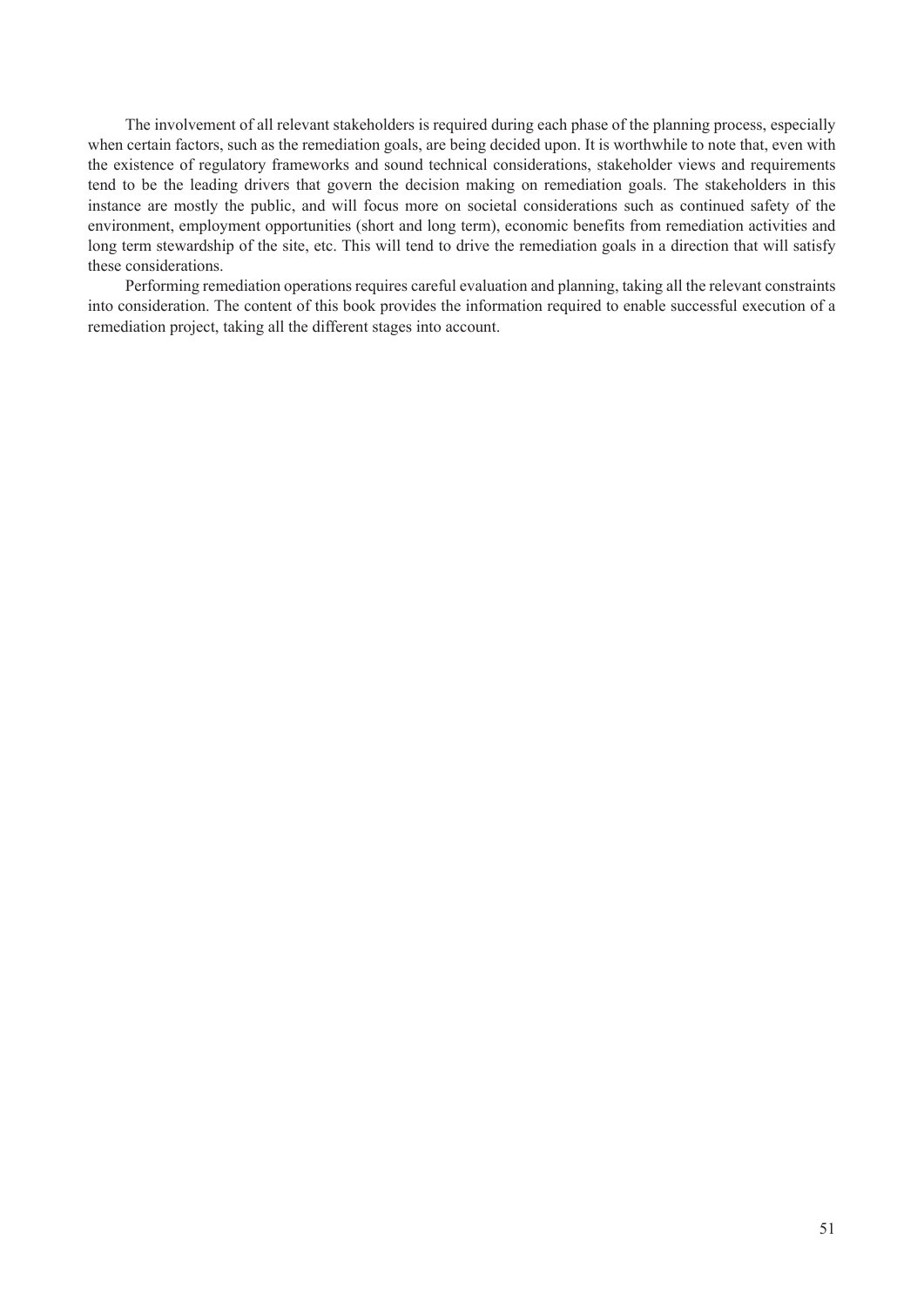The involvement of all relevant stakeholders is required during each phase of the planning process, especially when certain factors, such as the remediation goals, are being decided upon. It is worthwhile to note that, even with the existence of regulatory frameworks and sound technical considerations, stakeholder views and requirements tend to be the leading drivers that govern the decision making on remediation goals. The stakeholders in this instance are mostly the public, and will focus more on societal considerations such as continued safety of the environment, employment opportunities (short and long term), economic benefits from remediation activities and long term stewardship of the site, etc. This will tend to drive the remediation goals in a direction that will satisfy these considerations.

Performing remediation operations requires careful evaluation and planning, taking all the relevant constraints into consideration. The content of this book provides the information required to enable successful execution of a remediation project, taking all the different stages into account.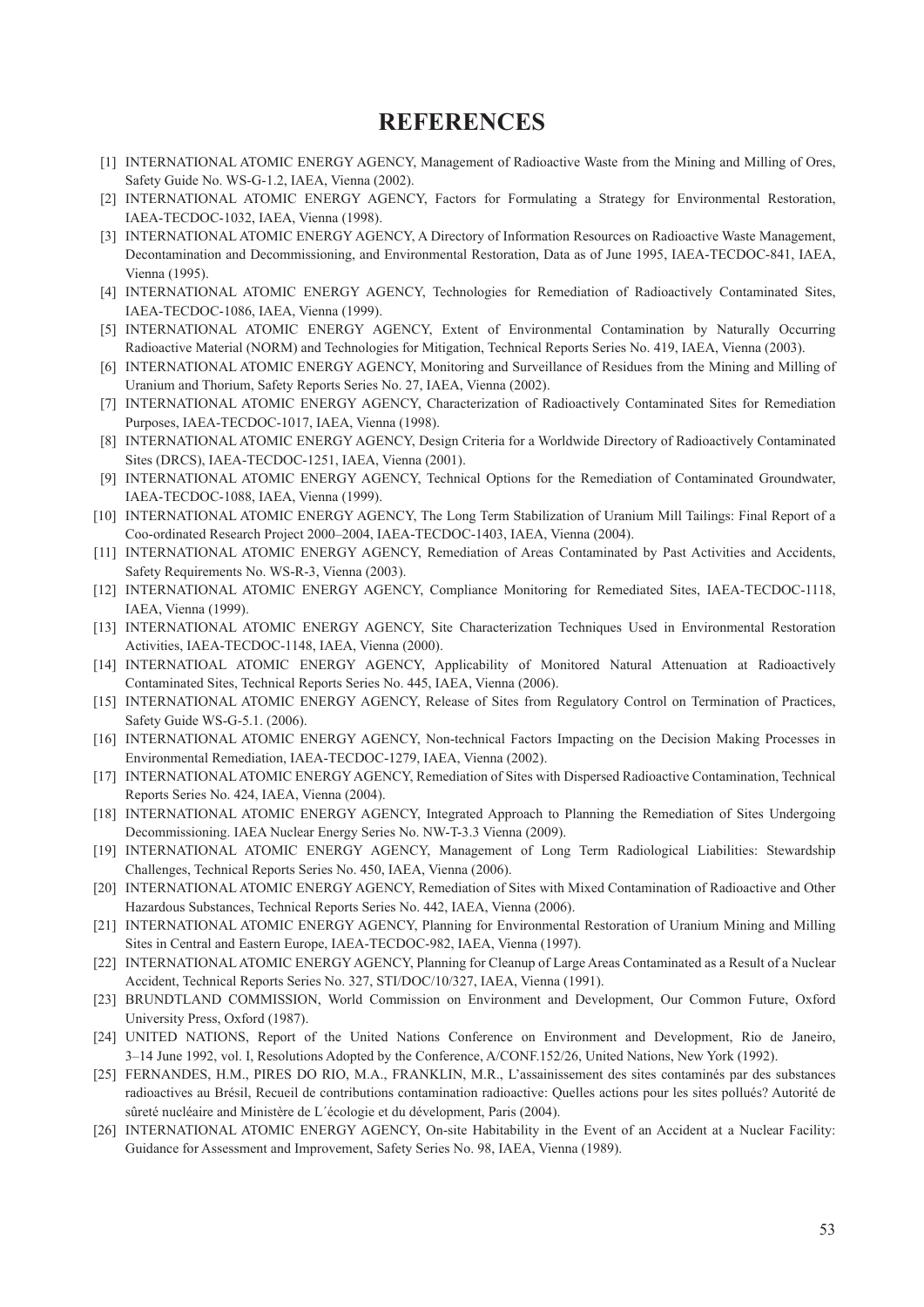# REFERENCES

[1] INTERNATIONAL ATOMIC ENERGY AGENCY, Management of Radioactive Waste from the Mining and Milling of Ores, Safety Guide No. WS-G-1.2, IAEA, Vienna (2002).

[2] INTERNATIONAL ATOMIC ENERGY AGENCY, Factors for Formulating a Strategy for Environmental Restoration, IAEA-TECDOC-1032, IAEA, Vienna (1998).

[3] INTERNATIONAL ATOMIC ENERGY AGENCY, A Directory of Information Resources on Radioactive Waste Management, Decontamination and Decommissioning, and Environmental Restoration, Data as of June 1995, IAEA-TECDOC-841, IAEA, Vienna (1995).

[4] INTERNATIONAL ATOMIC ENERGY AGENCY, Technologies for Remediation of Radioactively Contaminated Sites, IAEA-TECDOC-1086, IAEA, Vienna (1999).

[5] INTERNATIONAL ATOMIC ENERGY AGENCY, Extent of Environmental Contamination by Naturally Occurring Radioactive Material (NORM) and Technologies for Mitigation, Technical Reports Series No. 419, IAEA, Vienna (2003).

[6] INTERNATIONAL ATOMIC ENERGY AGENCY, Monitoring and Surveillance of Residues from the Mining and Milling of Uranium and Thorium, Safety Reports Series No. 27, IAEA, Vienna (2002).

[7] INTERNATIONAL ATOMIC ENERGY AGENCY, Characterization of Radioactively Contaminated Sites for Remediation Purposes, IAEA-TECDOC-1017, IAEA, Vienna (1998).

[8] INTERNATIONAL ATOMIC ENERGY AGENCY, Design Criteria for a Worldwide Directory of Radioactively Contaminated Sites (DRCS), IAEA-TECDOC-1251, IAEA, Vienna (2001).

[9] INTERNATIONAL ATOMIC ENERGY AGENCY, Technical Options for the Remediation of Contaminated Groundwater, IAEA-TECDOC-1088, IAEA, Vienna (1999).

[10] INTERNATIONAL ATOMIC ENERGY AGENCY, The Long Term Stabilization of Uranium Mill Tailings: Final Report of a Coo-ordinated Research Project 2000–2004, IAEA-TECDOC-1403, IAEA, Vienna (2004).

[11] INTERNATIONAL ATOMIC ENERGY AGENCY, Remediation of Areas Contaminated by Past Activities and Accidents, Safety Requirements No. WS-R-3, Vienna (2003).

[12] INTERNATIONAL ATOMIC ENERGY AGENCY, Compliance Monitoring for Remediated Sites, IAEA-TECDOC-1118, IAEA, Vienna (1999).

[13] INTERNATIONAL ATOMIC ENERGY AGENCY, Site Characterization Techniques Used in Environmental Restoration Activities, IAEA-TECDOC-1148, IAEA, Vienna (2000).

[14] INTERNATIOAL ATOMIC ENERGY AGENCY, Applicability of Monitored Natural Attenuation at Radioactively Contaminated Sites, Technical Reports Series No. 445, IAEA, Vienna (2006).

[15] INTERNATIONAL ATOMIC ENERGY AGENCY, Release of Sites from Regulatory Control on Termination of Practices, Safety Guide WS-G-5.1. (2006).

[16] INTERNATIONAL ATOMIC ENERGY AGENCY, Non-technical Factors Impacting on the Decision Making Processes in Environmental Remediation, IAEA-TECDOC-1279, IAEA, Vienna (2002).

[17] INTERNATIONAL ATOMIC ENERGY AGENCY, Remediation of Sites with Dispersed Radioactive Contamination, Technical Reports Series No. 424, IAEA, Vienna (2004).

[18] INTERNATIONAL ATOMIC ENERGY AGENCY, Integrated Approach to Planning the Remediation of Sites Undergoing Decommissioning. IAEA Nuclear Energy Series No. NW-T-3.3 Vienna (2009).

[19] INTERNATIONAL ATOMIC ENERGY AGENCY, Management of Long Term Radiological Liabilities: Stewardship Challenges, Technical Reports Series No. 450, IAEA, Vienna (2006).

[20] INTERNATIONAL ATOMIC ENERGY AGENCY, Remediation of Sites with Mixed Contamination of Radioactive and Other Hazardous Substances, Technical Reports Series No. 442, IAEA, Vienna (2006).

[21] INTERNATIONAL ATOMIC ENERGY AGENCY, Planning for Environmental Restoration of Uranium Mining and Milling Sites in Central and Eastern Europe, IAEA-TECDOC-982, IAEA, Vienna (1997).

[22] INTERNATIONAL ATOMIC ENERGY AGENCY, Planning for Cleanup of Large Areas Contaminated as a Result of a Nuclear Accident, Technical Reports Series No. 327, STI/DOC/10/327, IAEA, Vienna (1991).

[23] BRUNDTLAND COMMISSION, World Commission on Environment and Development, Our Common Future, Oxford University Press, Oxford (1987).

[24] UNITED NATIONS, Report of the United Nations Conference on Environment and Development, Rio de Janeiro, 3–14 June 1992, vol. I, Resolutions Adopted by the Conference, A/CONF.152/26, United Nations, New York (1992).

[25] FERNANDES, H.M., PIRES DO RIO, M.A., FRANKLIN, M.R., L'assainissement des sites contaminés par des substances radioactives au Brésil, Recueil de contributions contamination radioactive: Quelles actions pour les sites pollués? Autorité de sûreté nucléaire and Ministère de L´écologie et du dévelopment, Paris (2004).

[26] INTERNATIONAL ATOMIC ENERGY AGENCY, On-site Habitability in the Event of an Accident at a Nuclear Facility: Guidance for Assessment and Improvement, Safety Series No. 98, IAEA, Vienna (1989).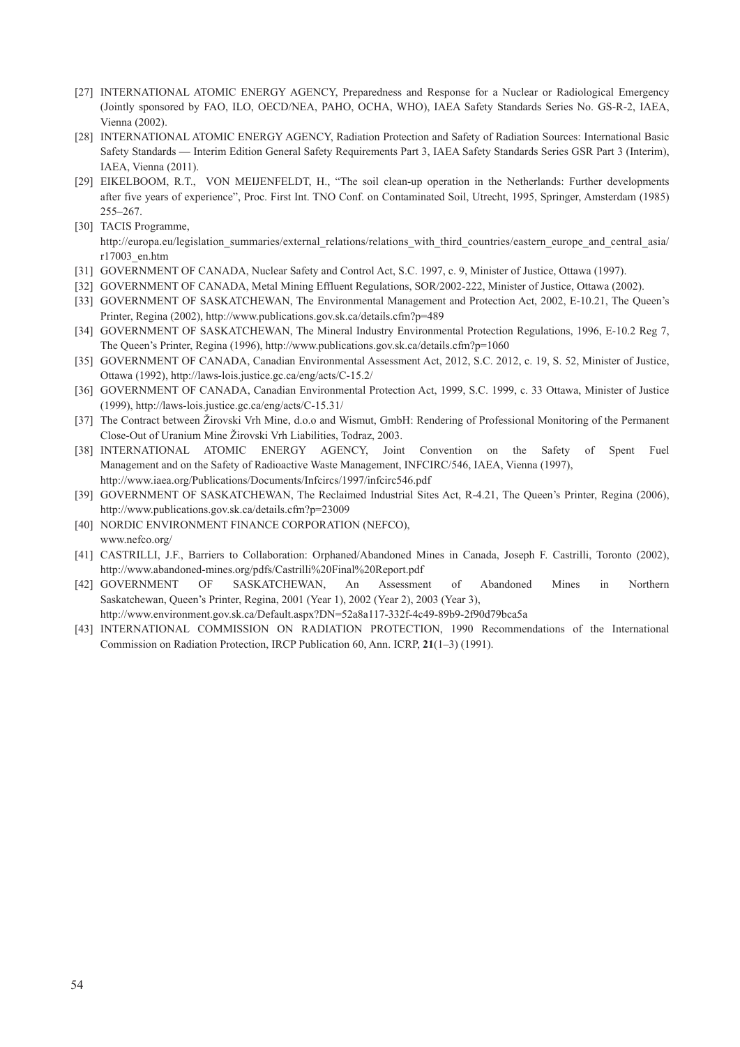[27] INTERNATIONAL ATOMIC ENERGY AGENCY, Preparedness and Response for a Nuclear or Radiological Emergency (Jointly sponsored by FAO, ILO, OECD/NEA, PAHO, OCHA, WHO), IAEA Safety Standards Series No. GS-R-2, IAEA, Vienna (2002).

[28] INTERNATIONAL ATOMIC ENERGY AGENCY, Radiation Protection and Safety of Radiation Sources: International Basic Safety Standards — Interim Edition General Safety Requirements Part 3, IAEA Safety Standards Series GSR Part 3 (Interim), IAEA, Vienna (2011).

[29] EIKELBOOM, R.T., VON MEIJENFELDT, H., "The soil clean-up operation in the Netherlands: Further developments after five years of experience", Proc. First Int. TNO Conf. on Contaminated Soil, Utrecht, 1995, Springer, Amsterdam (1985) 255–267.

[30] TACIS Programme, http://europa.eu/legislation_summaries/external_relations/relations_with_third_countries/eastern_europe_and_central_asia/r17003_en.htm

[31] GOVERNMENT OF CANADA, Nuclear Safety and Control Act, S.C. 1997, c. 9, Minister of Justice, Ottawa (1997).

[32] GOVERNMENT OF CANADA, Metal Mining Effluent Regulations, SOR/2002-222, Minister of Justice, Ottawa (2002).

[33] GOVERNMENT OF SASKATCHEWAN, The Environmental Management and Protection Act, 2002, E-10.21, The Queen's Printer, Regina (2002), http://www.publications.gov.sk.ca/details.cfm?p=489

[34] GOVERNMENT OF SASKATCHEWAN, The Mineral Industry Environmental Protection Regulations, 1996, E-10.2 Reg 7, The Queen's Printer, Regina (1996), http://www.publications.gov.sk.ca/details.cfm?p=1060

[35] GOVERNMENT OF CANADA, Canadian Environmental Assessment Act, 2012, S.C. 2012, c. 19, S. 52, Minister of Justice, Ottawa (1992), http://laws-lois.justice.gc.ca/eng/acts/C-15.2/

[36] GOVERNMENT OF CANADA, Canadian Environmental Protection Act, 1999, S.C. 1999, c. 33 Ottawa, Minister of Justice (1999), http://laws-lois.justice.gc.ca/eng/acts/C-15.31/

[37] The Contract between Žirovski Vrh Mine, d.o.o and Wismut, GmbH: Rendering of Professional Monitoring of the Permanent Close-Out of Uranium Mine Žirovski Vrh Liabilities, Todraz, 2003.

[38] INTERNATIONAL ATOMIC ENERGY AGENCY, Joint Convention on the Safety of Spent Fuel Management and on the Safety of Radioactive Waste Management, INFCIRC/546, IAEA, Vienna (1997), http://www.iaea.org/Publications/Documents/Infcircs/1997/infcirc546.pdf

[39] GOVERNMENT OF SASKATCHEWAN, The Reclaimed Industrial Sites Act, R-4.21, The Queen's Printer, Regina (2006), http://www.publications.gov.sk.ca/details.cfm?p=23009

[40] NORDIC ENVIRONMENT FINANCE CORPORATION (NEFCO), www.nefco.org/

[41] CASTRILLI, J.F., Barriers to Collaboration: Orphaned/Abandoned Mines in Canada, Joseph F. Castrilli, Toronto (2002), http://www.abandoned-mines.org/pdfs/Castrilli%20Final%20Report.pdf

[42] GOVERNMENT OF SASKATCHEWAN, An Assessment of Abandoned Mines in Northern Saskatchewan, Queen's Printer, Regina, 2001 (Year 1), 2002 (Year 2), 2003 (Year 3), http://www.environment.gov.sk.ca/Default.aspx?DN=52a8a117-332f-4c49-89b9-2f90d79bca5a

[43] INTERNATIONAL COMMISSION ON RADIATION PROTECTION, 1990 Recommendations of the International Commission on Radiation Protection, IRCP Publication 60, Ann. ICRP, **21**(1–3) (1991).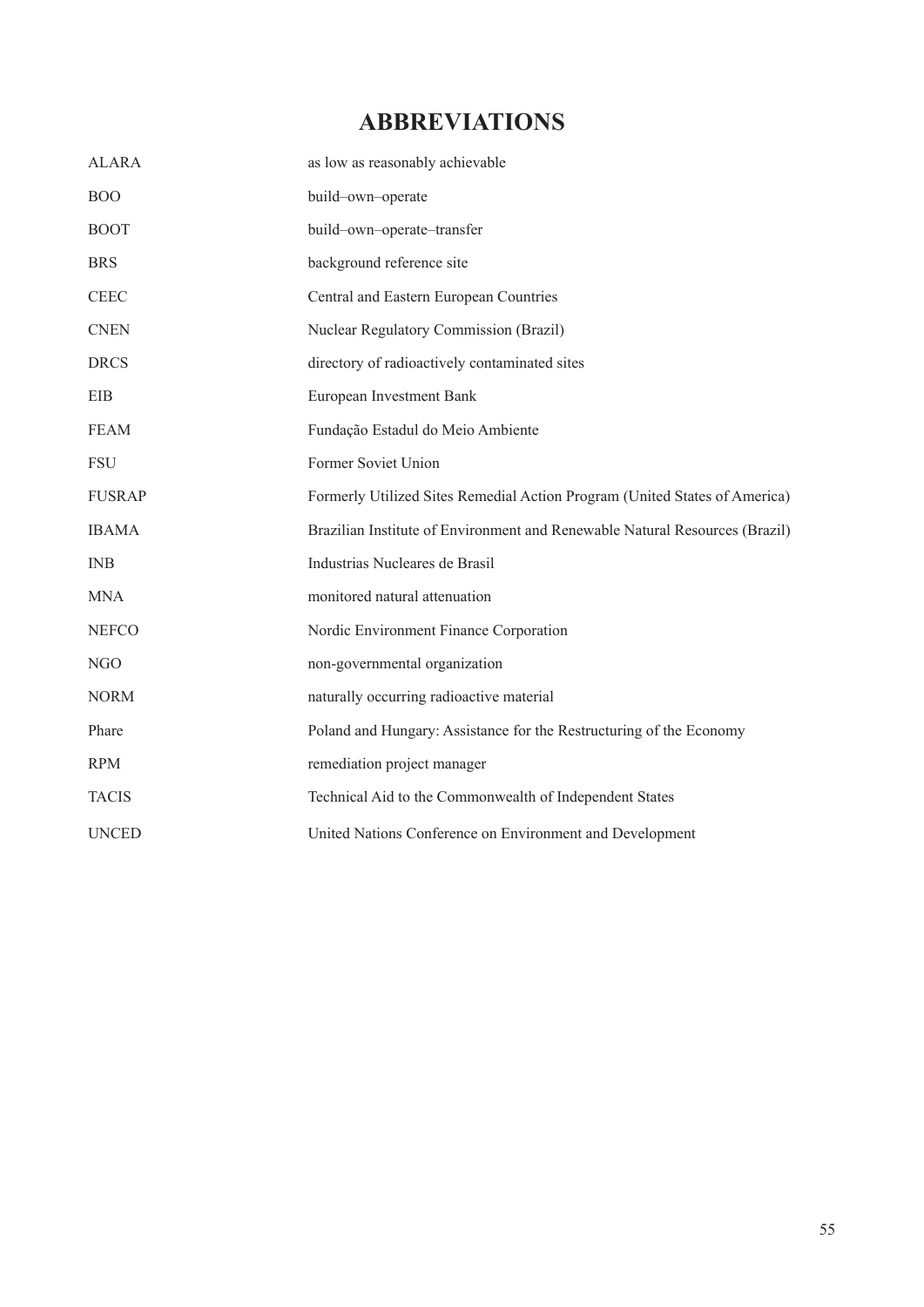# ABBREVIATIONS

| | |
|---|---|
| ALARA | as low as reasonably achievable |
| BOO | build–own–operate |
| BOOT | build–own–operate–transfer |
| BRS | background reference site |
| CEEC | Central and Eastern European Countries |
| CNEN | Nuclear Regulatory Commission (Brazil) |
| DRCS | directory of radioactively contaminated sites |
| EIB | European Investment Bank |
| FEAM | Fundação Estadul do Meio Ambiente |
| FSU | Former Soviet Union |
| FUSRAP | Formerly Utilized Sites Remedial Action Program (United States of America) |
| IBAMA | Brazilian Institute of Environment and Renewable Natural Resources (Brazil) |
| INB | Industrias Nucleares de Brasil |
| MNA | monitored natural attenuation |
| NEFCO | Nordic Environment Finance Corporation |
| NGO | non-governmental organization |
| NORM | naturally occurring radioactive material |
| Phare | Poland and Hungary: Assistance for the Restructuring of the Economy |
| RPM | remediation project manager |
| TACIS | Technical Aid to the Commonwealth of Independent States |
| UNCED | United Nations Conference on Environment and Development |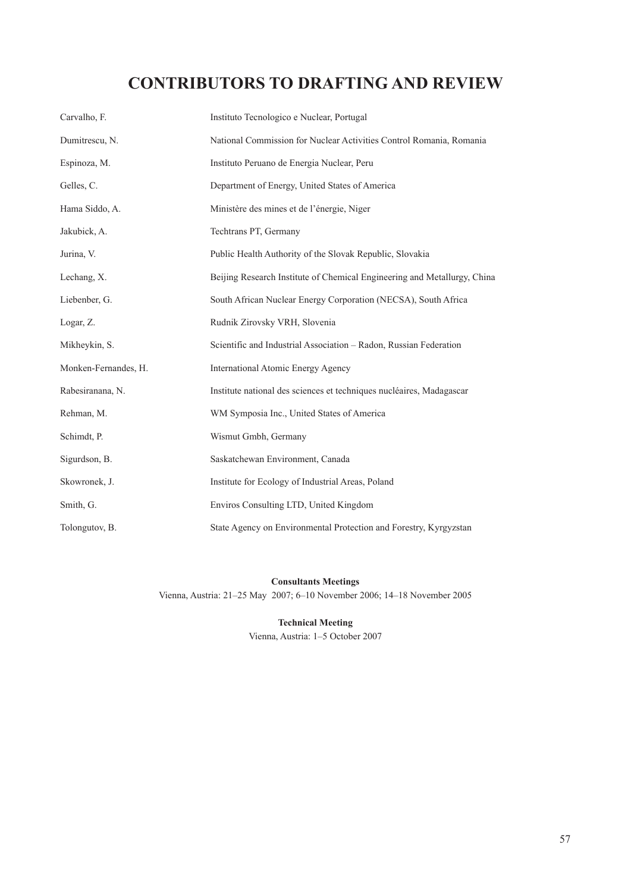# CONTRIBUTORS TO DRAFTING AND REVIEW

| | |
|---|---|
| Carvalho, F. | Instituto Tecnologico e Nuclear, Portugal |
| Dumitrescu, N. | National Commission for Nuclear Activities Control Romania, Romania |
| Espinoza, M. | Instituto Peruano de Energia Nuclear, Peru |
| Gelles, C. | Department of Energy, United States of America |
| Hama Siddo, A. | Ministère des mines et de l'énergie, Niger |
| Jakubick, A. | Techtrans PT, Germany |
| Jurina, V. | Public Health Authority of the Slovak Republic, Slovakia |
| Lechang, X. | Beijing Research Institute of Chemical Engineering and Metallurgy, China |
| Liebenber, G. | South African Nuclear Energy Corporation (NECSA), South Africa |
| Logar, Z. | Rudnik Zirovsky VRH, Slovenia |
| Mikheykin, S. | Scientific and Industrial Association – Radon, Russian Federation |
| Monken-Fernandes, H. | International Atomic Energy Agency |
| Rabesiranana, N. | Institute national des sciences et techniques nucléaires, Madagascar |
| Rehman, M. | WM Symposia Inc., United States of America |
| Schimdt, P. | Wismut Gmbh, Germany |
| Sigurdson, B. | Saskatchewan Environment, Canada |
| Skowronek, J. | Institute for Ecology of Industrial Areas, Poland |
| Smith, G. | Enviros Consulting LTD, United Kingdom |
| Tolongutov, B. | State Agency on Environmental Protection and Forestry, Kyrgyzstan |

**Consultants Meetings**

Vienna, Austria: 21–25 May 2007; 6–10 November 2006; 14–18 November 2005

**Technical Meeting**

Vienna, Austria: 1–5 October 2007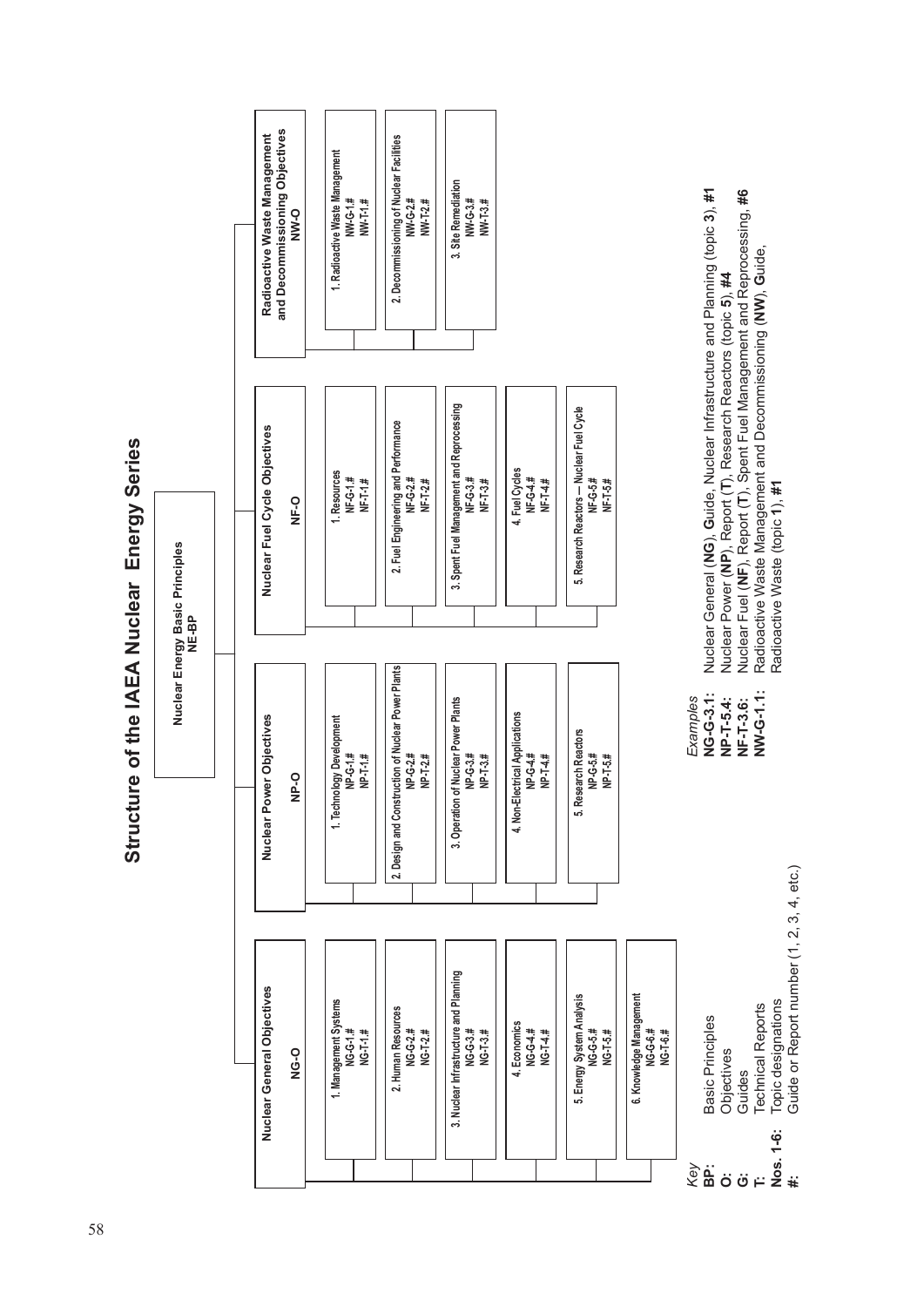# Structure of the IAEA Nuclear Energy Series

**Nuclear Energy Basic Principles**
**NE-BP**

| Nuclear General Objectives NG-O | Nuclear Power Objectives NP-O | Nuclear Fuel Cycle Objectives NF-O | Radioactive Waste Management and Decommissioning Objectives NW-O |
|---|---|---|---|
| 1. Management Systems NG-G-1.# NG-T-1.# | 1. Technology Development NP-G-1.# NP-T-1.# | 1. Resources NF-G-1.# NF-T-1.# | 1. Radioactive Waste Management NW-G-1.# NW-T-1.# |
| 2. Human Resources NG-G-2.# NG-T-2.# | 2. Design and Construction of Nuclear Power Plants NP-G-2.# NP-T-2.# | 2. Fuel Engineering and Performance NF-G-2.# NF-T-2.# | 2. Decommissioning of Nuclear Facilities NW-G-2.# NW-T-2.# |
| 3. Nuclear Infrastructure and Planning NG-G-3.# NG-T-3.# | 3. Operation of Nuclear Power Plants NP-G-3.# NP-T-3.# | 3. Spent Fuel Management and Reprocessing NF-G-3.# NF-T-3.# | 3. Site Remediation NW-G-3.# NW-T-3.# |
| 4. Economics NG-G-4.# NG-T-4.# | 4. Non-Electrical Applications NP-G-4.# NP-T-4.# | 4. Fuel Cycles NF-G-4.# NF-T-4.# | |
| 5. Energy System Analysis NG-G-5.# NG-T-5.# | 5. Research Reactors NP-G-5.# NP-T-5.# | 5. Research Reactors — Nuclear Fuel Cycle NF-G-5.# NF-T-5.# | |
| 6. Knowledge Management NG-G-6.# NG-T-6.# | | | |

*Key*
**BP:** Basic Principles
**O:** Objectives
**G:** Guides
**T:** Technical Reports
**Nos. 1-6:** Topic designations
**#:** Guide or Report number (1, 2, 3, 4, etc.)

*Examples*
**NG-G-3.1:** Nuclear General (**NG**), **G**uide, Nuclear Infrastructure and Planning (topic **3**), **#1**
**NP-T-5.4:** Nuclear Power (**NP**), Report (**T**), Research Reactors (topic **5**), **#4**
**NF-T-3.6:** Nuclear Fuel (**NF**), Report (**T**), Spent Fuel Management and Reprocessing, **#6**
**NW-G-1.1:** Radioactive Waste Management and Decommissioning (**NW**), **G**uide, Radioactive Waste (topic **1**), **#1**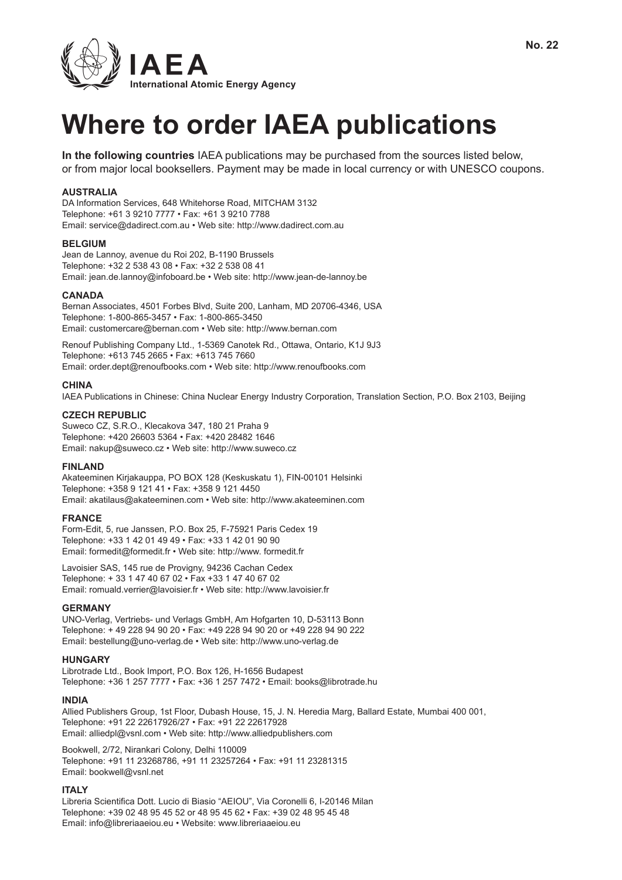No. 22

IAEA
International Atomic Energy Agency

# Where to order IAEA publications

**In the following countries** IAEA publications may be purchased from the sources listed below, or from major local booksellers. Payment may be made in local currency or with UNESCO coupons.

**AUSTRALIA**
DA Information Services, 648 Whitehorse Road, MITCHAM 3132
Telephone: +61 3 9210 7777 • Fax: +61 3 9210 7788
Email: service@dadirect.com.au • Web site: http://www.dadirect.com.au

**BELGIUM**
Jean de Lannoy, avenue du Roi 202, B-1190 Brussels
Telephone: +32 2 538 43 08 • Fax: +32 2 538 08 41
Email: jean.de.lannoy@infoboard.be • Web site: http://www.jean-de-lannoy.be

**CANADA**
Bernan Associates, 4501 Forbes Blvd, Suite 200, Lanham, MD 20706-4346, USA
Telephone: 1-800-865-3457 • Fax: 1-800-865-3450
Email: customercare@bernan.com • Web site: http://www.bernan.com

Renouf Publishing Company Ltd., 1-5369 Canotek Rd., Ottawa, Ontario, K1J 9J3
Telephone: +613 745 2665 • Fax: +613 745 7660
Email: order.dept@renoufbooks.com • Web site: http://www.renoufbooks.com

**CHINA**
IAEA Publications in Chinese: China Nuclear Energy Industry Corporation, Translation Section, P.O. Box 2103, Beijing

**CZECH REPUBLIC**
Suweco CZ, S.R.O., Klecakova 347, 180 21 Praha 9
Telephone: +420 26603 5364 • Fax: +420 28482 1646
Email: nakup@suweco.cz • Web site: http://www.suweco.cz

**FINLAND**
Akateeminen Kirjakauppa, PO BOX 128 (Keskuskatu 1), FIN-00101 Helsinki
Telephone: +358 9 121 41 • Fax: +358 9 121 4450
Email: akatilaus@akateeminen.com • Web site: http://www.akateeminen.com

**FRANCE**
Form-Edit, 5, rue Janssen, P.O. Box 25, F-75921 Paris Cedex 19
Telephone: +33 1 42 01 49 49 • Fax: +33 1 42 01 90 90
Email: formedit@formedit.fr • Web site: http://www. formedit.fr

Lavoisier SAS, 145 rue de Provigny, 94236 Cachan Cedex
Telephone: + 33 1 47 40 67 02 • Fax +33 1 47 40 67 02
Email: romuald.verrier@lavoisier.fr • Web site: http://www.lavoisier.fr

**GERMANY**
UNO-Verlag, Vertriebs- und Verlags GmbH, Am Hofgarten 10, D-53113 Bonn
Telephone: + 49 228 94 90 20 • Fax: +49 228 94 90 20 or +49 228 94 90 222
Email: bestellung@uno-verlag.de • Web site: http://www.uno-verlag.de

**HUNGARY**
Librotrade Ltd., Book Import, P.O. Box 126, H-1656 Budapest
Telephone: +36 1 257 7777 • Fax: +36 1 257 7472 • Email: books@librotrade.hu

**INDIA**
Allied Publishers Group, 1st Floor, Dubash House, 15, J. N. Heredia Marg, Ballard Estate, Mumbai 400 001,
Telephone: +91 22 22617926/27 • Fax: +91 22 22617928
Email: alliedpl@vsnl.com • Web site: http://www.alliedpublishers.com

Bookwell, 2/72, Nirankari Colony, Delhi 110009
Telephone: +91 11 23268786, +91 11 23257264 • Fax: +91 11 23281315
Email: bookwell@vsnl.net

**ITALY**
Libreria Scientifica Dott. Lucio di Biasio "AEIOU", Via Coronelli 6, I-20146 Milan
Telephone: +39 02 48 95 45 52 or 48 95 45 62 • Fax: +39 02 48 95 45 48
Email: info@libreriaaeiou.eu • Website: www.libreriaaeiou.eu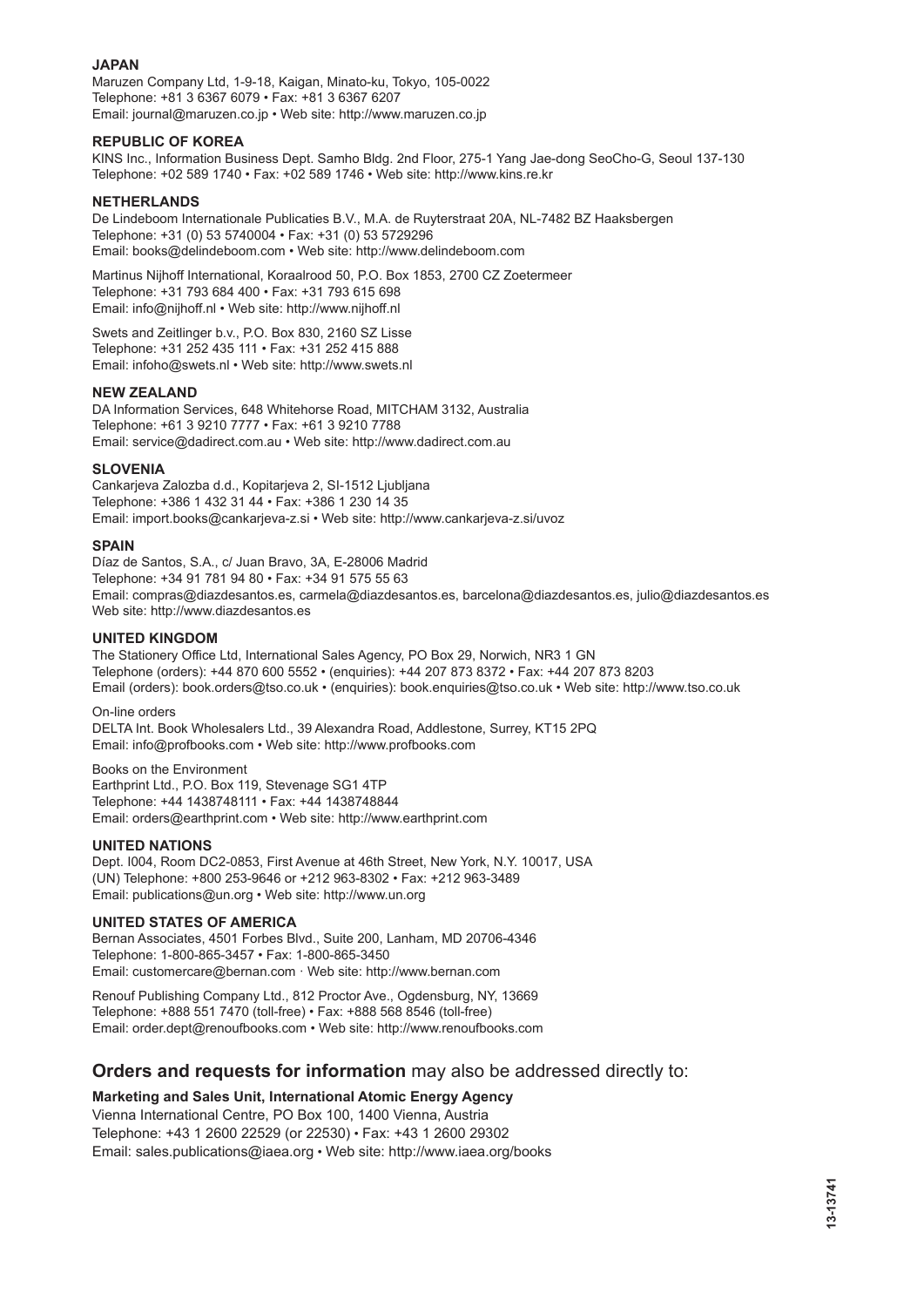### JAPAN

Maruzen Company Ltd, 1-9-18, Kaigan, Minato-ku, Tokyo, 105-0022
Telephone: +81 3 6367 6079 • Fax: +81 3 6367 6207
Email: journal@maruzen.co.jp • Web site: http://www.maruzen.co.jp

### REPUBLIC OF KOREA

KINS Inc., Information Business Dept. Samho Bldg. 2nd Floor, 275-1 Yang Jae-dong SeoCho-G, Seoul 137-130
Telephone: +02 589 1740 • Fax: +02 589 1746 • Web site: http://www.kins.re.kr

### NETHERLANDS

De Lindeboom Internationale Publicaties B.V., M.A. de Ruyterstraat 20A, NL-7482 BZ Haaksbergen
Telephone: +31 (0) 53 5740004 • Fax: +31 (0) 53 5729296
Email: books@delindeboom.com • Web site: http://www.delindeboom.com

Martinus Nijhoff International, Koraalrood 50, P.O. Box 1853, 2700 CZ Zoetermeer
Telephone: +31 793 684 400 • Fax: +31 793 615 698
Email: info@nijhoff.nl • Web site: http://www.nijhoff.nl

Swets and Zeitlinger b.v., P.O. Box 830, 2160 SZ Lisse
Telephone: +31 252 435 111 • Fax: +31 252 415 888
Email: infoho@swets.nl • Web site: http://www.swets.nl

### NEW ZEALAND

DA Information Services, 648 Whitehorse Road, MITCHAM 3132, Australia
Telephone: +61 3 9210 7777 • Fax: +61 3 9210 7788
Email: service@dadirect.com.au • Web site: http://www.dadirect.com.au

### SLOVENIA

Cankarjeva Zalozba d.d., Kopitarjeva 2, SI-1512 Ljubljana
Telephone: +386 1 432 31 44 • Fax: +386 1 230 14 35
Email: import.books@cankarjeva-z.si • Web site: http://www.cankarjeva-z.si/uvoz

### SPAIN

Díaz de Santos, S.A., c/ Juan Bravo, 3A, E-28006 Madrid
Telephone: +34 91 781 94 80 • Fax: +34 91 575 55 63
Email: compras@diazdesantos.es, carmela@diazdesantos.es, barcelona@diazdesantos.es, julio@diazdesantos.es
Web site: http://www.diazdesantos.es

### UNITED KINGDOM

The Stationery Office Ltd, International Sales Agency, PO Box 29, Norwich, NR3 1 GN
Telephone (orders): +44 870 600 5552 • (enquiries): +44 207 873 8372 • Fax: +44 207 873 8203
Email (orders): book.orders@tso.co.uk • (enquiries): book.enquiries@tso.co.uk • Web site: http://www.tso.co.uk

On-line orders
DELTA Int. Book Wholesalers Ltd., 39 Alexandra Road, Addlestone, Surrey, KT15 2PQ
Email: info@profbooks.com • Web site: http://www.profbooks.com

Books on the Environment
Earthprint Ltd., P.O. Box 119, Stevenage SG1 4TP
Telephone: +44 1438748111 • Fax: +44 1438748844
Email: orders@earthprint.com • Web site: http://www.earthprint.com

### UNITED NATIONS

Dept. I004, Room DC2-0853, First Avenue at 46th Street, New York, N.Y. 10017, USA
(UN) Telephone: +800 253-9646 or +212 963-8302 • Fax: +212 963-3489
Email: publications@un.org • Web site: http://www.un.org

### UNITED STATES OF AMERICA

Bernan Associates, 4501 Forbes Blvd., Suite 200, Lanham, MD 20706-4346
Telephone: 1-800-865-3457 • Fax: 1-800-865-3450
Email: customercare@bernan.com · Web site: http://www.bernan.com

Renouf Publishing Company Ltd., 812 Proctor Ave., Ogdensburg, NY, 13669
Telephone: +888 551 7470 (toll-free) • Fax: +888 568 8546 (toll-free)
Email: order.dept@renoufbooks.com • Web site: http://www.renoufbooks.com

## **Orders and requests for information** may also be addressed directly to:

**Marketing and Sales Unit, International Atomic Energy Agency**
Vienna International Centre, PO Box 100, 1400 Vienna, Austria
Telephone: +43 1 2600 22529 (or 22530) • Fax: +43 1 2600 29302
Email: sales.publications@iaea.org • Web site: http://www.iaea.org/books

13-13741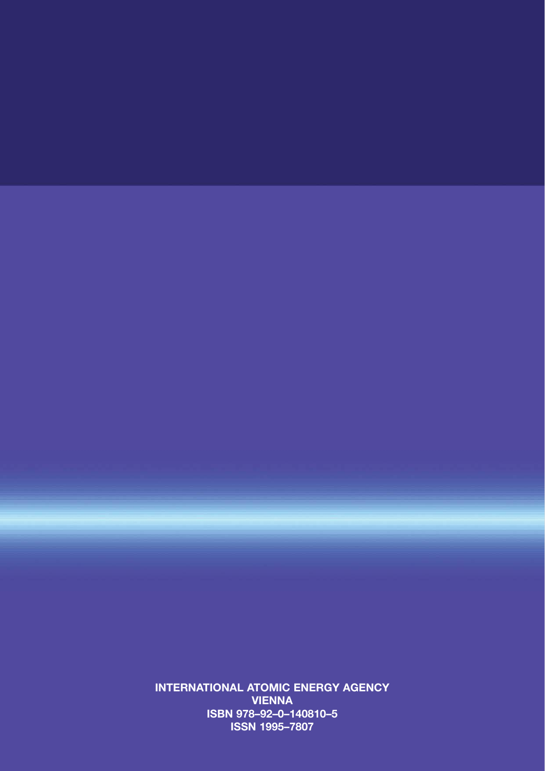**INTERNATIONAL ATOMIC ENERGY AGENCY**
**VIENNA**
**ISBN 978–92–0–140810–5**
**ISSN 1995–7807**